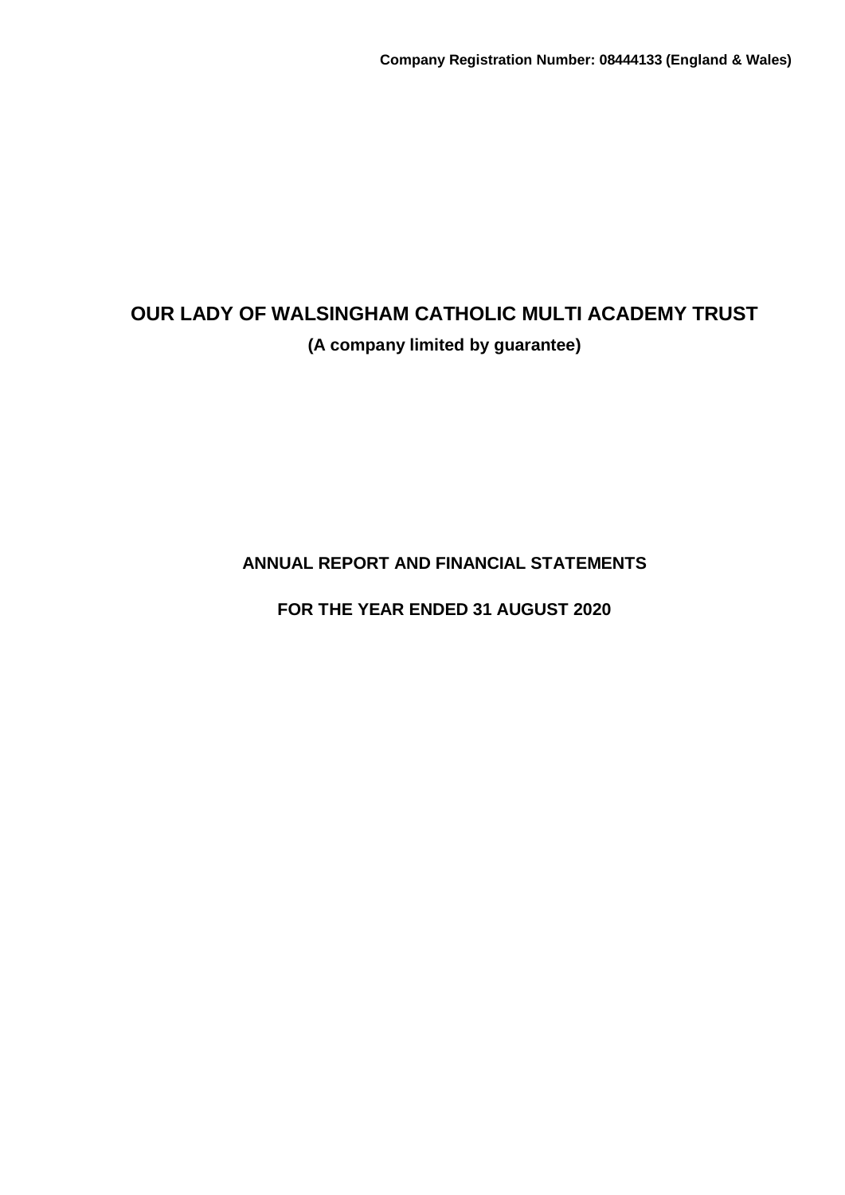**Company Registration Number: 08444133 (England & Wales)**

# OUR LADY OF WALSINGHAM CATHOLIC MULTI ACADEMY TRUST

**(A company limited by guarantee)**

## ANNUAL REPORT AND FINANCIAL STATEMENTS

## FOR THE YEAR ENDED 31 AUGUST 2020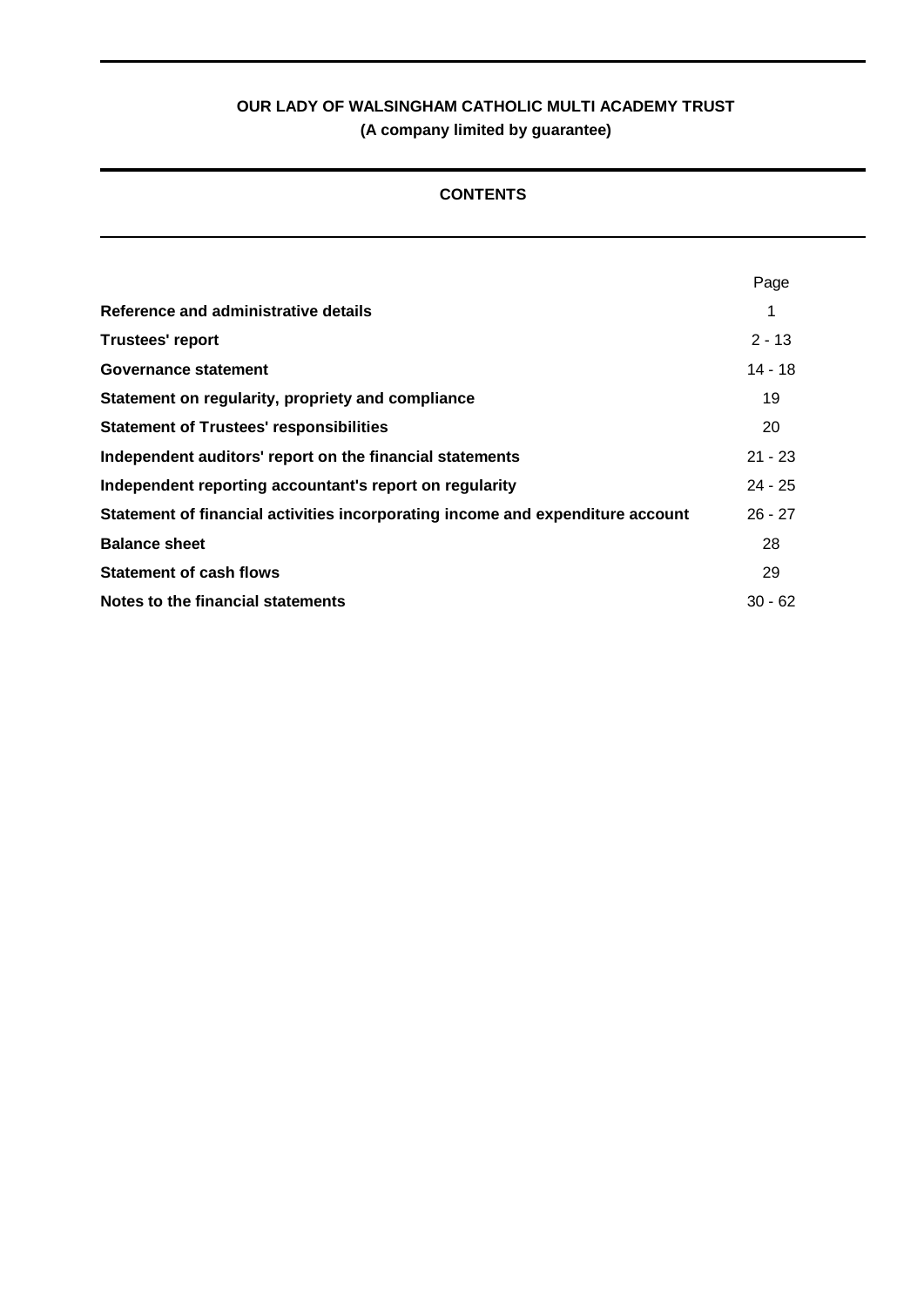# OUR LADY OF WALSINGHAM CATHOLIC MULTI ACADEMY TRUST

**(A company limited by guarantee)**

## CONTENTS

| | Page |
|---|---|
| **Reference and administrative details** | 1 |
| **Trustees' report** | 2 - 13 |
| **Governance statement** | 14 - 18 |
| **Statement on regularity, propriety and compliance** | 19 |
| **Statement of Trustees' responsibilities** | 20 |
| **Independent auditors' report on the financial statements** | 21 - 23 |
| **Independent reporting accountant's report on regularity** | 24 - 25 |
| **Statement of financial activities incorporating income and expenditure account** | 26 - 27 |
| **Balance sheet** | 28 |
| **Statement of cash flows** | 29 |
| **Notes to the financial statements** | 30 - 62 |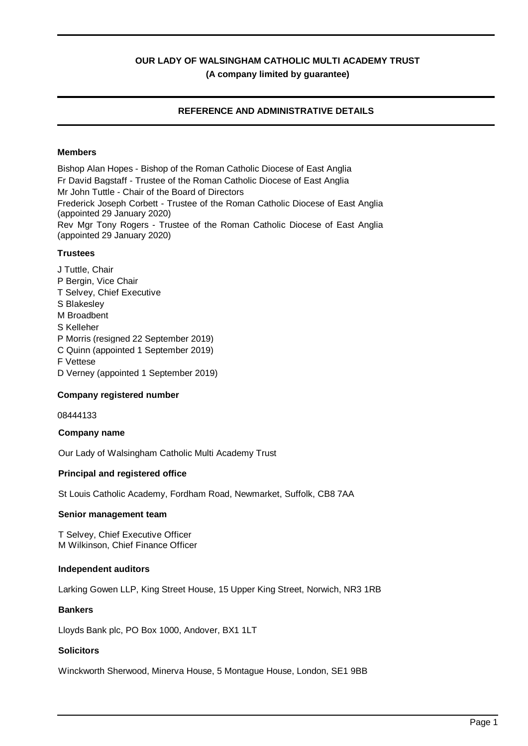# OUR LADY OF WALSINGHAM CATHOLIC MULTI ACADEMY TRUST

**(A company limited by guarantee)**

## REFERENCE AND ADMINISTRATIVE DETAILS

### Members

Bishop Alan Hopes - Bishop of the Roman Catholic Diocese of East Anglia
Fr David Bagstaff - Trustee of the Roman Catholic Diocese of East Anglia
Mr John Tuttle - Chair of the Board of Directors
Frederick Joseph Corbett - Trustee of the Roman Catholic Diocese of East Anglia (appointed 29 January 2020)
Rev Mgr Tony Rogers - Trustee of the Roman Catholic Diocese of East Anglia (appointed 29 January 2020)

### Trustees

J Tuttle, Chair
P Bergin, Vice Chair
T Selvey, Chief Executive
S Blakesley
M Broadbent
S Kelleher
P Morris (resigned 22 September 2019)
C Quinn (appointed 1 September 2019)
F Vettese
D Verney (appointed 1 September 2019)

### Company registered number

08444133

### Company name

Our Lady of Walsingham Catholic Multi Academy Trust

### Principal and registered office

St Louis Catholic Academy, Fordham Road, Newmarket, Suffolk, CB8 7AA

### Senior management team

T Selvey, Chief Executive Officer
M Wilkinson, Chief Finance Officer

### Independent auditors

Larking Gowen LLP, King Street House, 15 Upper King Street, Norwich, NR3 1RB

### Bankers

Lloyds Bank plc, PO Box 1000, Andover, BX1 1LT

### Solicitors

Winckworth Sherwood, Minerva House, 5 Montague House, London, SE1 9BB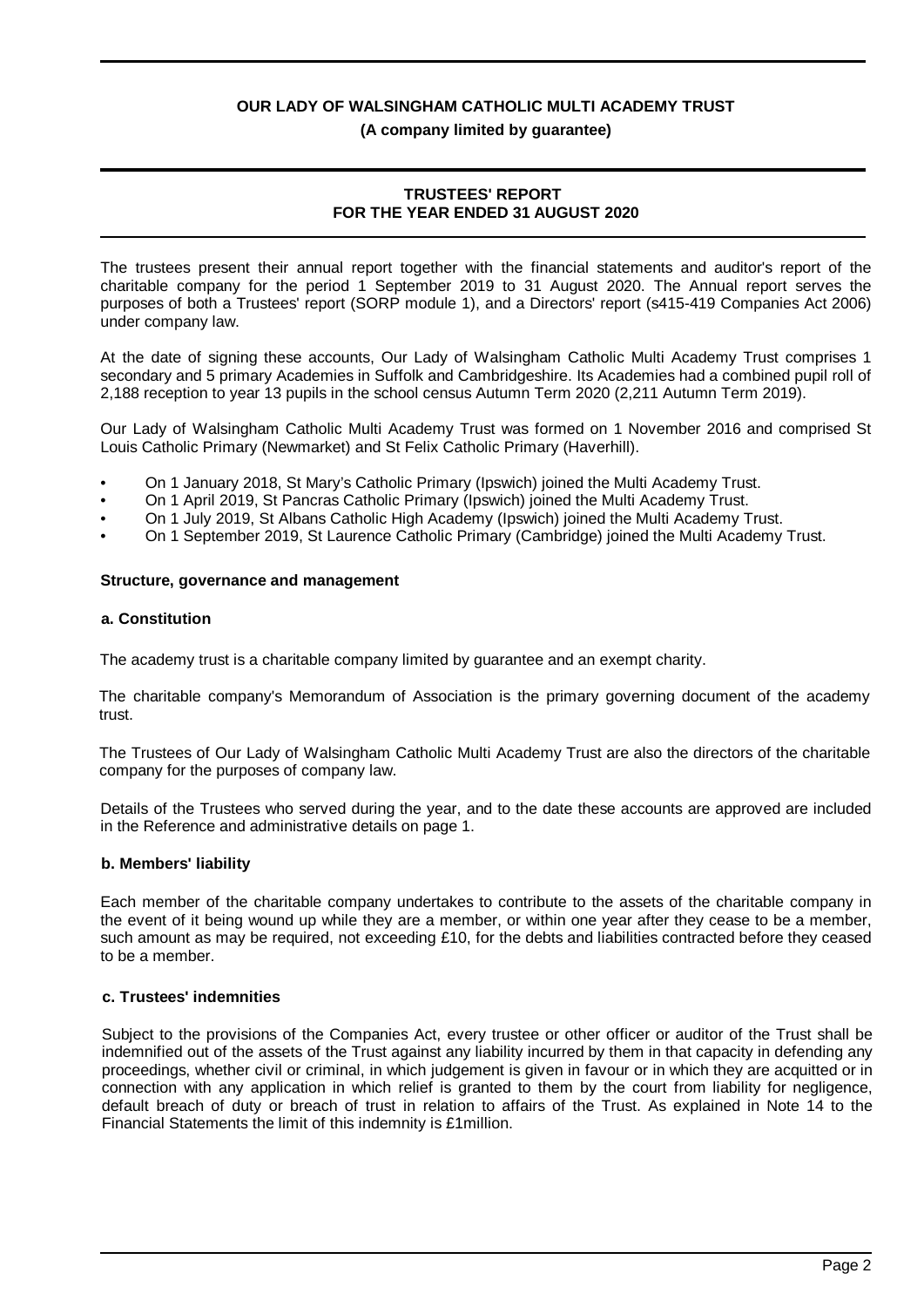**OUR LADY OF WALSINGHAM CATHOLIC MULTI ACADEMY TRUST**

**(A company limited by guarantee)**

**TRUSTEES' REPORT**
**FOR THE YEAR ENDED 31 AUGUST 2020**

The trustees present their annual report together with the financial statements and auditor's report of the charitable company for the period 1 September 2019 to 31 August 2020. The Annual report serves the purposes of both a Trustees' report (SORP module 1), and a Directors' report (s415-419 Companies Act 2006) under company law.

At the date of signing these accounts, Our Lady of Walsingham Catholic Multi Academy Trust comprises 1 secondary and 5 primary Academies in Suffolk and Cambridgeshire. Its Academies had a combined pupil roll of 2,188 reception to year 13 pupils in the school census Autumn Term 2020 (2,211 Autumn Term 2019).

Our Lady of Walsingham Catholic Multi Academy Trust was formed on 1 November 2016 and comprised St Louis Catholic Primary (Newmarket) and St Felix Catholic Primary (Haverhill).

- On 1 January 2018, St Mary's Catholic Primary (Ipswich) joined the Multi Academy Trust.
- On 1 April 2019, St Pancras Catholic Primary (Ipswich) joined the Multi Academy Trust.
- On 1 July 2019, St Albans Catholic High Academy (Ipswich) joined the Multi Academy Trust.
- On 1 September 2019, St Laurence Catholic Primary (Cambridge) joined the Multi Academy Trust.

**Structure, governance and management**

**a. Constitution**

The academy trust is a charitable company limited by guarantee and an exempt charity.

The charitable company's Memorandum of Association is the primary governing document of the academy trust.

The Trustees of Our Lady of Walsingham Catholic Multi Academy Trust are also the directors of the charitable company for the purposes of company law.

Details of the Trustees who served during the year, and to the date these accounts are approved are included in the Reference and administrative details on page 1.

**b. Members' liability**

Each member of the charitable company undertakes to contribute to the assets of the charitable company in the event of it being wound up while they are a member, or within one year after they cease to be a member, such amount as may be required, not exceeding £10, for the debts and liabilities contracted before they ceased to be a member.

**c. Trustees' indemnities**

Subject to the provisions of the Companies Act, every trustee or other officer or auditor of the Trust shall be indemnified out of the assets of the Trust against any liability incurred by them in that capacity in defending any proceedings, whether civil or criminal, in which judgement is given in favour or in which they are acquitted or in connection with any application in which relief is granted to them by the court from liability for negligence, default breach of duty or breach of trust in relation to affairs of the Trust. As explained in Note 14 to the Financial Statements the limit of this indemnity is £1million.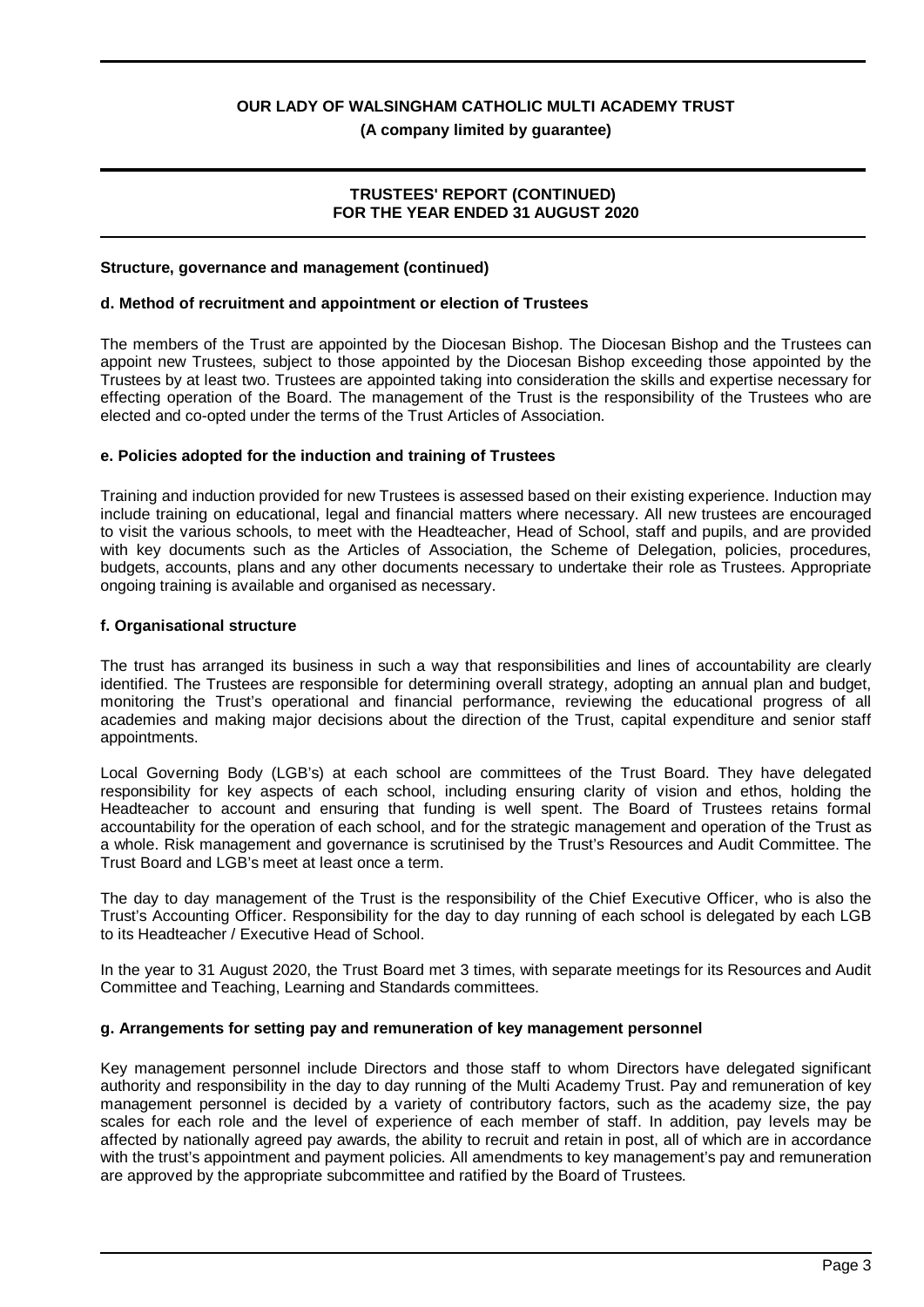**Structure, governance and management (continued)**

**d. Method of recruitment and appointment or election of Trustees**

The members of the Trust are appointed by the Diocesan Bishop. The Diocesan Bishop and the Trustees can appoint new Trustees, subject to those appointed by the Diocesan Bishop exceeding those appointed by the Trustees by at least two. Trustees are appointed taking into consideration the skills and expertise necessary for effecting operation of the Board. The management of the Trust is the responsibility of the Trustees who are elected and co-opted under the terms of the Trust Articles of Association.

**e. Policies adopted for the induction and training of Trustees**

Training and induction provided for new Trustees is assessed based on their existing experience. Induction may include training on educational, legal and financial matters where necessary. All new trustees are encouraged to visit the various schools, to meet with the Headteacher, Head of School, staff and pupils, and are provided with key documents such as the Articles of Association, the Scheme of Delegation, policies, procedures, budgets, accounts, plans and any other documents necessary to undertake their role as Trustees. Appropriate ongoing training is available and organised as necessary.

**f. Organisational structure**

The trust has arranged its business in such a way that responsibilities and lines of accountability are clearly identified. The Trustees are responsible for determining overall strategy, adopting an annual plan and budget, monitoring the Trust's operational and financial performance, reviewing the educational progress of all academies and making major decisions about the direction of the Trust, capital expenditure and senior staff appointments.

Local Governing Body (LGB's) at each school are committees of the Trust Board. They have delegated responsibility for key aspects of each school, including ensuring clarity of vision and ethos, holding the Headteacher to account and ensuring that funding is well spent. The Board of Trustees retains formal accountability for the operation of each school, and for the strategic management and operation of the Trust as a whole. Risk management and governance is scrutinised by the Trust's Resources and Audit Committee. The Trust Board and LGB's meet at least once a term.

The day to day management of the Trust is the responsibility of the Chief Executive Officer, who is also the Trust's Accounting Officer. Responsibility for the day to day running of each school is delegated by each LGB to its Headteacher / Executive Head of School.

In the year to 31 August 2020, the Trust Board met 3 times, with separate meetings for its Resources and Audit Committee and Teaching, Learning and Standards committees.

**g. Arrangements for setting pay and remuneration of key management personnel**

Key management personnel include Directors and those staff to whom Directors have delegated significant authority and responsibility in the day to day running of the Multi Academy Trust. Pay and remuneration of key management personnel is decided by a variety of contributory factors, such as the academy size, the pay scales for each role and the level of experience of each member of staff. In addition, pay levels may be affected by nationally agreed pay awards, the ability to recruit and retain in post, all of which are in accordance with the trust's appointment and payment policies. All amendments to key management's pay and remuneration are approved by the appropriate subcommittee and ratified by the Board of Trustees.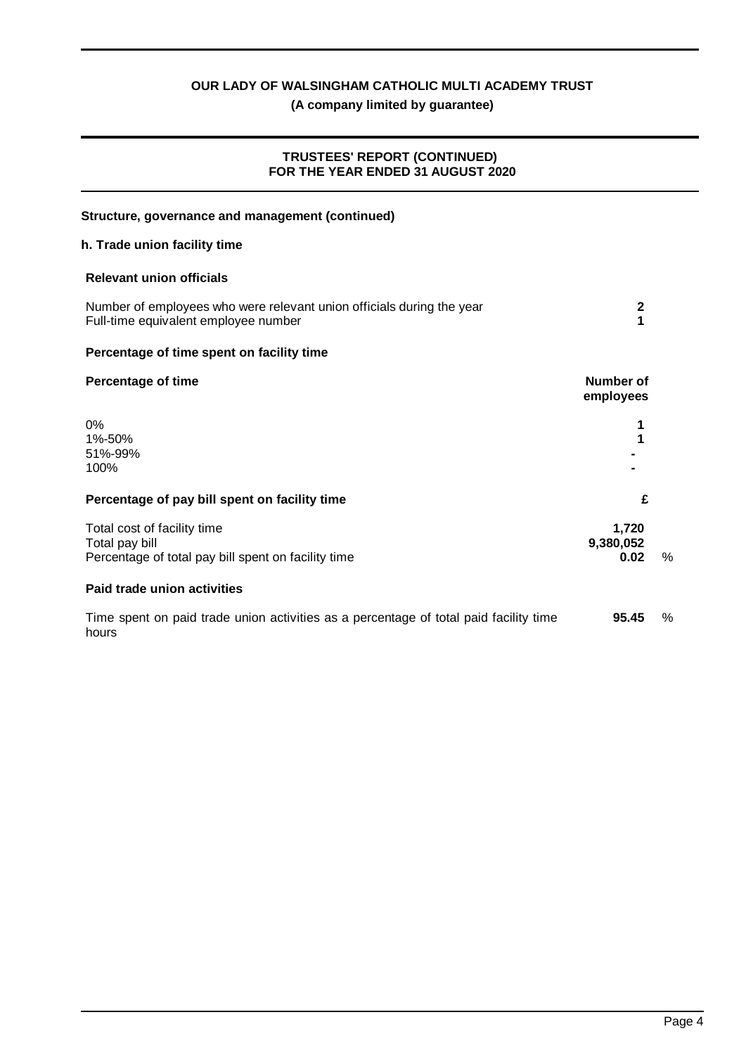**OUR LADY OF WALSINGHAM CATHOLIC MULTI ACADEMY TRUST**

**(A company limited by guarantee)**

**TRUSTEES' REPORT (CONTINUED)**
**FOR THE YEAR ENDED 31 AUGUST 2020**

### Structure, governance and management (continued)

### h. Trade union facility time

**Relevant union officials**

| | |
|---|---|
| Number of employees who were relevant union officials during the year | **2** |
| Full-time equivalent employee number | **1** |

**Percentage of time spent on facility time**

| Percentage of time | Number of employees |
|---|---|
| 0% | **1** |
| 1%-50% | **1** |
| 51%-99% | **-** |
| 100% | **-** |

**Percentage of pay bill spent on facility time**

| | £ | |
|---|---|---|
| Total cost of facility time | **1,720** | |
| Total pay bill | **9,380,052** | |
| Percentage of total pay bill spent on facility time | **0.02** | % |

**Paid trade union activities**

| | | |
|---|---|---|
| Time spent on paid trade union activities as a percentage of total paid facility time hours | **95.45** | % |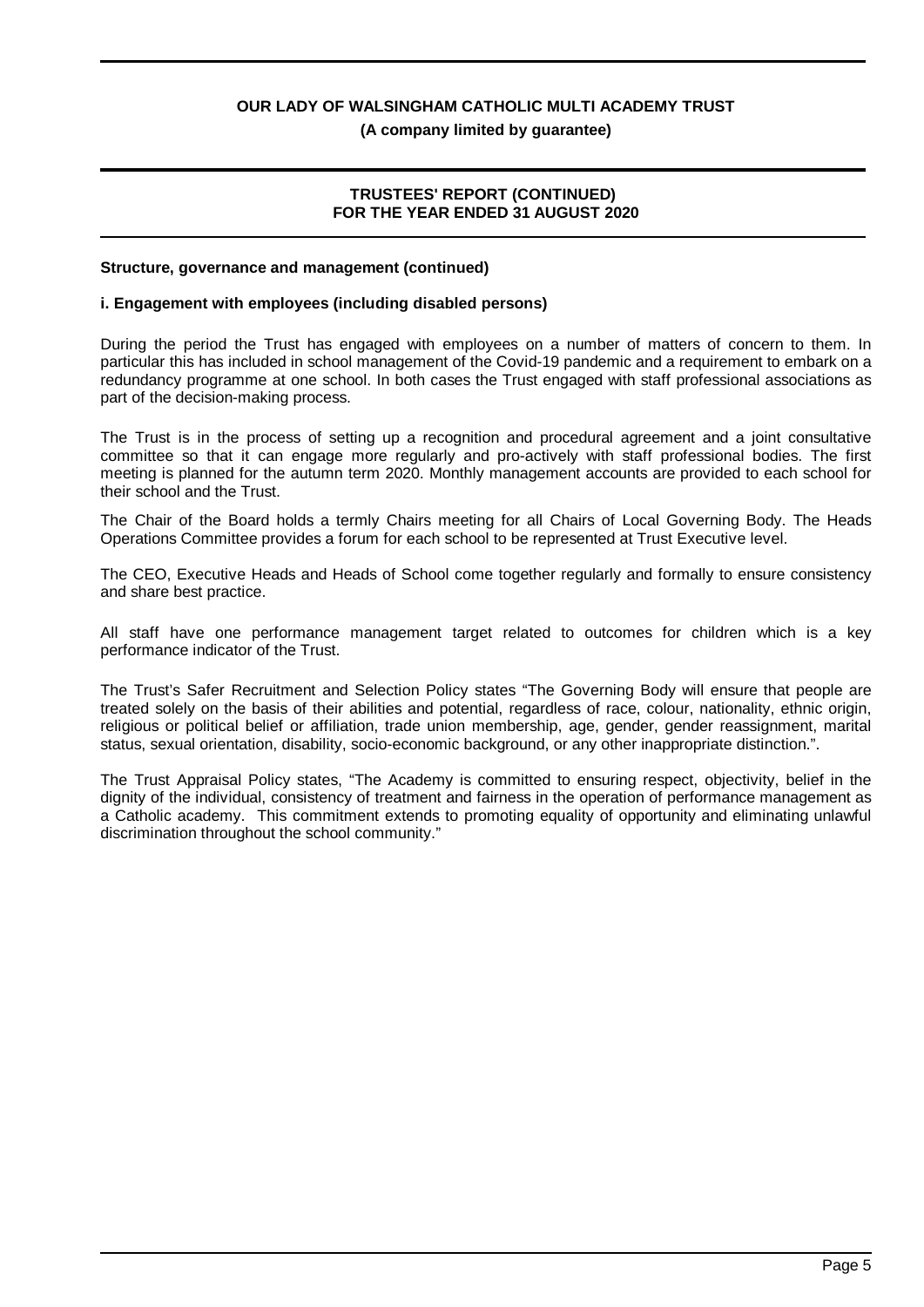**Structure, governance and management (continued)**

**i. Engagement with employees (including disabled persons)**

During the period the Trust has engaged with employees on a number of matters of concern to them. In particular this has included in school management of the Covid-19 pandemic and a requirement to embark on a redundancy programme at one school. In both cases the Trust engaged with staff professional associations as part of the decision-making process.

The Trust is in the process of setting up a recognition and procedural agreement and a joint consultative committee so that it can engage more regularly and pro-actively with staff professional bodies. The first meeting is planned for the autumn term 2020. Monthly management accounts are provided to each school for their school and the Trust.

The Chair of the Board holds a termly Chairs meeting for all Chairs of Local Governing Body. The Heads Operations Committee provides a forum for each school to be represented at Trust Executive level.

The CEO, Executive Heads and Heads of School come together regularly and formally to ensure consistency and share best practice.

All staff have one performance management target related to outcomes for children which is a key performance indicator of the Trust.

The Trust's Safer Recruitment and Selection Policy states "The Governing Body will ensure that people are treated solely on the basis of their abilities and potential, regardless of race, colour, nationality, ethnic origin, religious or political belief or affiliation, trade union membership, age, gender, gender reassignment, marital status, sexual orientation, disability, socio-economic background, or any other inappropriate distinction.".

The Trust Appraisal Policy states, "The Academy is committed to ensuring respect, objectivity, belief in the dignity of the individual, consistency of treatment and fairness in the operation of performance management as a Catholic academy. This commitment extends to promoting equality of opportunity and eliminating unlawful discrimination throughout the school community."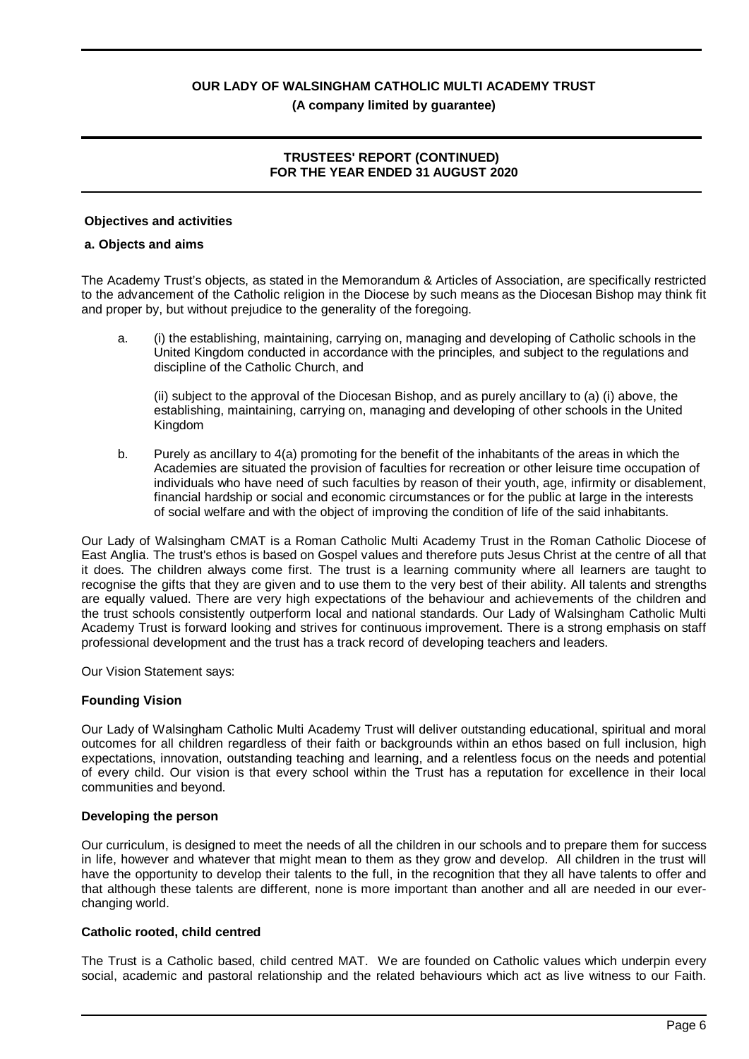**Objectives and activities**

**a. Objects and aims**

The Academy Trust's objects, as stated in the Memorandum & Articles of Association, are specifically restricted to the advancement of the Catholic religion in the Diocese by such means as the Diocesan Bishop may think fit and proper by, but without prejudice to the generality of the foregoing.

a. (i) the establishing, maintaining, carrying on, managing and developing of Catholic schools in the United Kingdom conducted in accordance with the principles, and subject to the regulations and discipline of the Catholic Church, and

   (ii) subject to the approval of the Diocesan Bishop, and as purely ancillary to (a) (i) above, the establishing, maintaining, carrying on, managing and developing of other schools in the United Kingdom

b. Purely as ancillary to 4(a) promoting for the benefit of the inhabitants of the areas in which the Academies are situated the provision of faculties for recreation or other leisure time occupation of individuals who have need of such faculties by reason of their youth, age, infirmity or disablement, financial hardship or social and economic circumstances or for the public at large in the interests of social welfare and with the object of improving the condition of life of the said inhabitants.

Our Lady of Walsingham CMAT is a Roman Catholic Multi Academy Trust in the Roman Catholic Diocese of East Anglia. The trust's ethos is based on Gospel values and therefore puts Jesus Christ at the centre of all that it does. The children always come first. The trust is a learning community where all learners are taught to recognise the gifts that they are given and to use them to the very best of their ability. All talents and strengths are equally valued. There are very high expectations of the behaviour and achievements of the children and the trust schools consistently outperform local and national standards. Our Lady of Walsingham Catholic Multi Academy Trust is forward looking and strives for continuous improvement. There is a strong emphasis on staff professional development and the trust has a track record of developing teachers and leaders.

Our Vision Statement says:

**Founding Vision**

Our Lady of Walsingham Catholic Multi Academy Trust will deliver outstanding educational, spiritual and moral outcomes for all children regardless of their faith or backgrounds within an ethos based on full inclusion, high expectations, innovation, outstanding teaching and learning, and a relentless focus on the needs and potential of every child. Our vision is that every school within the Trust has a reputation for excellence in their local communities and beyond.

**Developing the person**

Our curriculum, is designed to meet the needs of all the children in our schools and to prepare them for success in life, however and whatever that might mean to them as they grow and develop. All children in the trust will have the opportunity to develop their talents to the full, in the recognition that they all have talents to offer and that although these talents are different, none is more important than another and all are needed in our ever-changing world.

**Catholic rooted, child centred**

The Trust is a Catholic based, child centred MAT. We are founded on Catholic values which underpin every social, academic and pastoral relationship and the related behaviours which act as live witness to our Faith.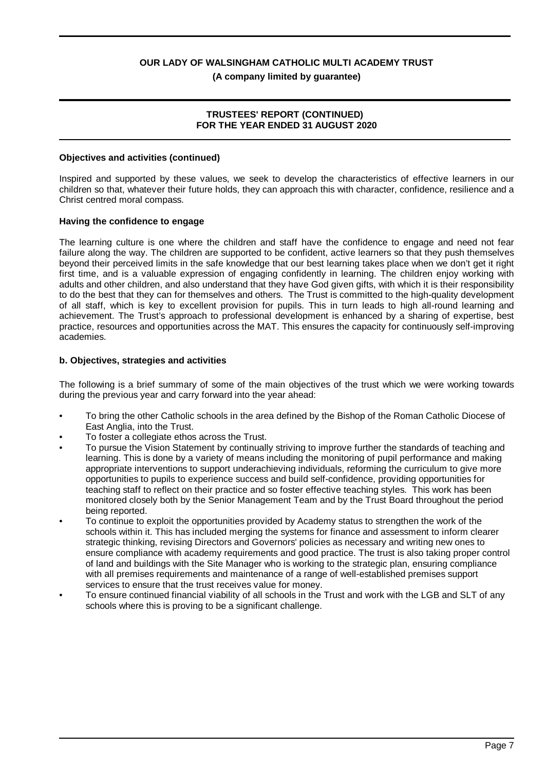**Objectives and activities (continued)**

Inspired and supported by these values, we seek to develop the characteristics of effective learners in our children so that, whatever their future holds, they can approach this with character, confidence, resilience and a Christ centred moral compass.

**Having the confidence to engage**

The learning culture is one where the children and staff have the confidence to engage and need not fear failure along the way. The children are supported to be confident, active learners so that they push themselves beyond their perceived limits in the safe knowledge that our best learning takes place when we don't get it right first time, and is a valuable expression of engaging confidently in learning. The children enjoy working with adults and other children, and also understand that they have God given gifts, with which it is their responsibility to do the best that they can for themselves and others. The Trust is committed to the high-quality development of all staff, which is key to excellent provision for pupils. This in turn leads to high all-round learning and achievement. The Trust's approach to professional development is enhanced by a sharing of expertise, best practice, resources and opportunities across the MAT. This ensures the capacity for continuously self-improving academies.

**b. Objectives, strategies and activities**

The following is a brief summary of some of the main objectives of the trust which we were working towards during the previous year and carry forward into the year ahead:

- To bring the other Catholic schools in the area defined by the Bishop of the Roman Catholic Diocese of East Anglia, into the Trust.
- To foster a collegiate ethos across the Trust.
- To pursue the Vision Statement by continually striving to improve further the standards of teaching and learning. This is done by a variety of means including the monitoring of pupil performance and making appropriate interventions to support underachieving individuals, reforming the curriculum to give more opportunities to pupils to experience success and build self-confidence, providing opportunities for teaching staff to reflect on their practice and so foster effective teaching styles. This work has been monitored closely both by the Senior Management Team and by the Trust Board throughout the period being reported.
- To continue to exploit the opportunities provided by Academy status to strengthen the work of the schools within it. This has included merging the systems for finance and assessment to inform clearer strategic thinking, revising Directors and Governors' policies as necessary and writing new ones to ensure compliance with academy requirements and good practice. The trust is also taking proper control of land and buildings with the Site Manager who is working to the strategic plan, ensuring compliance with all premises requirements and maintenance of a range of well-established premises support services to ensure that the trust receives value for money.
- To ensure continued financial viability of all schools in the Trust and work with the LGB and SLT of any schools where this is proving to be a significant challenge.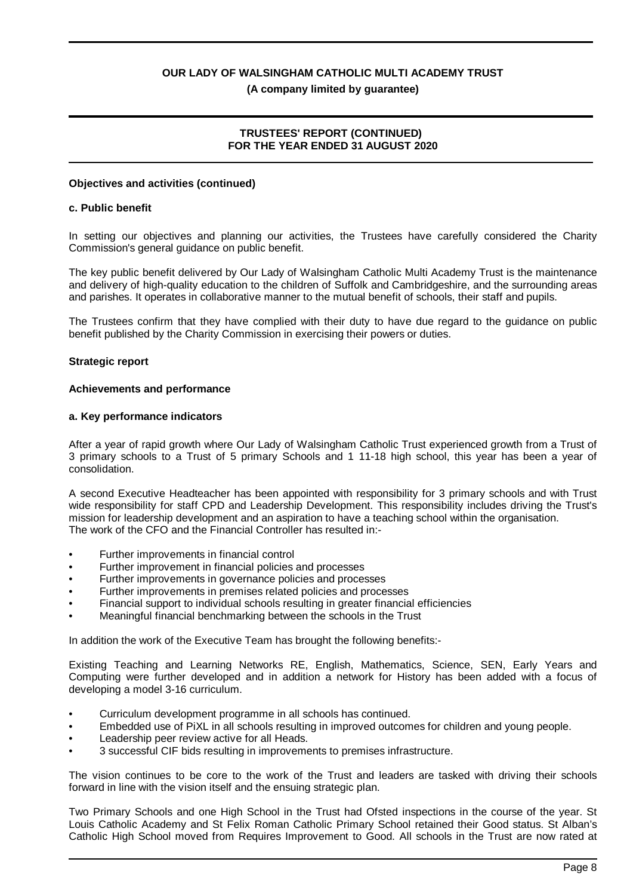**Objectives and activities (continued)**

**c. Public benefit**

In setting our objectives and planning our activities, the Trustees have carefully considered the Charity Commission's general guidance on public benefit.

The key public benefit delivered by Our Lady of Walsingham Catholic Multi Academy Trust is the maintenance and delivery of high-quality education to the children of Suffolk and Cambridgeshire, and the surrounding areas and parishes. It operates in collaborative manner to the mutual benefit of schools, their staff and pupils.

The Trustees confirm that they have complied with their duty to have due regard to the guidance on public benefit published by the Charity Commission in exercising their powers or duties.

**Strategic report**

**Achievements and performance**

**a. Key performance indicators**

After a year of rapid growth where Our Lady of Walsingham Catholic Trust experienced growth from a Trust of 3 primary schools to a Trust of 5 primary Schools and 1 11-18 high school, this year has been a year of consolidation.

A second Executive Headteacher has been appointed with responsibility for 3 primary schools and with Trust wide responsibility for staff CPD and Leadership Development. This responsibility includes driving the Trust's mission for leadership development and an aspiration to have a teaching school within the organisation.
The work of the CFO and the Financial Controller has resulted in:-

- Further improvements in financial control
- Further improvement in financial policies and processes
- Further improvements in governance policies and processes
- Further improvements in premises related policies and processes
- Financial support to individual schools resulting in greater financial efficiencies
- Meaningful financial benchmarking between the schools in the Trust

In addition the work of the Executive Team has brought the following benefits:-

Existing Teaching and Learning Networks RE, English, Mathematics, Science, SEN, Early Years and Computing were further developed and in addition a network for History has been added with a focus of developing a model 3-16 curriculum.

- Curriculum development programme in all schools has continued.
- Embedded use of PiXL in all schools resulting in improved outcomes for children and young people.
- Leadership peer review active for all Heads.
- 3 successful CIF bids resulting in improvements to premises infrastructure.

The vision continues to be core to the work of the Trust and leaders are tasked with driving their schools forward in line with the vision itself and the ensuing strategic plan.

Two Primary Schools and one High School in the Trust had Ofsted inspections in the course of the year. St Louis Catholic Academy and St Felix Roman Catholic Primary School retained their Good status. St Alban's Catholic High School moved from Requires Improvement to Good. All schools in the Trust are now rated at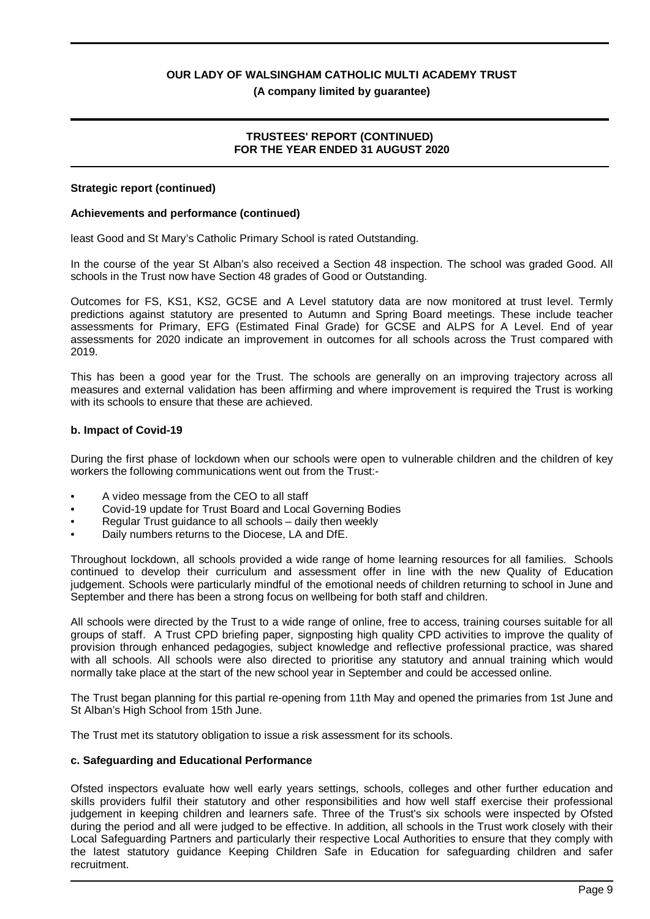**Strategic report (continued)**

**Achievements and performance (continued)**

least Good and St Mary's Catholic Primary School is rated Outstanding.

In the course of the year St Alban's also received a Section 48 inspection. The school was graded Good. All schools in the Trust now have Section 48 grades of Good or Outstanding.

Outcomes for FS, KS1, KS2, GCSE and A Level statutory data are now monitored at trust level. Termly predictions against statutory are presented to Autumn and Spring Board meetings. These include teacher assessments for Primary, EFG (Estimated Final Grade) for GCSE and ALPS for A Level. End of year assessments for 2020 indicate an improvement in outcomes for all schools across the Trust compared with 2019.

This has been a good year for the Trust. The schools are generally on an improving trajectory across all measures and external validation has been affirming and where improvement is required the Trust is working with its schools to ensure that these are achieved.

### b. Impact of Covid-19

During the first phase of lockdown when our schools were open to vulnerable children and the children of key workers the following communications went out from the Trust:-

- A video message from the CEO to all staff
- Covid-19 update for Trust Board and Local Governing Bodies
- Regular Trust guidance to all schools – daily then weekly
- Daily numbers returns to the Diocese, LA and DfE.

Throughout lockdown, all schools provided a wide range of home learning resources for all families. Schools continued to develop their curriculum and assessment offer in line with the new Quality of Education judgement. Schools were particularly mindful of the emotional needs of children returning to school in June and September and there has been a strong focus on wellbeing for both staff and children.

All schools were directed by the Trust to a wide range of online, free to access, training courses suitable for all groups of staff. A Trust CPD briefing paper, signposting high quality CPD activities to improve the quality of provision through enhanced pedagogies, subject knowledge and reflective professional practice, was shared with all schools. All schools were also directed to prioritise any statutory and annual training which would normally take place at the start of the new school year in September and could be accessed online.

The Trust began planning for this partial re-opening from 11th May and opened the primaries from 1st June and St Alban's High School from 15th June.

The Trust met its statutory obligation to issue a risk assessment for its schools.

### c. Safeguarding and Educational Performance

Ofsted inspectors evaluate how well early years settings, schools, colleges and other further education and skills providers fulfil their statutory and other responsibilities and how well staff exercise their professional judgement in keeping children and learners safe. Three of the Trust's six schools were inspected by Ofsted during the period and all were judged to be effective. In addition, all schools in the Trust work closely with their Local Safeguarding Partners and particularly their respective Local Authorities to ensure that they comply with the latest statutory guidance Keeping Children Safe in Education for safeguarding children and safer recruitment.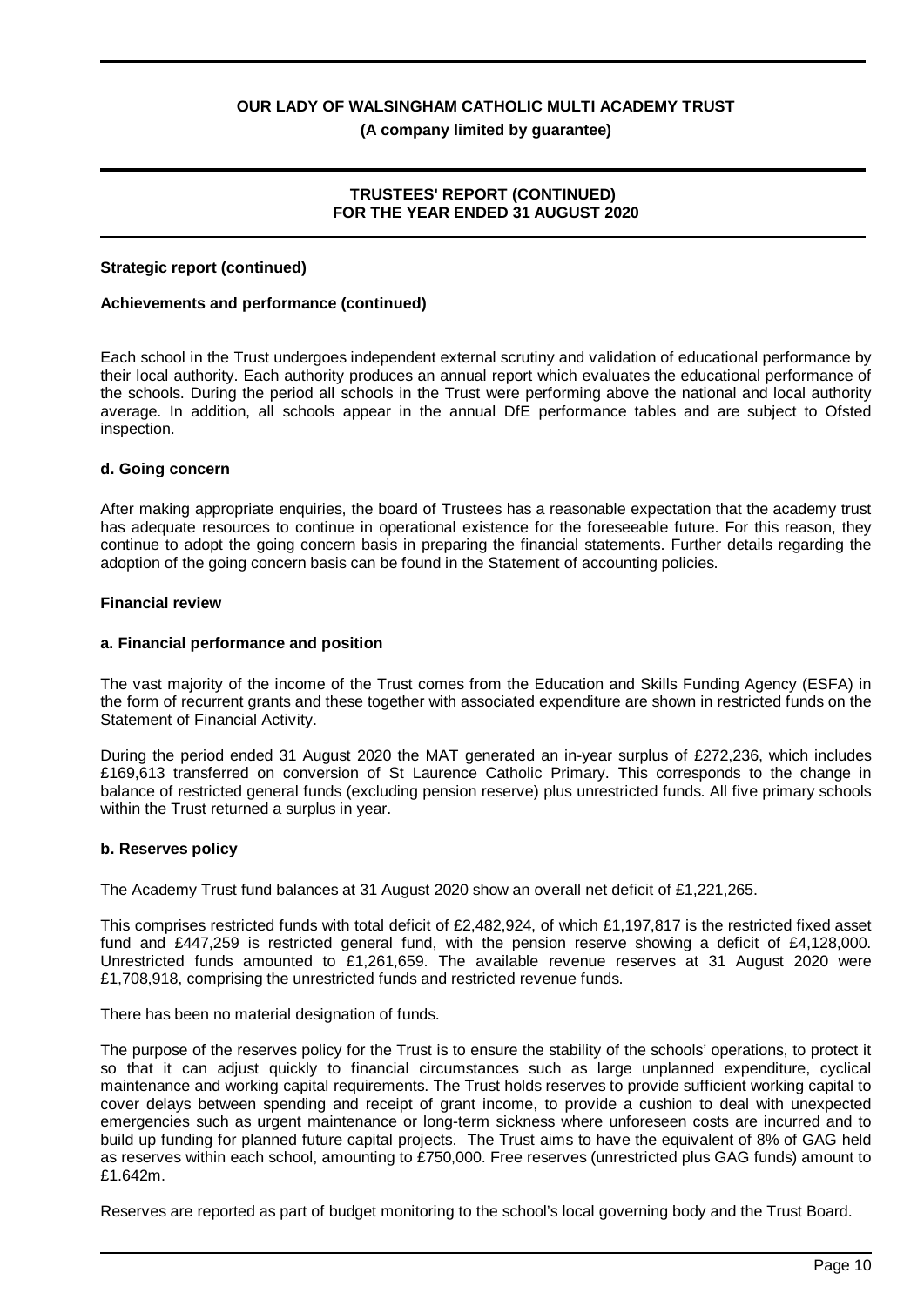**Strategic report (continued)**

**Achievements and performance (continued)**

Each school in the Trust undergoes independent external scrutiny and validation of educational performance by their local authority. Each authority produces an annual report which evaluates the educational performance of the schools. During the period all schools in the Trust were performing above the national and local authority average. In addition, all schools appear in the annual DfE performance tables and are subject to Ofsted inspection.

**d. Going concern**

After making appropriate enquiries, the board of Trustees has a reasonable expectation that the academy trust has adequate resources to continue in operational existence for the foreseeable future. For this reason, they continue to adopt the going concern basis in preparing the financial statements. Further details regarding the adoption of the going concern basis can be found in the Statement of accounting policies.

**Financial review**

**a. Financial performance and position**

The vast majority of the income of the Trust comes from the Education and Skills Funding Agency (ESFA) in the form of recurrent grants and these together with associated expenditure are shown in restricted funds on the Statement of Financial Activity.

During the period ended 31 August 2020 the MAT generated an in-year surplus of £272,236, which includes £169,613 transferred on conversion of St Laurence Catholic Primary. This corresponds to the change in balance of restricted general funds (excluding pension reserve) plus unrestricted funds. All five primary schools within the Trust returned a surplus in year.

**b. Reserves policy**

The Academy Trust fund balances at 31 August 2020 show an overall net deficit of £1,221,265.

This comprises restricted funds with total deficit of £2,482,924, of which £1,197,817 is the restricted fixed asset fund and £447,259 is restricted general fund, with the pension reserve showing a deficit of £4,128,000. Unrestricted funds amounted to £1,261,659. The available revenue reserves at 31 August 2020 were £1,708,918, comprising the unrestricted funds and restricted revenue funds.

There has been no material designation of funds.

The purpose of the reserves policy for the Trust is to ensure the stability of the schools' operations, to protect it so that it can adjust quickly to financial circumstances such as large unplanned expenditure, cyclical maintenance and working capital requirements. The Trust holds reserves to provide sufficient working capital to cover delays between spending and receipt of grant income, to provide a cushion to deal with unexpected emergencies such as urgent maintenance or long-term sickness where unforeseen costs are incurred and to build up funding for planned future capital projects. The Trust aims to have the equivalent of 8% of GAG held as reserves within each school, amounting to £750,000. Free reserves (unrestricted plus GAG funds) amount to £1.642m.

Reserves are reported as part of budget monitoring to the school's local governing body and the Trust Board.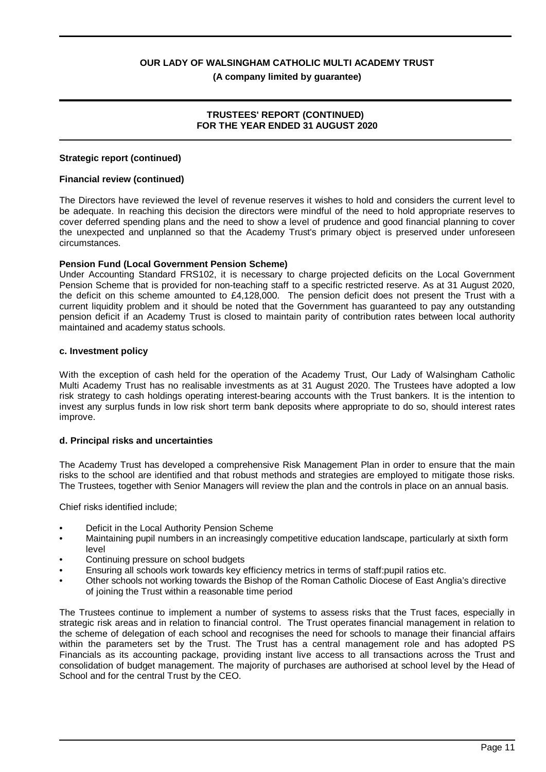**Strategic report (continued)**

**Financial review (continued)**

The Directors have reviewed the level of revenue reserves it wishes to hold and considers the current level to be adequate. In reaching this decision the directors were mindful of the need to hold appropriate reserves to cover deferred spending plans and the need to show a level of prudence and good financial planning to cover the unexpected and unplanned so that the Academy Trust's primary object is preserved under unforeseen circumstances.

**Pension Fund (Local Government Pension Scheme)**

Under Accounting Standard FRS102, it is necessary to charge projected deficits on the Local Government Pension Scheme that is provided for non-teaching staff to a specific restricted reserve. As at 31 August 2020, the deficit on this scheme amounted to £4,128,000. The pension deficit does not present the Trust with a current liquidity problem and it should be noted that the Government has guaranteed to pay any outstanding pension deficit if an Academy Trust is closed to maintain parity of contribution rates between local authority maintained and academy status schools.

## c. Investment policy

With the exception of cash held for the operation of the Academy Trust, Our Lady of Walsingham Catholic Multi Academy Trust has no realisable investments as at 31 August 2020. The Trustees have adopted a low risk strategy to cash holdings operating interest-bearing accounts with the Trust bankers. It is the intention to invest any surplus funds in low risk short term bank deposits where appropriate to do so, should interest rates improve.

## d. Principal risks and uncertainties

The Academy Trust has developed a comprehensive Risk Management Plan in order to ensure that the main risks to the school are identified and that robust methods and strategies are employed to mitigate those risks. The Trustees, together with Senior Managers will review the plan and the controls in place on an annual basis.

Chief risks identified include;

- Deficit in the Local Authority Pension Scheme
- Maintaining pupil numbers in an increasingly competitive education landscape, particularly at sixth form level
- Continuing pressure on school budgets
- Ensuring all schools work towards key efficiency metrics in terms of staff:pupil ratios etc.
- Other schools not working towards the Bishop of the Roman Catholic Diocese of East Anglia's directive of joining the Trust within a reasonable time period

The Trustees continue to implement a number of systems to assess risks that the Trust faces, especially in strategic risk areas and in relation to financial control. The Trust operates financial management in relation to the scheme of delegation of each school and recognises the need for schools to manage their financial affairs within the parameters set by the Trust. The Trust has a central management role and has adopted PS Financials as its accounting package, providing instant live access to all transactions across the Trust and consolidation of budget management. The majority of purchases are authorised at school level by the Head of School and for the central Trust by the CEO.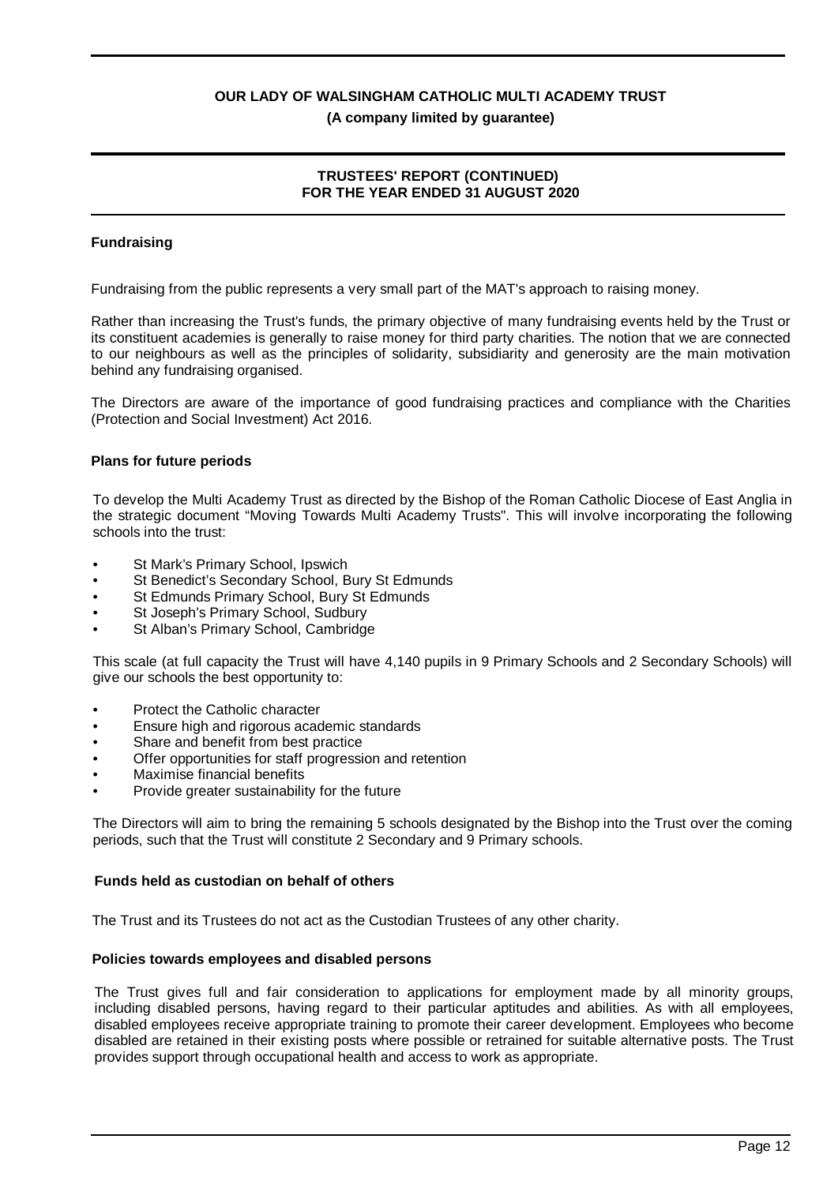## Fundraising

Fundraising from the public represents a very small part of the MAT's approach to raising money.

Rather than increasing the Trust's funds, the primary objective of many fundraising events held by the Trust or its constituent academies is generally to raise money for third party charities. The notion that we are connected to our neighbours as well as the principles of solidarity, subsidiarity and generosity are the main motivation behind any fundraising organised.

The Directors are aware of the importance of good fundraising practices and compliance with the Charities (Protection and Social Investment) Act 2016.

## Plans for future periods

To develop the Multi Academy Trust as directed by the Bishop of the Roman Catholic Diocese of East Anglia in the strategic document "Moving Towards Multi Academy Trusts". This will involve incorporating the following schools into the trust:

- St Mark's Primary School, Ipswich
- St Benedict's Secondary School, Bury St Edmunds
- St Edmunds Primary School, Bury St Edmunds
- St Joseph's Primary School, Sudbury
- St Alban's Primary School, Cambridge

This scale (at full capacity the Trust will have 4,140 pupils in 9 Primary Schools and 2 Secondary Schools) will give our schools the best opportunity to:

- Protect the Catholic character
- Ensure high and rigorous academic standards
- Share and benefit from best practice
- Offer opportunities for staff progression and retention
- Maximise financial benefits
- Provide greater sustainability for the future

The Directors will aim to bring the remaining 5 schools designated by the Bishop into the Trust over the coming periods, such that the Trust will constitute 2 Secondary and 9 Primary schools.

## Funds held as custodian on behalf of others

The Trust and its Trustees do not act as the Custodian Trustees of any other charity.

## Policies towards employees and disabled persons

The Trust gives full and fair consideration to applications for employment made by all minority groups, including disabled persons, having regard to their particular aptitudes and abilities. As with all employees, disabled employees receive appropriate training to promote their career development. Employees who become disabled are retained in their existing posts where possible or retrained for suitable alternative posts. The Trust provides support through occupational health and access to work as appropriate.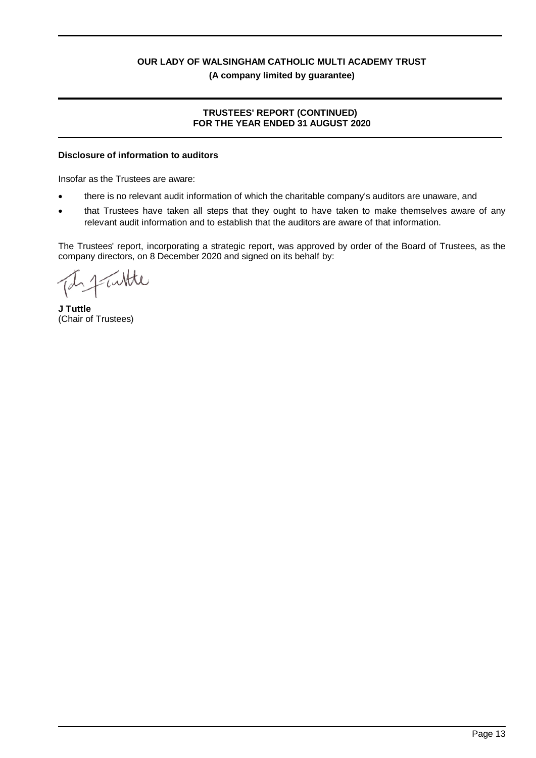**Disclosure of information to auditors**

Insofar as the Trustees are aware:

- there is no relevant audit information of which the charitable company's auditors are unaware, and
- that Trustees have taken all steps that they ought to have taken to make themselves aware of any relevant audit information and to establish that the auditors are aware of that information.

The Trustees' report, incorporating a strategic report, was approved by order of the Board of Trustees, as the company directors, on 8 December 2020 and signed on its behalf by:

**J Tuttle**
(Chair of Trustees)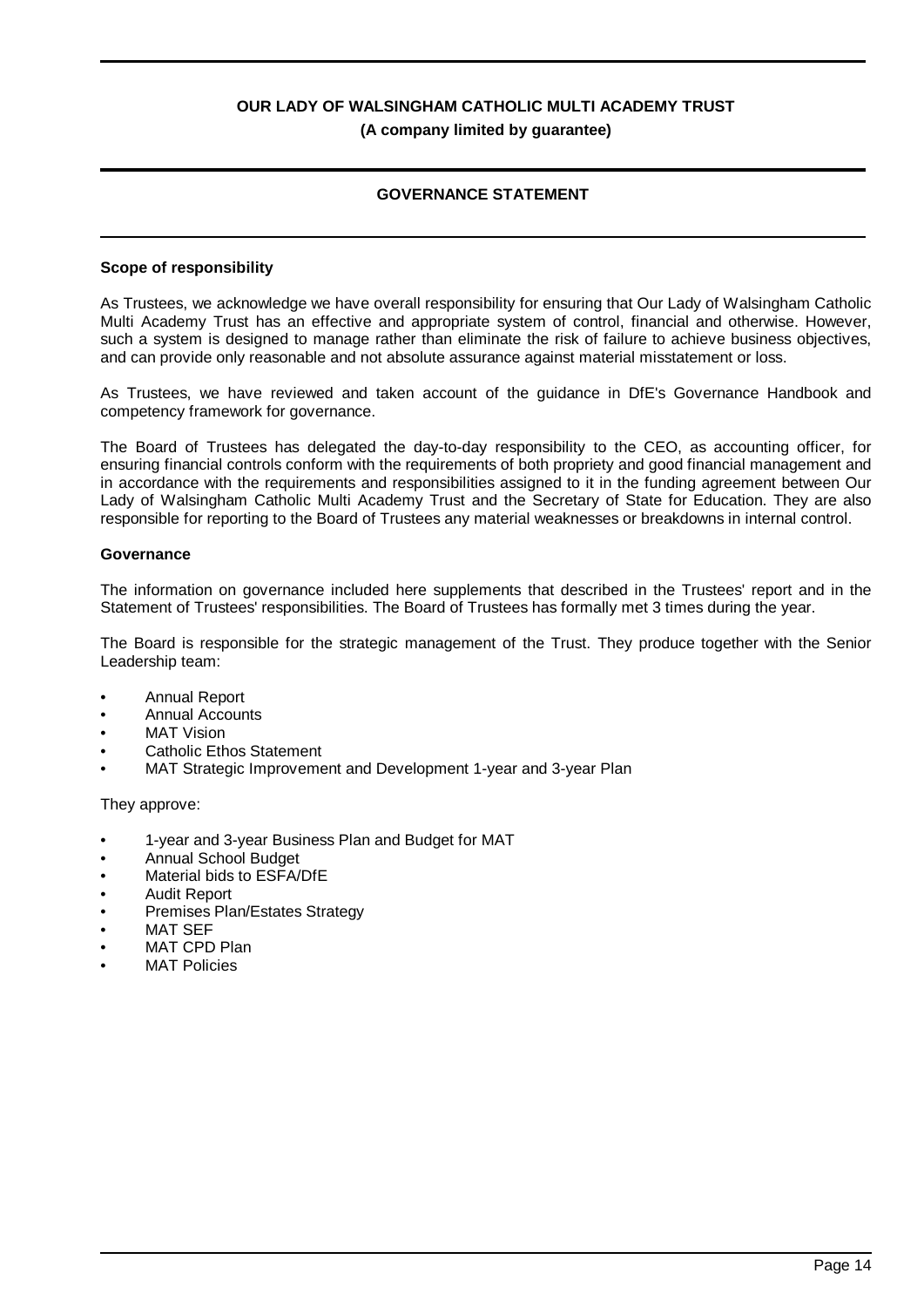# GOVERNANCE STATEMENT

### Scope of responsibility

As Trustees, we acknowledge we have overall responsibility for ensuring that Our Lady of Walsingham Catholic Multi Academy Trust has an effective and appropriate system of control, financial and otherwise. However, such a system is designed to manage rather than eliminate the risk of failure to achieve business objectives, and can provide only reasonable and not absolute assurance against material misstatement or loss.

As Trustees, we have reviewed and taken account of the guidance in DfE's Governance Handbook and competency framework for governance.

The Board of Trustees has delegated the day-to-day responsibility to the CEO, as accounting officer, for ensuring financial controls conform with the requirements of both propriety and good financial management and in accordance with the requirements and responsibilities assigned to it in the funding agreement between Our Lady of Walsingham Catholic Multi Academy Trust and the Secretary of State for Education. They are also responsible for reporting to the Board of Trustees any material weaknesses or breakdowns in internal control.

### Governance

The information on governance included here supplements that described in the Trustees' report and in the Statement of Trustees' responsibilities. The Board of Trustees has formally met 3 times during the year.

The Board is responsible for the strategic management of the Trust. They produce together with the Senior Leadership team:

- Annual Report
- Annual Accounts
- MAT Vision
- Catholic Ethos Statement
- MAT Strategic Improvement and Development 1-year and 3-year Plan

They approve:

- 1-year and 3-year Business Plan and Budget for MAT
- Annual School Budget
- Material bids to ESFA/DfE
- Audit Report
- Premises Plan/Estates Strategy
- MAT SEF
- MAT CPD Plan
- MAT Policies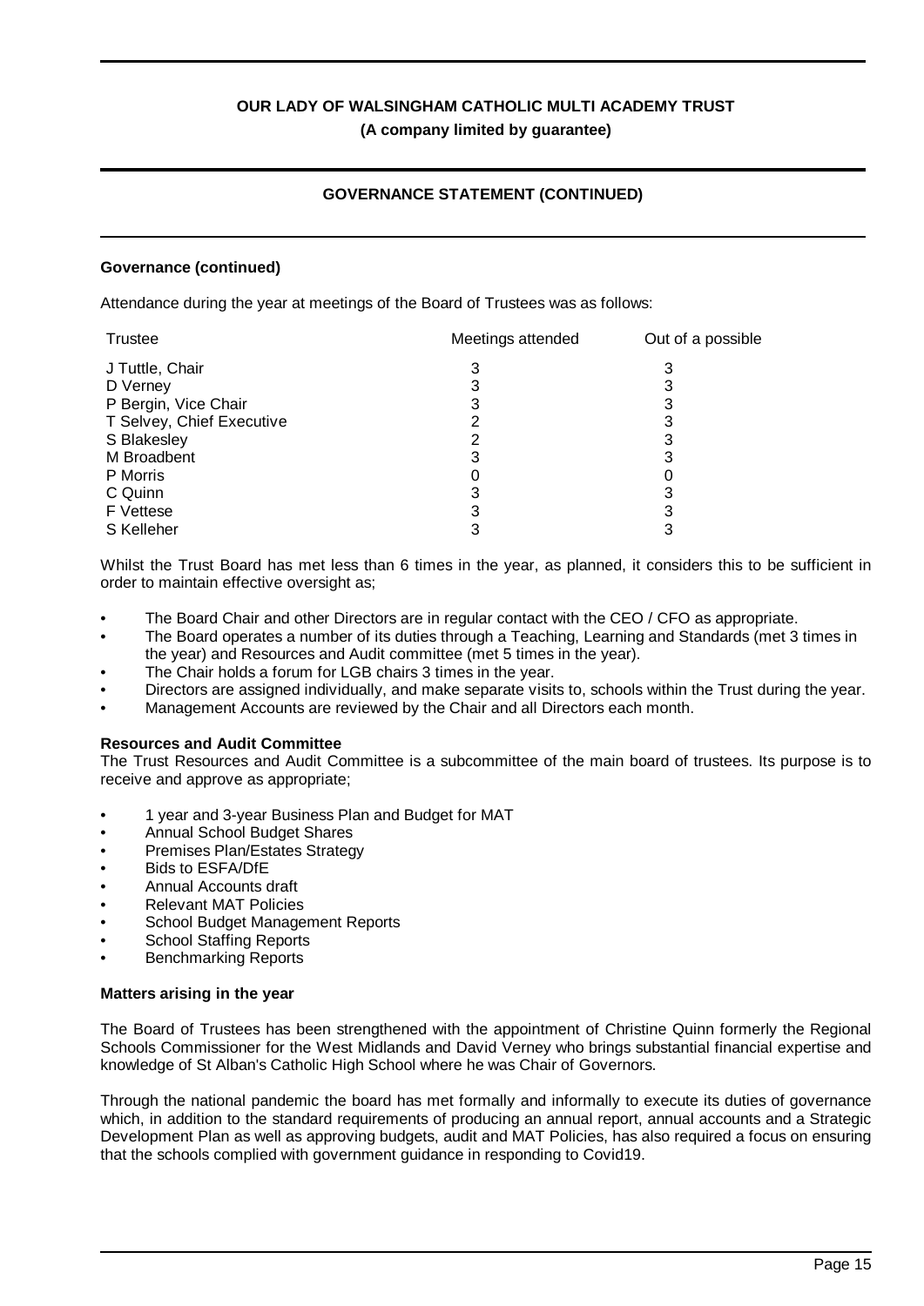**Governance (continued)**

Attendance during the year at meetings of the Board of Trustees was as follows:

| Trustee | Meetings attended | Out of a possible |
|---|---|---|
| J Tuttle, Chair | 3 | 3 |
| D Verney | 3 | 3 |
| P Bergin, Vice Chair | 3 | 3 |
| T Selvey, Chief Executive | 2 | 3 |
| S Blakesley | 2 | 3 |
| M Broadbent | 3 | 3 |
| P Morris | 0 | 0 |
| C Quinn | 3 | 3 |
| F Vettese | 3 | 3 |
| S Kelleher | 3 | 3 |

Whilst the Trust Board has met less than 6 times in the year, as planned, it considers this to be sufficient in order to maintain effective oversight as;

- The Board Chair and other Directors are in regular contact with the CEO / CFO as appropriate.
- The Board operates a number of its duties through a Teaching, Learning and Standards (met 3 times in the year) and Resources and Audit committee (met 5 times in the year).
- The Chair holds a forum for LGB chairs 3 times in the year.
- Directors are assigned individually, and make separate visits to, schools within the Trust during the year.
- Management Accounts are reviewed by the Chair and all Directors each month.

**Resources and Audit Committee**

The Trust Resources and Audit Committee is a subcommittee of the main board of trustees. Its purpose is to receive and approve as appropriate;

- 1 year and 3-year Business Plan and Budget for MAT
- Annual School Budget Shares
- Premises Plan/Estates Strategy
- Bids to ESFA/DfE
- Annual Accounts draft
- Relevant MAT Policies
- School Budget Management Reports
- School Staffing Reports
- Benchmarking Reports

**Matters arising in the year**

The Board of Trustees has been strengthened with the appointment of Christine Quinn formerly the Regional Schools Commissioner for the West Midlands and David Verney who brings substantial financial expertise and knowledge of St Alban's Catholic High School where he was Chair of Governors.

Through the national pandemic the board has met formally and informally to execute its duties of governance which, in addition to the standard requirements of producing an annual report, annual accounts and a Strategic Development Plan as well as approving budgets, audit and MAT Policies, has also required a focus on ensuring that the schools complied with government guidance in responding to Covid19.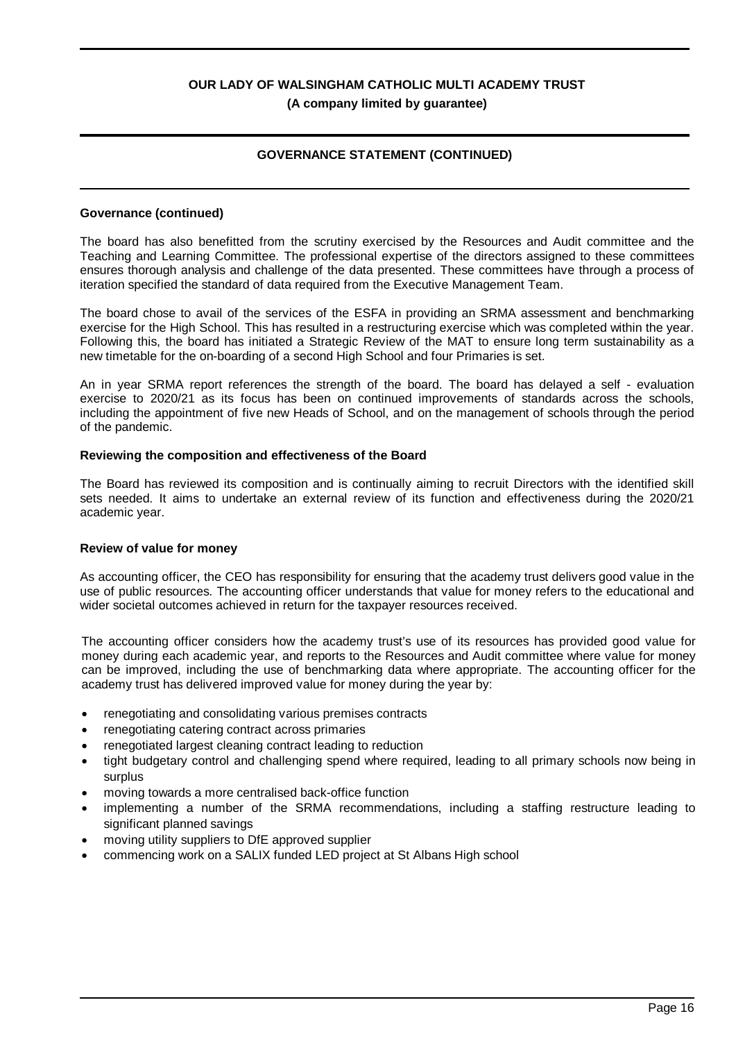**Governance (continued)**

The board has also benefitted from the scrutiny exercised by the Resources and Audit committee and the Teaching and Learning Committee. The professional expertise of the directors assigned to these committees ensures thorough analysis and challenge of the data presented. These committees have through a process of iteration specified the standard of data required from the Executive Management Team.

The board chose to avail of the services of the ESFA in providing an SRMA assessment and benchmarking exercise for the High School. This has resulted in a restructuring exercise which was completed within the year. Following this, the board has initiated a Strategic Review of the MAT to ensure long term sustainability as a new timetable for the on-boarding of a second High School and four Primaries is set.

An in year SRMA report references the strength of the board. The board has delayed a self - evaluation exercise to 2020/21 as its focus has been on continued improvements of standards across the schools, including the appointment of five new Heads of School, and on the management of schools through the period of the pandemic.

**Reviewing the composition and effectiveness of the Board**

The Board has reviewed its composition and is continually aiming to recruit Directors with the identified skill sets needed. It aims to undertake an external review of its function and effectiveness during the 2020/21 academic year.

**Review of value for money**

As accounting officer, the CEO has responsibility for ensuring that the academy trust delivers good value in the use of public resources. The accounting officer understands that value for money refers to the educational and wider societal outcomes achieved in return for the taxpayer resources received.

The accounting officer considers how the academy trust's use of its resources has provided good value for money during each academic year, and reports to the Resources and Audit committee where value for money can be improved, including the use of benchmarking data where appropriate. The accounting officer for the academy trust has delivered improved value for money during the year by:

- renegotiating and consolidating various premises contracts
- renegotiating catering contract across primaries
- renegotiated largest cleaning contract leading to reduction
- tight budgetary control and challenging spend where required, leading to all primary schools now being in surplus
- moving towards a more centralised back-office function
- implementing a number of the SRMA recommendations, including a staffing restructure leading to significant planned savings
- moving utility suppliers to DfE approved supplier
- commencing work on a SALIX funded LED project at St Albans High school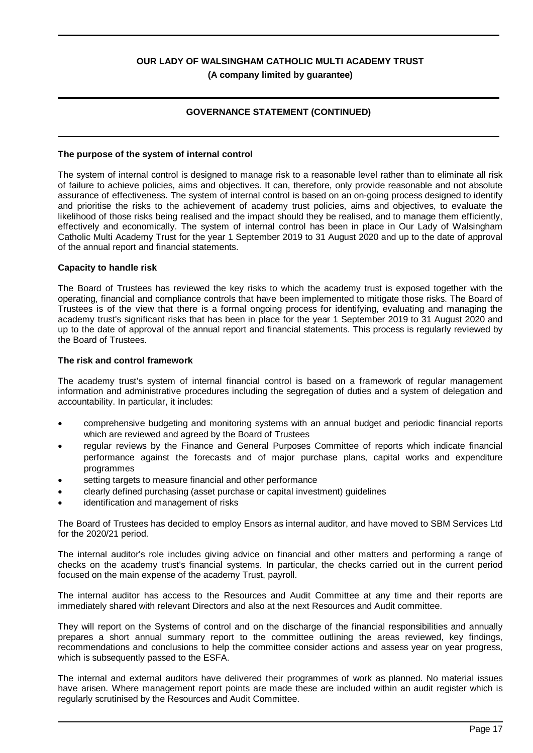## GOVERNANCE STATEMENT (CONTINUED)

### The purpose of the system of internal control

The system of internal control is designed to manage risk to a reasonable level rather than to eliminate all risk of failure to achieve policies, aims and objectives. It can, therefore, only provide reasonable and not absolute assurance of effectiveness. The system of internal control is based on an on-going process designed to identify and prioritise the risks to the achievement of academy trust policies, aims and objectives, to evaluate the likelihood of those risks being realised and the impact should they be realised, and to manage them efficiently, effectively and economically. The system of internal control has been in place in Our Lady of Walsingham Catholic Multi Academy Trust for the year 1 September 2019 to 31 August 2020 and up to the date of approval of the annual report and financial statements.

### Capacity to handle risk

The Board of Trustees has reviewed the key risks to which the academy trust is exposed together with the operating, financial and compliance controls that have been implemented to mitigate those risks. The Board of Trustees is of the view that there is a formal ongoing process for identifying, evaluating and managing the academy trust's significant risks that has been in place for the year 1 September 2019 to 31 August 2020 and up to the date of approval of the annual report and financial statements. This process is regularly reviewed by the Board of Trustees.

### The risk and control framework

The academy trust's system of internal financial control is based on a framework of regular management information and administrative procedures including the segregation of duties and a system of delegation and accountability. In particular, it includes:

- comprehensive budgeting and monitoring systems with an annual budget and periodic financial reports which are reviewed and agreed by the Board of Trustees
- regular reviews by the Finance and General Purposes Committee of reports which indicate financial performance against the forecasts and of major purchase plans, capital works and expenditure programmes
- setting targets to measure financial and other performance
- clearly defined purchasing (asset purchase or capital investment) guidelines
- identification and management of risks

The Board of Trustees has decided to employ Ensors as internal auditor, and have moved to SBM Services Ltd for the 2020/21 period.

The internal auditor's role includes giving advice on financial and other matters and performing a range of checks on the academy trust's financial systems. In particular, the checks carried out in the current period focused on the main expense of the academy Trust, payroll.

The internal auditor has access to the Resources and Audit Committee at any time and their reports are immediately shared with relevant Directors and also at the next Resources and Audit committee.

They will report on the Systems of control and on the discharge of the financial responsibilities and annually prepares a short annual summary report to the committee outlining the areas reviewed, key findings, recommendations and conclusions to help the committee consider actions and assess year on year progress, which is subsequently passed to the ESFA.

The internal and external auditors have delivered their programmes of work as planned. No material issues have arisen. Where management report points are made these are included within an audit register which is regularly scrutinised by the Resources and Audit Committee.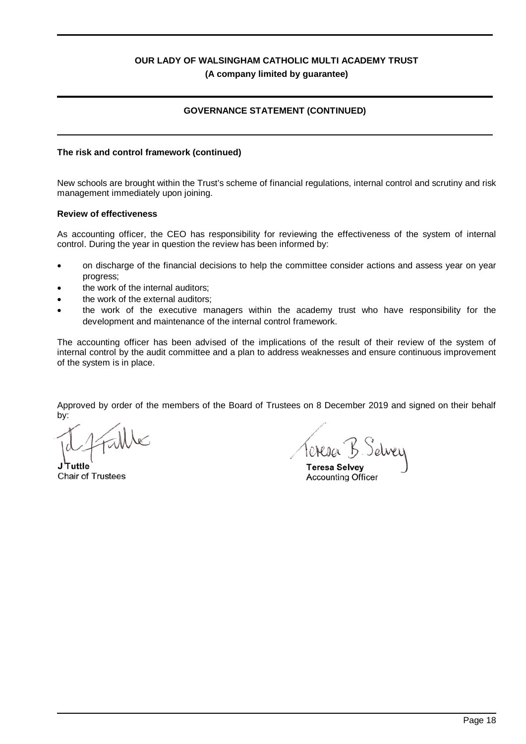**OUR LADY OF WALSINGHAM CATHOLIC MULTI ACADEMY TRUST**
**(A company limited by guarantee)**

## GOVERNANCE STATEMENT (CONTINUED)

### The risk and control framework (continued)

New schools are brought within the Trust's scheme of financial regulations, internal control and scrutiny and risk management immediately upon joining.

### Review of effectiveness

As accounting officer, the CEO has responsibility for reviewing the effectiveness of the system of internal control. During the year in question the review has been informed by:

- on discharge of the financial decisions to help the committee consider actions and assess year on year progress;
- the work of the internal auditors;
- the work of the external auditors;
- the work of the executive managers within the academy trust who have responsibility for the development and maintenance of the internal control framework.

The accounting officer has been advised of the implications of the result of their review of the system of internal control by the audit committee and a plan to address weaknesses and ensure continuous improvement of the system is in place.

Approved by order of the members of the Board of Trustees on 8 December 2019 and signed on their behalf by:

**J Tuttle**
Chair of Trustees

**Teresa Selvey**
Accounting Officer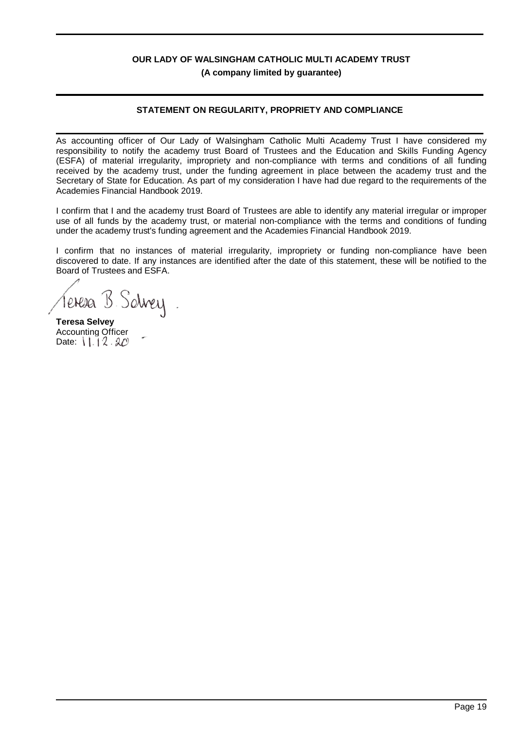**OUR LADY OF WALSINGHAM CATHOLIC MULTI ACADEMY TRUST**
**(A company limited by guarantee)**

## STATEMENT ON REGULARITY, PROPRIETY AND COMPLIANCE

As accounting officer of Our Lady of Walsingham Catholic Multi Academy Trust I have considered my responsibility to notify the academy trust Board of Trustees and the Education and Skills Funding Agency (ESFA) of material irregularity, impropriety and non-compliance with terms and conditions of all funding received by the academy trust, under the funding agreement in place between the academy trust and the Secretary of State for Education. As part of my consideration I have had due regard to the requirements of the Academies Financial Handbook 2019.

I confirm that I and the academy trust Board of Trustees are able to identify any material irregular or improper use of all funds by the academy trust, or material non-compliance with the terms and conditions of funding under the academy trust's funding agreement and the Academies Financial Handbook 2019.

I confirm that no instances of material irregularity, impropriety or funding non-compliance have been discovered to date. If any instances are identified after the date of this statement, these will be notified to the Board of Trustees and ESFA.

Teresa B. Selvey

**Teresa Selvey**
Accounting Officer
Date: 11.12.20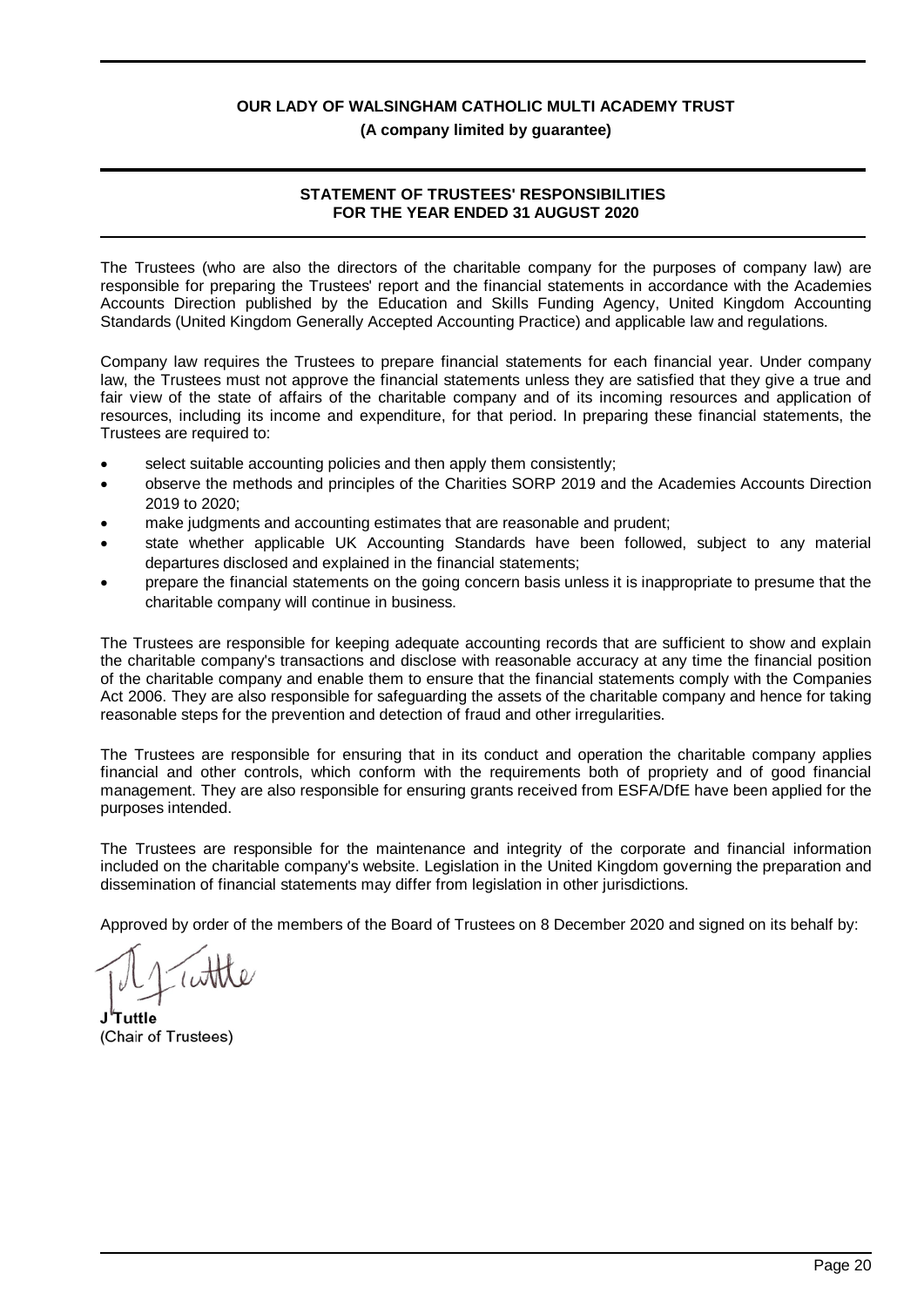**OUR LADY OF WALSINGHAM CATHOLIC MULTI ACADEMY TRUST**

**(A company limited by guarantee)**

## STATEMENT OF TRUSTEES' RESPONSIBILITIES FOR THE YEAR ENDED 31 AUGUST 2020

The Trustees (who are also the directors of the charitable company for the purposes of company law) are responsible for preparing the Trustees' report and the financial statements in accordance with the Academies Accounts Direction published by the Education and Skills Funding Agency, United Kingdom Accounting Standards (United Kingdom Generally Accepted Accounting Practice) and applicable law and regulations.

Company law requires the Trustees to prepare financial statements for each financial year. Under company law, the Trustees must not approve the financial statements unless they are satisfied that they give a true and fair view of the state of affairs of the charitable company and of its incoming resources and application of resources, including its income and expenditure, for that period. In preparing these financial statements, the Trustees are required to:

- select suitable accounting policies and then apply them consistently;
- observe the methods and principles of the Charities SORP 2019 and the Academies Accounts Direction 2019 to 2020;
- make judgments and accounting estimates that are reasonable and prudent;
- state whether applicable UK Accounting Standards have been followed, subject to any material departures disclosed and explained in the financial statements;
- prepare the financial statements on the going concern basis unless it is inappropriate to presume that the charitable company will continue in business.

The Trustees are responsible for keeping adequate accounting records that are sufficient to show and explain the charitable company's transactions and disclose with reasonable accuracy at any time the financial position of the charitable company and enable them to ensure that the financial statements comply with the Companies Act 2006. They are also responsible for safeguarding the assets of the charitable company and hence for taking reasonable steps for the prevention and detection of fraud and other irregularities.

The Trustees are responsible for ensuring that in its conduct and operation the charitable company applies financial and other controls, which conform with the requirements both of propriety and of good financial management. They are also responsible for ensuring grants received from ESFA/DfE have been applied for the purposes intended.

The Trustees are responsible for the maintenance and integrity of the corporate and financial information included on the charitable company's website. Legislation in the United Kingdom governing the preparation and dissemination of financial statements may differ from legislation in other jurisdictions.

Approved by order of the members of the Board of Trustees on 8 December 2020 and signed on its behalf by:

**J Tuttle**
(Chair of Trustees)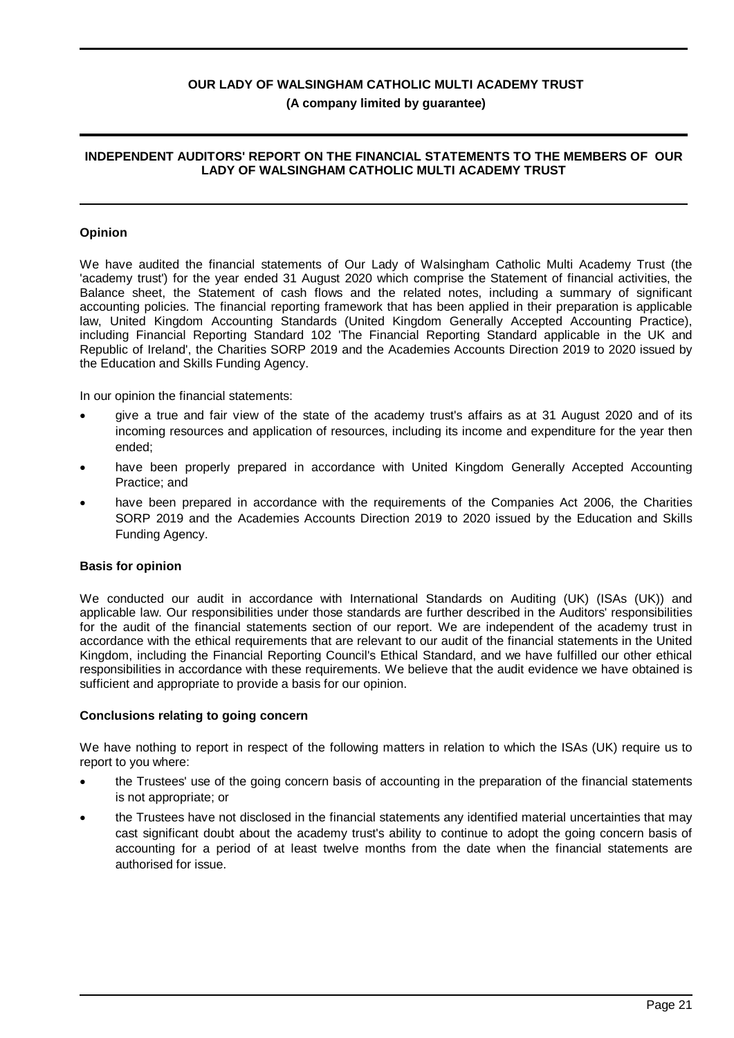# OUR LADY OF WALSINGHAM CATHOLIC MULTI ACADEMY TRUST

**(A company limited by guarantee)**

## INDEPENDENT AUDITORS' REPORT ON THE FINANCIAL STATEMENTS TO THE MEMBERS OF OUR LADY OF WALSINGHAM CATHOLIC MULTI ACADEMY TRUST

### Opinion

We have audited the financial statements of Our Lady of Walsingham Catholic Multi Academy Trust (the 'academy trust') for the year ended 31 August 2020 which comprise the Statement of financial activities, the Balance sheet, the Statement of cash flows and the related notes, including a summary of significant accounting policies. The financial reporting framework that has been applied in their preparation is applicable law, United Kingdom Accounting Standards (United Kingdom Generally Accepted Accounting Practice), including Financial Reporting Standard 102 'The Financial Reporting Standard applicable in the UK and Republic of Ireland', the Charities SORP 2019 and the Academies Accounts Direction 2019 to 2020 issued by the Education and Skills Funding Agency.

In our opinion the financial statements:

- give a true and fair view of the state of the academy trust's affairs as at 31 August 2020 and of its incoming resources and application of resources, including its income and expenditure for the year then ended;
- have been properly prepared in accordance with United Kingdom Generally Accepted Accounting Practice; and
- have been prepared in accordance with the requirements of the Companies Act 2006, the Charities SORP 2019 and the Academies Accounts Direction 2019 to 2020 issued by the Education and Skills Funding Agency.

### Basis for opinion

We conducted our audit in accordance with International Standards on Auditing (UK) (ISAs (UK)) and applicable law. Our responsibilities under those standards are further described in the Auditors' responsibilities for the audit of the financial statements section of our report. We are independent of the academy trust in accordance with the ethical requirements that are relevant to our audit of the financial statements in the United Kingdom, including the Financial Reporting Council's Ethical Standard, and we have fulfilled our other ethical responsibilities in accordance with these requirements. We believe that the audit evidence we have obtained is sufficient and appropriate to provide a basis for our opinion.

### Conclusions relating to going concern

We have nothing to report in respect of the following matters in relation to which the ISAs (UK) require us to report to you where:

- the Trustees' use of the going concern basis of accounting in the preparation of the financial statements is not appropriate; or
- the Trustees have not disclosed in the financial statements any identified material uncertainties that may cast significant doubt about the academy trust's ability to continue to adopt the going concern basis of accounting for a period of at least twelve months from the date when the financial statements are authorised for issue.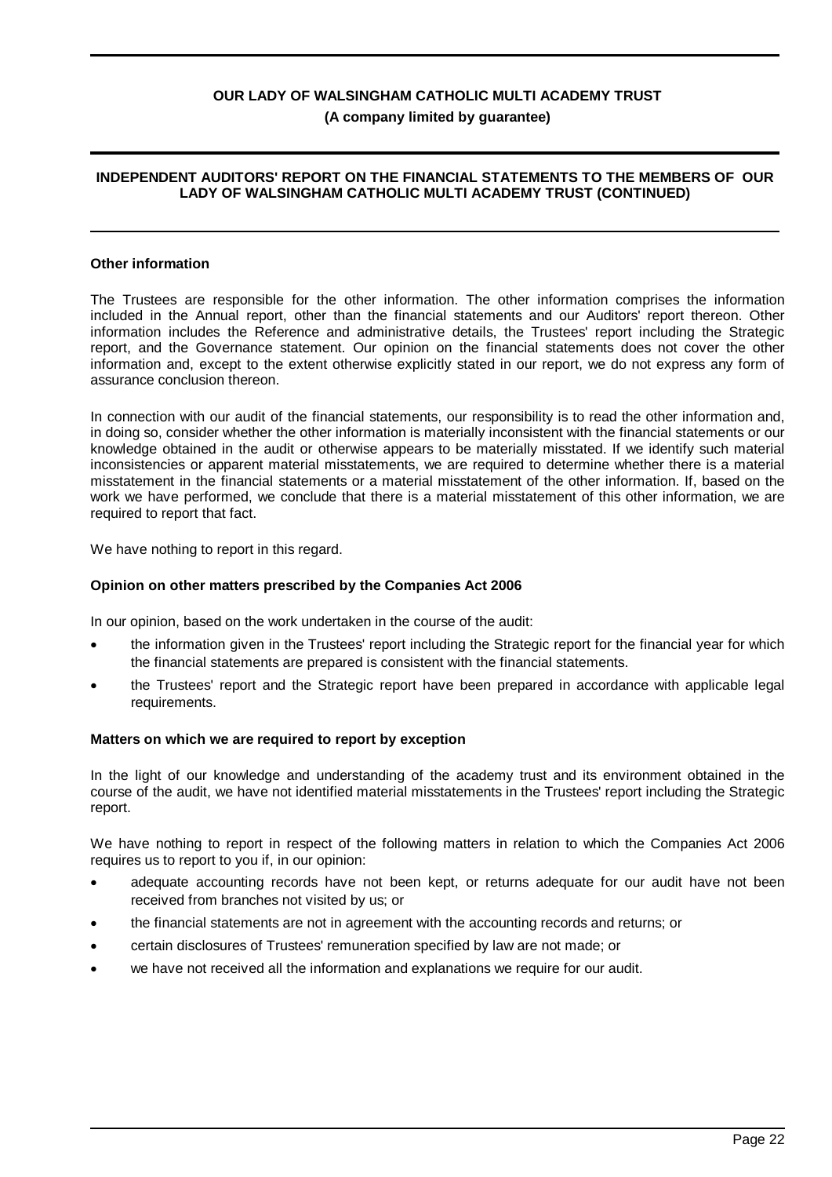## Other information

The Trustees are responsible for the other information. The other information comprises the information included in the Annual report, other than the financial statements and our Auditors' report thereon. Other information includes the Reference and administrative details, the Trustees' report including the Strategic report, and the Governance statement. Our opinion on the financial statements does not cover the other information and, except to the extent otherwise explicitly stated in our report, we do not express any form of assurance conclusion thereon.

In connection with our audit of the financial statements, our responsibility is to read the other information and, in doing so, consider whether the other information is materially inconsistent with the financial statements or our knowledge obtained in the audit or otherwise appears to be materially misstated. If we identify such material inconsistencies or apparent material misstatements, we are required to determine whether there is a material misstatement in the financial statements or a material misstatement of the other information. If, based on the work we have performed, we conclude that there is a material misstatement of this other information, we are required to report that fact.

We have nothing to report in this regard.

## Opinion on other matters prescribed by the Companies Act 2006

In our opinion, based on the work undertaken in the course of the audit:

- the information given in the Trustees' report including the Strategic report for the financial year for which the financial statements are prepared is consistent with the financial statements.
- the Trustees' report and the Strategic report have been prepared in accordance with applicable legal requirements.

## Matters on which we are required to report by exception

In the light of our knowledge and understanding of the academy trust and its environment obtained in the course of the audit, we have not identified material misstatements in the Trustees' report including the Strategic report.

We have nothing to report in respect of the following matters in relation to which the Companies Act 2006 requires us to report to you if, in our opinion:

- adequate accounting records have not been kept, or returns adequate for our audit have not been received from branches not visited by us; or
- the financial statements are not in agreement with the accounting records and returns; or
- certain disclosures of Trustees' remuneration specified by law are not made; or
- we have not received all the information and explanations we require for our audit.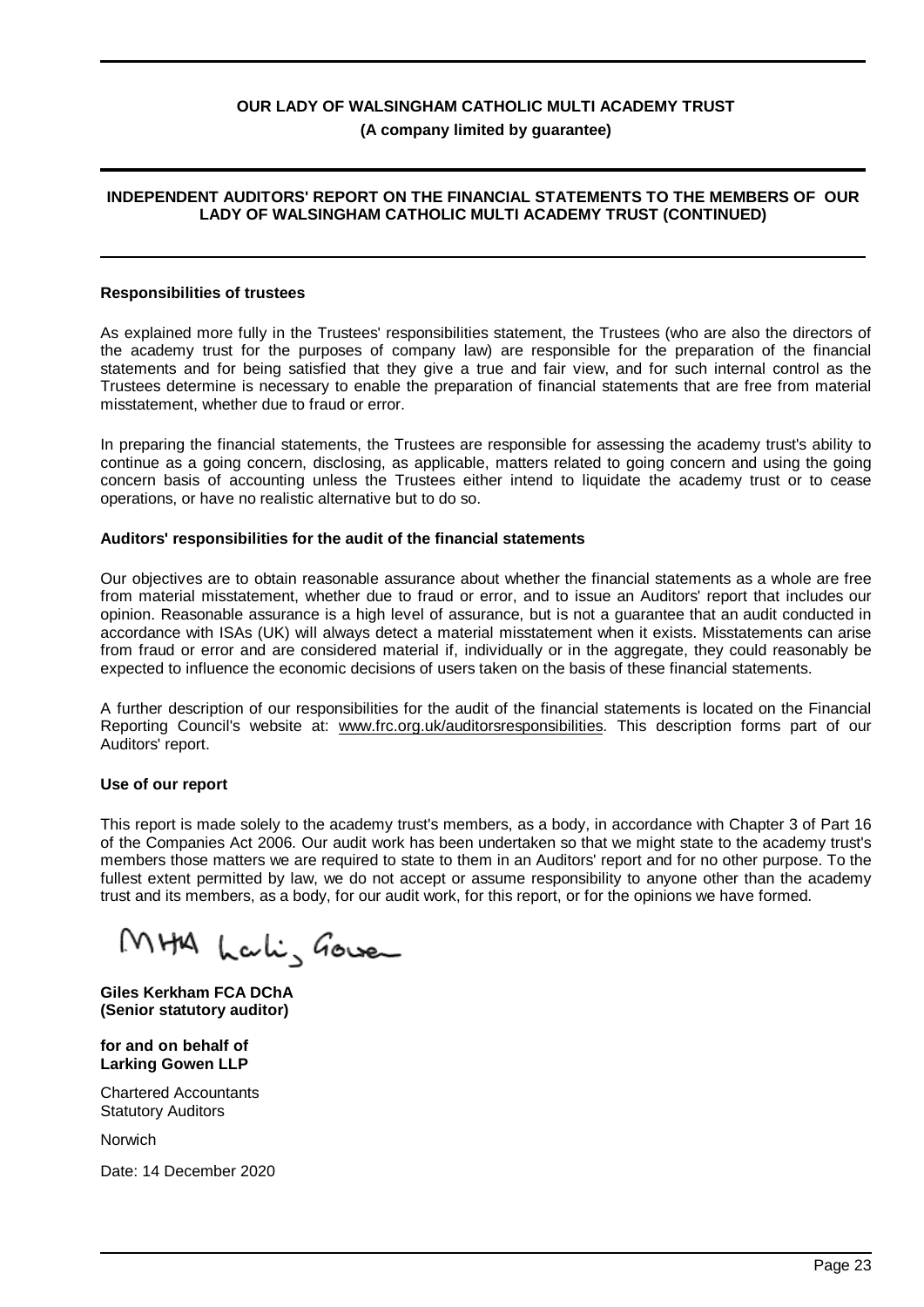**INDEPENDENT AUDITORS' REPORT ON THE FINANCIAL STATEMENTS TO THE MEMBERS OF OUR LADY OF WALSINGHAM CATHOLIC MULTI ACADEMY TRUST (CONTINUED)**

**Responsibilities of trustees**

As explained more fully in the Trustees' responsibilities statement, the Trustees (who are also the directors of the academy trust for the purposes of company law) are responsible for the preparation of the financial statements and for being satisfied that they give a true and fair view, and for such internal control as the Trustees determine is necessary to enable the preparation of financial statements that are free from material misstatement, whether due to fraud or error.

In preparing the financial statements, the Trustees are responsible for assessing the academy trust's ability to continue as a going concern, disclosing, as applicable, matters related to going concern and using the going concern basis of accounting unless the Trustees either intend to liquidate the academy trust or to cease operations, or have no realistic alternative but to do so.

**Auditors' responsibilities for the audit of the financial statements**

Our objectives are to obtain reasonable assurance about whether the financial statements as a whole are free from material misstatement, whether due to fraud or error, and to issue an Auditors' report that includes our opinion. Reasonable assurance is a high level of assurance, but is not a guarantee that an audit conducted in accordance with ISAs (UK) will always detect a material misstatement when it exists. Misstatements can arise from fraud or error and are considered material if, individually or in the aggregate, they could reasonably be expected to influence the economic decisions of users taken on the basis of these financial statements.

A further description of our responsibilities for the audit of the financial statements is located on the Financial Reporting Council's website at: www.frc.org.uk/auditorsresponsibilities. This description forms part of our Auditors' report.

**Use of our report**

This report is made solely to the academy trust's members, as a body, in accordance with Chapter 3 of Part 16 of the Companies Act 2006. Our audit work has been undertaken so that we might state to the academy trust's members those matters we are required to state to them in an Auditors' report and for no other purpose. To the fullest extent permitted by law, we do not accept or assume responsibility to anyone other than the academy trust and its members, as a body, for our audit work, for this report, or for the opinions we have formed.

MHA Larking Gowen

**Giles Kerkham FCA DChA**
**(Senior statutory auditor)**

**for and on behalf of**
**Larking Gowen LLP**

Chartered Accountants
Statutory Auditors

Norwich

Date: 14 December 2020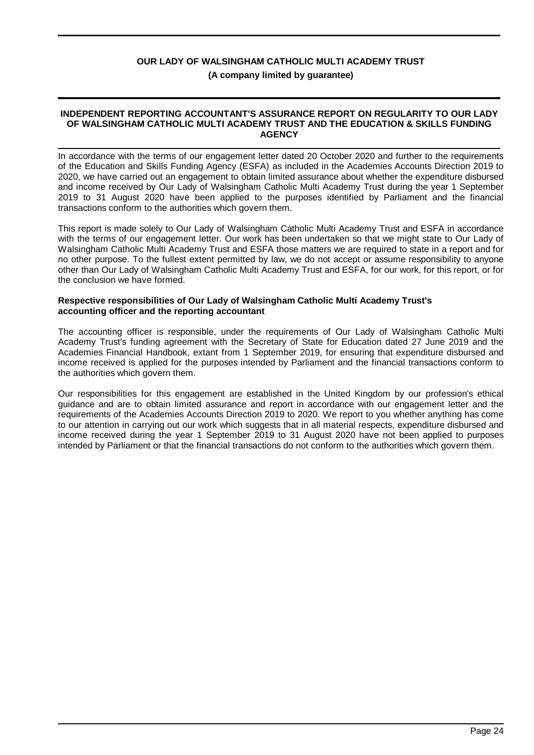## INDEPENDENT REPORTING ACCOUNTANT'S ASSURANCE REPORT ON REGULARITY TO OUR LADY OF WALSINGHAM CATHOLIC MULTI ACADEMY TRUST AND THE EDUCATION & SKILLS FUNDING AGENCY

In accordance with the terms of our engagement letter dated 20 October 2020 and further to the requirements of the Education and Skills Funding Agency (ESFA) as included in the Academies Accounts Direction 2019 to 2020, we have carried out an engagement to obtain limited assurance about whether the expenditure disbursed and income received by Our Lady of Walsingham Catholic Multi Academy Trust during the year 1 September 2019 to 31 August 2020 have been applied to the purposes identified by Parliament and the financial transactions conform to the authorities which govern them.

This report is made solely to Our Lady of Walsingham Catholic Multi Academy Trust and ESFA in accordance with the terms of our engagement letter. Our work has been undertaken so that we might state to Our Lady of Walsingham Catholic Multi Academy Trust and ESFA those matters we are required to state in a report and for no other purpose. To the fullest extent permitted by law, we do not accept or assume responsibility to anyone other than Our Lady of Walsingham Catholic Multi Academy Trust and ESFA, for our work, for this report, or for the conclusion we have formed.

### Respective responsibilities of Our Lady of Walsingham Catholic Multi Academy Trust's accounting officer and the reporting accountant

The accounting officer is responsible, under the requirements of Our Lady of Walsingham Catholic Multi Academy Trust's funding agreement with the Secretary of State for Education dated 27 June 2019 and the Academies Financial Handbook, extant from 1 September 2019, for ensuring that expenditure disbursed and income received is applied for the purposes intended by Parliament and the financial transactions conform to the authorities which govern them.

Our responsibilities for this engagement are established in the United Kingdom by our profession's ethical guidance and are to obtain limited assurance and report in accordance with our engagement letter and the requirements of the Academies Accounts Direction 2019 to 2020. We report to you whether anything has come to our attention in carrying out our work which suggests that in all material respects, expenditure disbursed and income received during the year 1 September 2019 to 31 August 2020 have not been applied to purposes intended by Parliament or that the financial transactions do not conform to the authorities which govern them.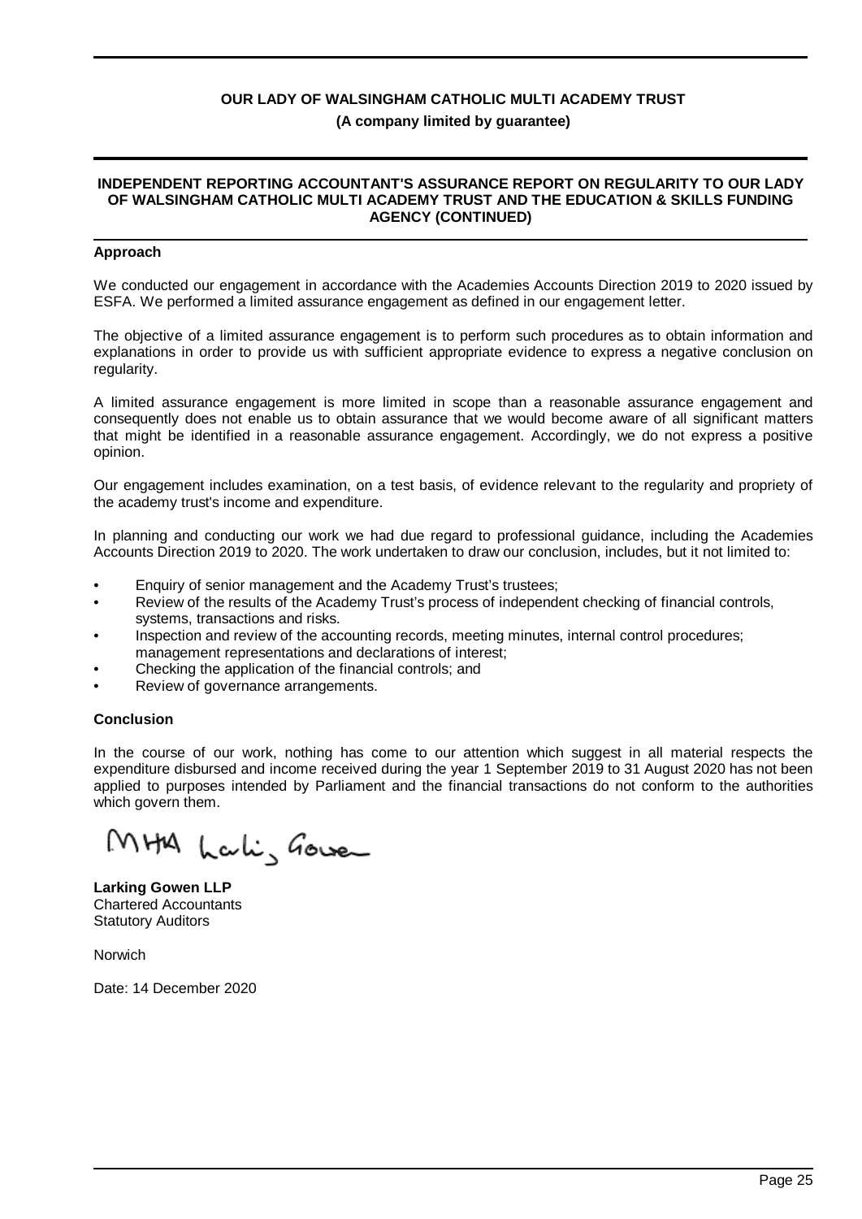**OUR LADY OF WALSINGHAM CATHOLIC MULTI ACADEMY TRUST**

**(A company limited by guarantee)**

## INDEPENDENT REPORTING ACCOUNTANT'S ASSURANCE REPORT ON REGULARITY TO OUR LADY OF WALSINGHAM CATHOLIC MULTI ACADEMY TRUST AND THE EDUCATION & SKILLS FUNDING AGENCY (CONTINUED)

### Approach

We conducted our engagement in accordance with the Academies Accounts Direction 2019 to 2020 issued by ESFA. We performed a limited assurance engagement as defined in our engagement letter.

The objective of a limited assurance engagement is to perform such procedures as to obtain information and explanations in order to provide us with sufficient appropriate evidence to express a negative conclusion on regularity.

A limited assurance engagement is more limited in scope than a reasonable assurance engagement and consequently does not enable us to obtain assurance that we would become aware of all significant matters that might be identified in a reasonable assurance engagement. Accordingly, we do not express a positive opinion.

Our engagement includes examination, on a test basis, of evidence relevant to the regularity and propriety of the academy trust's income and expenditure.

In planning and conducting our work we had due regard to professional guidance, including the Academies Accounts Direction 2019 to 2020. The work undertaken to draw our conclusion, includes, but it not limited to:

- Enquiry of senior management and the Academy Trust's trustees;
- Review of the results of the Academy Trust's process of independent checking of financial controls, systems, transactions and risks.
- Inspection and review of the accounting records, meeting minutes, internal control procedures; management representations and declarations of interest;
- Checking the application of the financial controls; and
- Review of governance arrangements.

### Conclusion

In the course of our work, nothing has come to our attention which suggest in all material respects the expenditure disbursed and income received during the year 1 September 2019 to 31 August 2020 has not been applied to purposes intended by Parliament and the financial transactions do not conform to the authorities which govern them.

MHA Larking Gowen

**Larking Gowen LLP**
Chartered Accountants
Statutory Auditors

Norwich

Date: 14 December 2020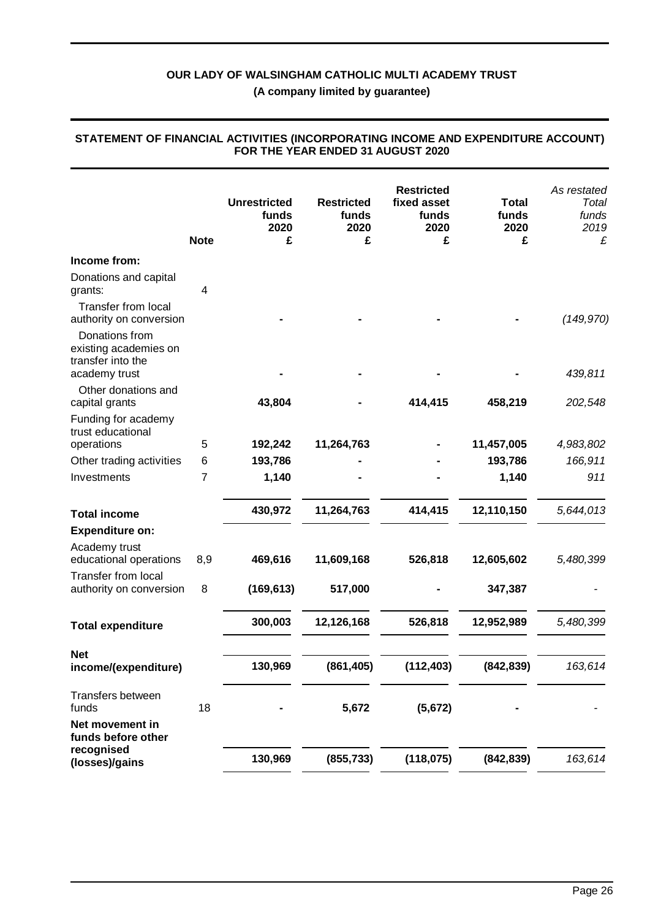**OUR LADY OF WALSINGHAM CATHOLIC MULTI ACADEMY TRUST**

**(A company limited by guarantee)**

## STATEMENT OF FINANCIAL ACTIVITIES (INCORPORATING INCOME AND EXPENDITURE ACCOUNT) FOR THE YEAR ENDED 31 AUGUST 2020

| | Note | Unrestricted funds 2020 £ | Restricted funds 2020 £ | Restricted fixed asset funds 2020 £ | Total funds 2020 £ | *As restated Total funds 2019 £* |
|---|---|---|---|---|---|---|
| **Income from:** | | | | | | |
| Donations and capital grants: | 4 | | | | | |
| Transfer from local authority on conversion | | - | - | - | - | *(149,970)* |
| Donations from existing academies on transfer into the academy trust | | - | - | - | - | *439,811* |
| Other donations and capital grants | | **43,804** | - | **414,415** | **458,219** | *202,548* |
| Funding for academy trust educational operations | 5 | **192,242** | **11,264,763** | - | **11,457,005** | *4,983,802* |
| Other trading activities | 6 | **193,786** | - | - | **193,786** | *166,911* |
| Investments | 7 | **1,140** | - | - | **1,140** | *911* |
| **Total income** | | **430,972** | **11,264,763** | **414,415** | **12,110,150** | *5,644,013* |
| **Expenditure on:** | | | | | | |
| Academy trust educational operations | 8,9 | **469,616** | **11,609,168** | **526,818** | **12,605,602** | *5,480,399* |
| Transfer from local authority on conversion | 8 | **(169,613)** | **517,000** | - | **347,387** | - |
| **Total expenditure** | | **300,003** | **12,126,168** | **526,818** | **12,952,989** | *5,480,399* |
| **Net income/(expenditure)** | | **130,969** | **(861,405)** | **(112,403)** | **(842,839)** | *163,614* |
| Transfers between funds | 18 | - | **5,672** | **(5,672)** | - | - |
| **Net movement in funds before other recognised (losses)/gains** | | **130,969** | **(855,733)** | **(118,075)** | **(842,839)** | *163,614* |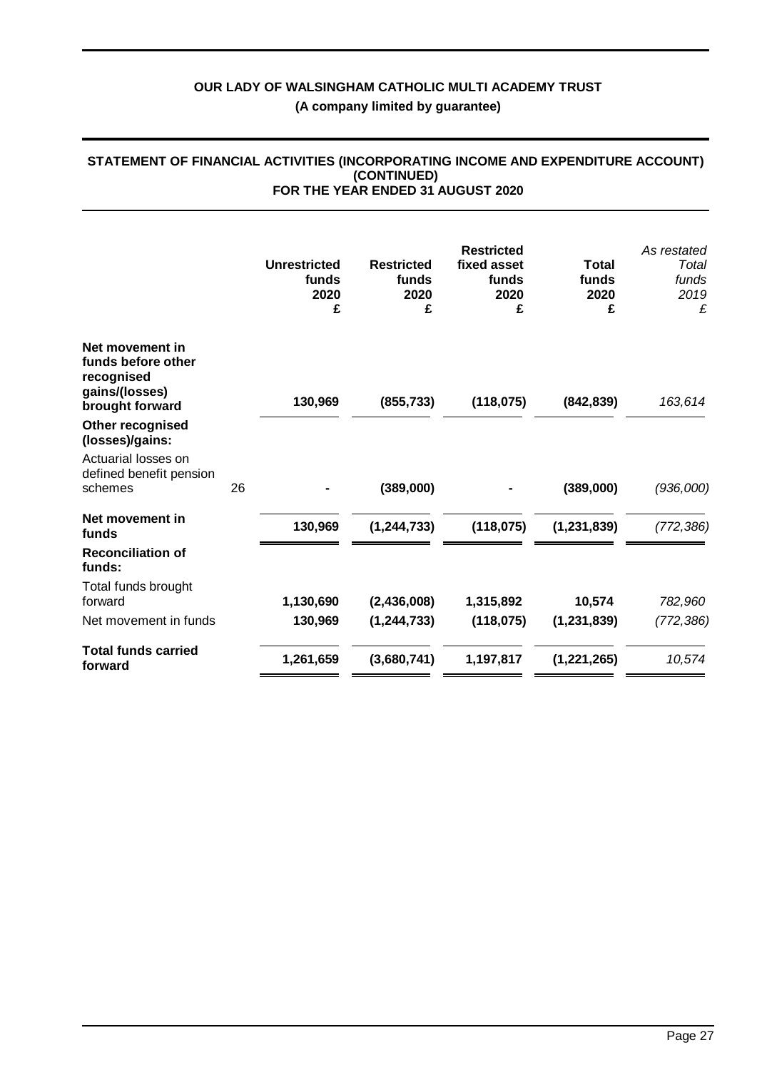# OUR LADY OF WALSINGHAM CATHOLIC MULTI ACADEMY TRUST

**(A company limited by guarantee)**

## STATEMENT OF FINANCIAL ACTIVITIES (INCORPORATING INCOME AND EXPENDITURE ACCOUNT) (CONTINUED) FOR THE YEAR ENDED 31 AUGUST 2020

| | | Unrestricted funds 2020 £ | Restricted funds 2020 £ | Restricted fixed asset funds 2020 £ | Total funds 2020 £ | *As restated Total funds 2019 £* |
|---|---|---|---|---|---|---|
| **Net movement in funds before other recognised gains/(losses) brought forward** | | **130,969** | **(855,733)** | **(118,075)** | **(842,839)** | *163,614* |
| **Other recognised (losses)/gains:** | | | | | | |
| Actuarial losses on defined benefit pension schemes | 26 | **-** | **(389,000)** | **-** | **(389,000)** | *(936,000)* |
| **Net movement in funds** | | **130,969** | **(1,244,733)** | **(118,075)** | **(1,231,839)** | *(772,386)* |
| **Reconciliation of funds:** | | | | | | |
| Total funds brought forward | | **1,130,690** | **(2,436,008)** | **1,315,892** | **10,574** | *782,960* |
| Net movement in funds | | **130,969** | **(1,244,733)** | **(118,075)** | **(1,231,839)** | *(772,386)* |
| **Total funds carried forward** | | **1,261,659** | **(3,680,741)** | **1,197,817** | **(1,221,265)** | *10,574* |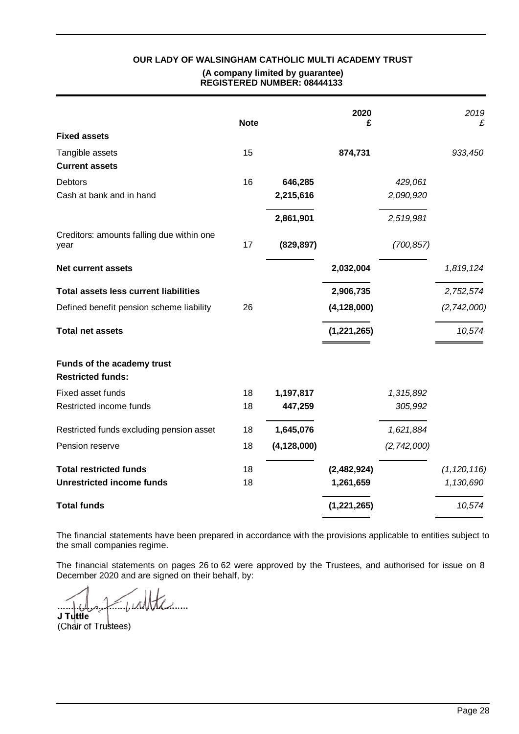# OUR LADY OF WALSINGHAM CATHOLIC MULTI ACADEMY TRUST

**(A company limited by guarantee)**
**REGISTERED NUMBER: 08444133**

| | Note | | 2020 £ | | *2019 £* |
|---|---|---|---|---|---|
| **Fixed assets** | | | | | |
| Tangible assets | 15 | | **874,731** | | *933,450* |
| **Current assets** | | | | | |
| Debtors | 16 | **646,285** | | *429,061* | |
| Cash at bank and in hand | | **2,215,616** | | *2,090,920* | |
| | | **2,861,901** | | *2,519,981* | |
| Creditors: amounts falling due within one year | 17 | **(829,897)** | | *(700,857)* | |
| **Net current assets** | | | **2,032,004** | | *1,819,124* |
| **Total assets less current liabilities** | | | **2,906,735** | | *2,752,574* |
| Defined benefit pension scheme liability | 26 | | **(4,128,000)** | | *(2,742,000)* |
| **Total net assets** | | | **(1,221,265)** | | *10,574* |
| **Funds of the academy trust** | | | | | |
| **Restricted funds:** | | | | | |
| Fixed asset funds | 18 | **1,197,817** | | *1,315,892* | |
| Restricted income funds | 18 | **447,259** | | *305,992* | |
| Restricted funds excluding pension asset | 18 | **1,645,076** | | *1,621,884* | |
| Pension reserve | 18 | **(4,128,000)** | | *(2,742,000)* | |
| **Total restricted funds** | 18 | | **(2,482,924)** | | *(1,120,116)* |
| **Unrestricted income funds** | 18 | | **1,261,659** | | *1,130,690* |
| **Total funds** | | | **(1,221,265)** | | *10,574* |

The financial statements have been prepared in accordance with the provisions applicable to entities subject to the small companies regime.

The financial statements on pages 26 to 62 were approved by the Trustees, and authorised for issue on 8 December 2020 and are signed on their behalf, by:

................................................

**J Tuttle**
(Chair of Trustees)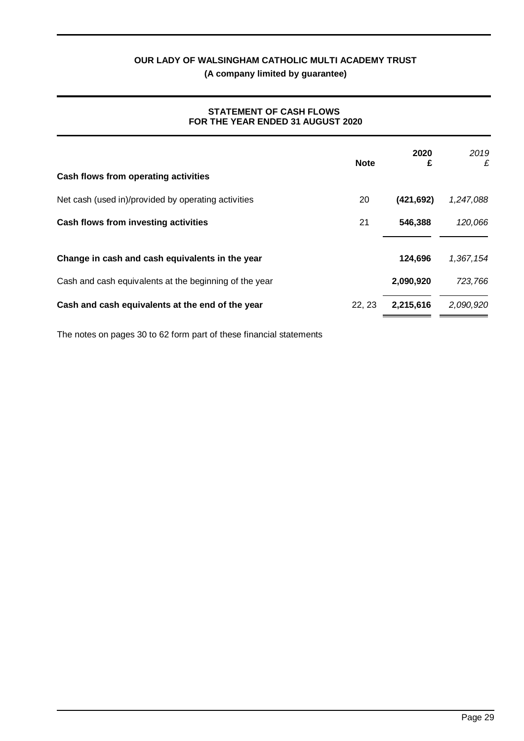**OUR LADY OF WALSINGHAM CATHOLIC MULTI ACADEMY TRUST**

**(A company limited by guarantee)**

## STATEMENT OF CASH FLOWS
## FOR THE YEAR ENDED 31 AUGUST 2020

| | Note | 2020 £ | *2019 £* |
|---|---|---|---|
| **Cash flows from operating activities** | | | |
| Net cash (used in)/provided by operating activities | 20 | **(421,692)** | *1,247,088* |
| **Cash flows from investing activities** | 21 | **546,388** | *120,066* |
| **Change in cash and cash equivalents in the year** | | **124,696** | *1,367,154* |
| Cash and cash equivalents at the beginning of the year | | **2,090,920** | *723,766* |
| **Cash and cash equivalents at the end of the year** | 22, 23 | **2,215,616** | *2,090,920* |

The notes on pages 30 to 62 form part of these financial statements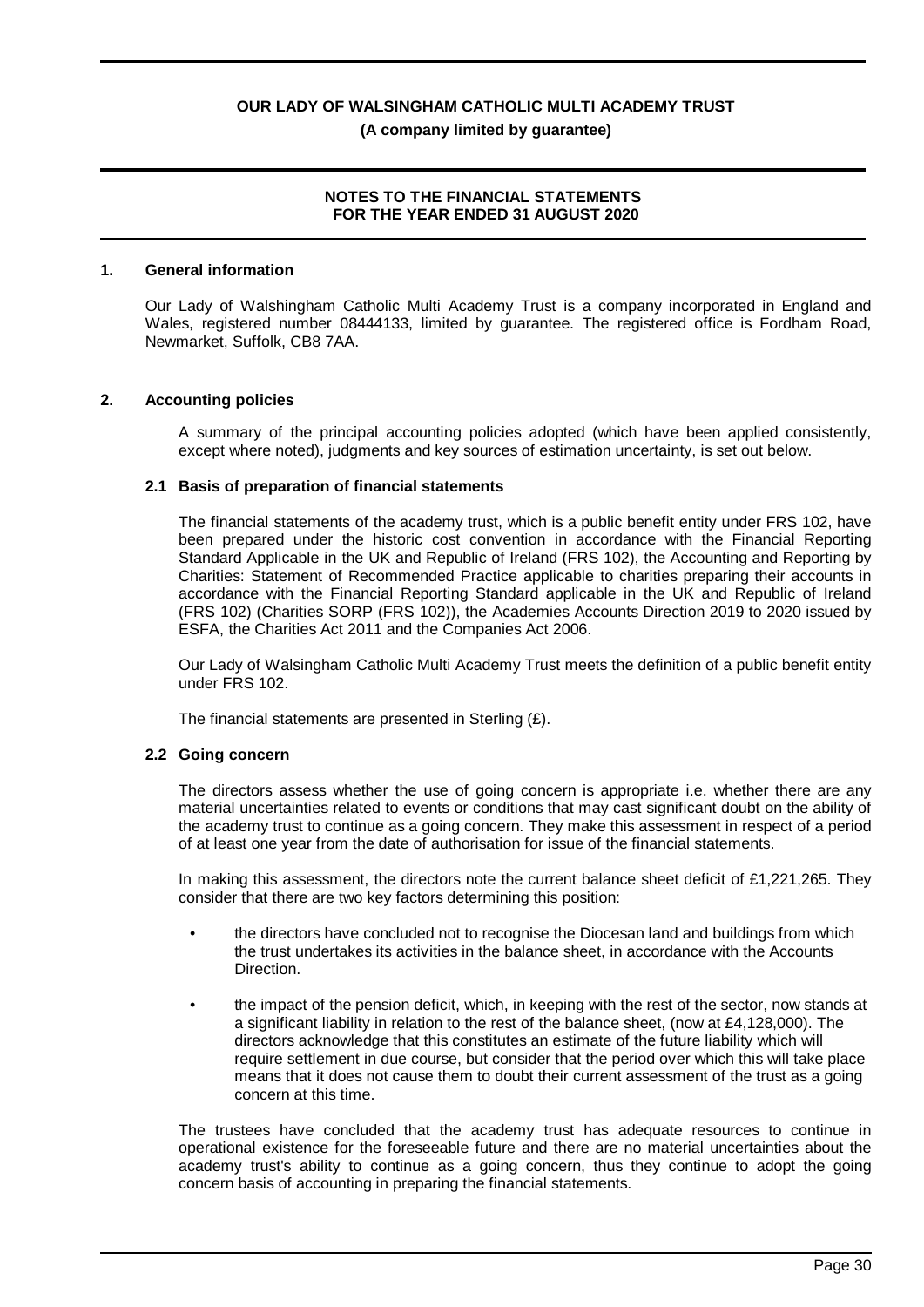# OUR LADY OF WALSINGHAM CATHOLIC MULTI ACADEMY TRUST

**(A company limited by guarantee)**

**NOTES TO THE FINANCIAL STATEMENTS FOR THE YEAR ENDED 31 AUGUST 2020**

## 1. General information

Our Lady of Walshingham Catholic Multi Academy Trust is a company incorporated in England and Wales, registered number 08444133, limited by guarantee. The registered office is Fordham Road, Newmarket, Suffolk, CB8 7AA.

## 2. Accounting policies

A summary of the principal accounting policies adopted (which have been applied consistently, except where noted), judgments and key sources of estimation uncertainty, is set out below.

### 2.1 Basis of preparation of financial statements

The financial statements of the academy trust, which is a public benefit entity under FRS 102, have been prepared under the historic cost convention in accordance with the Financial Reporting Standard Applicable in the UK and Republic of Ireland (FRS 102), the Accounting and Reporting by Charities: Statement of Recommended Practice applicable to charities preparing their accounts in accordance with the Financial Reporting Standard applicable in the UK and Republic of Ireland (FRS 102) (Charities SORP (FRS 102)), the Academies Accounts Direction 2019 to 2020 issued by ESFA, the Charities Act 2011 and the Companies Act 2006.

Our Lady of Walsingham Catholic Multi Academy Trust meets the definition of a public benefit entity under FRS 102.

The financial statements are presented in Sterling (£).

### 2.2 Going concern

The directors assess whether the use of going concern is appropriate i.e. whether there are any material uncertainties related to events or conditions that may cast significant doubt on the ability of the academy trust to continue as a going concern. They make this assessment in respect of a period of at least one year from the date of authorisation for issue of the financial statements.

In making this assessment, the directors note the current balance sheet deficit of £1,221,265. They consider that there are two key factors determining this position:

- the directors have concluded not to recognise the Diocesan land and buildings from which the trust undertakes its activities in the balance sheet, in accordance with the Accounts Direction.
- the impact of the pension deficit, which, in keeping with the rest of the sector, now stands at a significant liability in relation to the rest of the balance sheet, (now at £4,128,000). The directors acknowledge that this constitutes an estimate of the future liability which will require settlement in due course, but consider that the period over which this will take place means that it does not cause them to doubt their current assessment of the trust as a going concern at this time.

The trustees have concluded that the academy trust has adequate resources to continue in operational existence for the foreseeable future and there are no material uncertainties about the academy trust's ability to continue as a going concern, thus they continue to adopt the going concern basis of accounting in preparing the financial statements.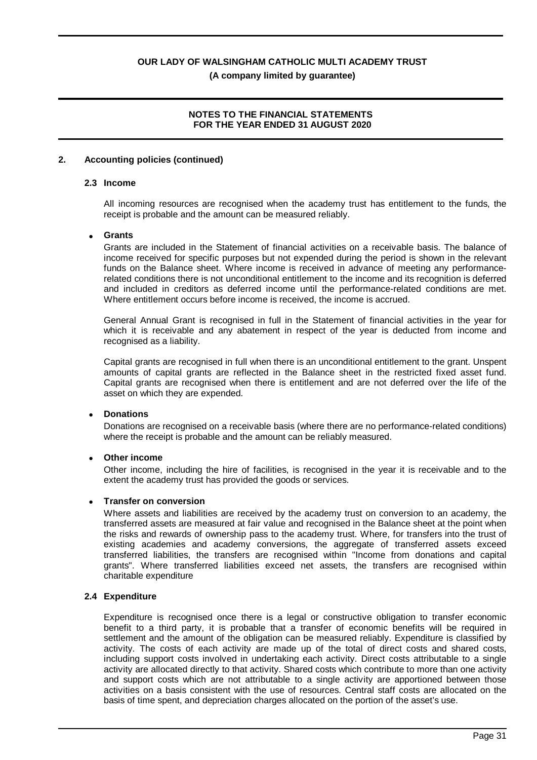## 2. Accounting policies (continued)

### 2.3 Income

All incoming resources are recognised when the academy trust has entitlement to the funds, the receipt is probable and the amount can be measured reliably.

- **Grants**

Grants are included in the Statement of financial activities on a receivable basis. The balance of income received for specific purposes but not expended during the period is shown in the relevant funds on the Balance sheet. Where income is received in advance of meeting any performance-related conditions there is not unconditional entitlement to the income and its recognition is deferred and included in creditors as deferred income until the performance-related conditions are met. Where entitlement occurs before income is received, the income is accrued.

General Annual Grant is recognised in full in the Statement of financial activities in the year for which it is receivable and any abatement in respect of the year is deducted from income and recognised as a liability.

Capital grants are recognised in full when there is an unconditional entitlement to the grant. Unspent amounts of capital grants are reflected in the Balance sheet in the restricted fixed asset fund. Capital grants are recognised when there is entitlement and are not deferred over the life of the asset on which they are expended.

- **Donations**

Donations are recognised on a receivable basis (where there are no performance-related conditions) where the receipt is probable and the amount can be reliably measured.

- **Other income**

Other income, including the hire of facilities, is recognised in the year it is receivable and to the extent the academy trust has provided the goods or services.

- **Transfer on conversion**

Where assets and liabilities are received by the academy trust on conversion to an academy, the transferred assets are measured at fair value and recognised in the Balance sheet at the point when the risks and rewards of ownership pass to the academy trust. Where, for transfers into the trust of existing academies and academy conversions, the aggregate of transferred assets exceed transferred liabilities, the transfers are recognised within "Income from donations and capital grants". Where transferred liabilities exceed net assets, the transfers are recognised within charitable expenditure

### 2.4 Expenditure

Expenditure is recognised once there is a legal or constructive obligation to transfer economic benefit to a third party, it is probable that a transfer of economic benefits will be required in settlement and the amount of the obligation can be measured reliably. Expenditure is classified by activity. The costs of each activity are made up of the total of direct costs and shared costs, including support costs involved in undertaking each activity. Direct costs attributable to a single activity are allocated directly to that activity. Shared costs which contribute to more than one activity and support costs which are not attributable to a single activity are apportioned between those activities on a basis consistent with the use of resources. Central staff costs are allocated on the basis of time spent, and depreciation charges allocated on the portion of the asset's use.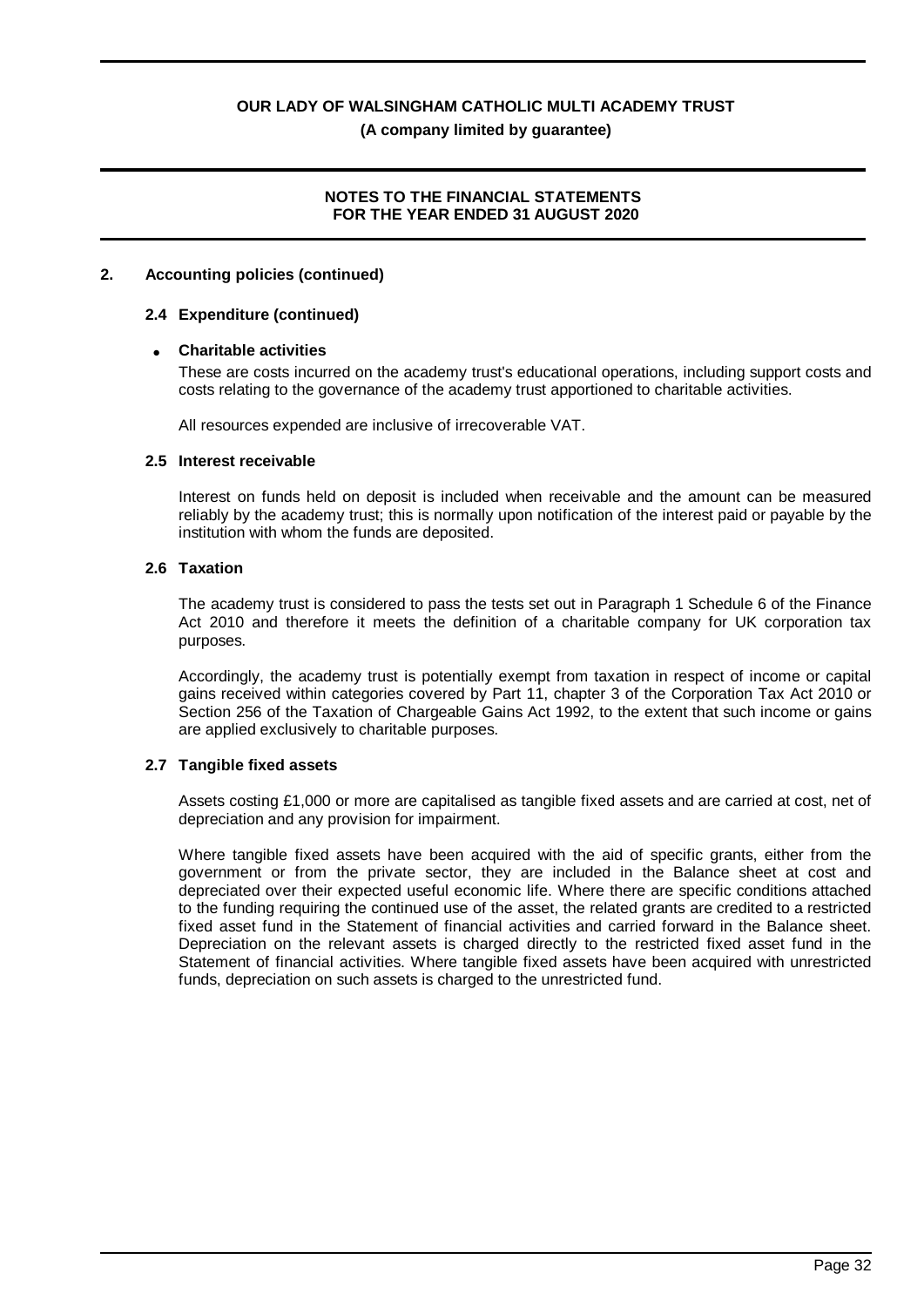## 2. Accounting policies (continued)

### 2.4 Expenditure (continued)

- **Charitable activities**

  These are costs incurred on the academy trust's educational operations, including support costs and costs relating to the governance of the academy trust apportioned to charitable activities.

  All resources expended are inclusive of irrecoverable VAT.

### 2.5 Interest receivable

Interest on funds held on deposit is included when receivable and the amount can be measured reliably by the academy trust; this is normally upon notification of the interest paid or payable by the institution with whom the funds are deposited.

### 2.6 Taxation

The academy trust is considered to pass the tests set out in Paragraph 1 Schedule 6 of the Finance Act 2010 and therefore it meets the definition of a charitable company for UK corporation tax purposes.

Accordingly, the academy trust is potentially exempt from taxation in respect of income or capital gains received within categories covered by Part 11, chapter 3 of the Corporation Tax Act 2010 or Section 256 of the Taxation of Chargeable Gains Act 1992, to the extent that such income or gains are applied exclusively to charitable purposes.

### 2.7 Tangible fixed assets

Assets costing £1,000 or more are capitalised as tangible fixed assets and are carried at cost, net of depreciation and any provision for impairment.

Where tangible fixed assets have been acquired with the aid of specific grants, either from the government or from the private sector, they are included in the Balance sheet at cost and depreciated over their expected useful economic life. Where there are specific conditions attached to the funding requiring the continued use of the asset, the related grants are credited to a restricted fixed asset fund in the Statement of financial activities and carried forward in the Balance sheet. Depreciation on the relevant assets is charged directly to the restricted fixed asset fund in the Statement of financial activities. Where tangible fixed assets have been acquired with unrestricted funds, depreciation on such assets is charged to the unrestricted fund.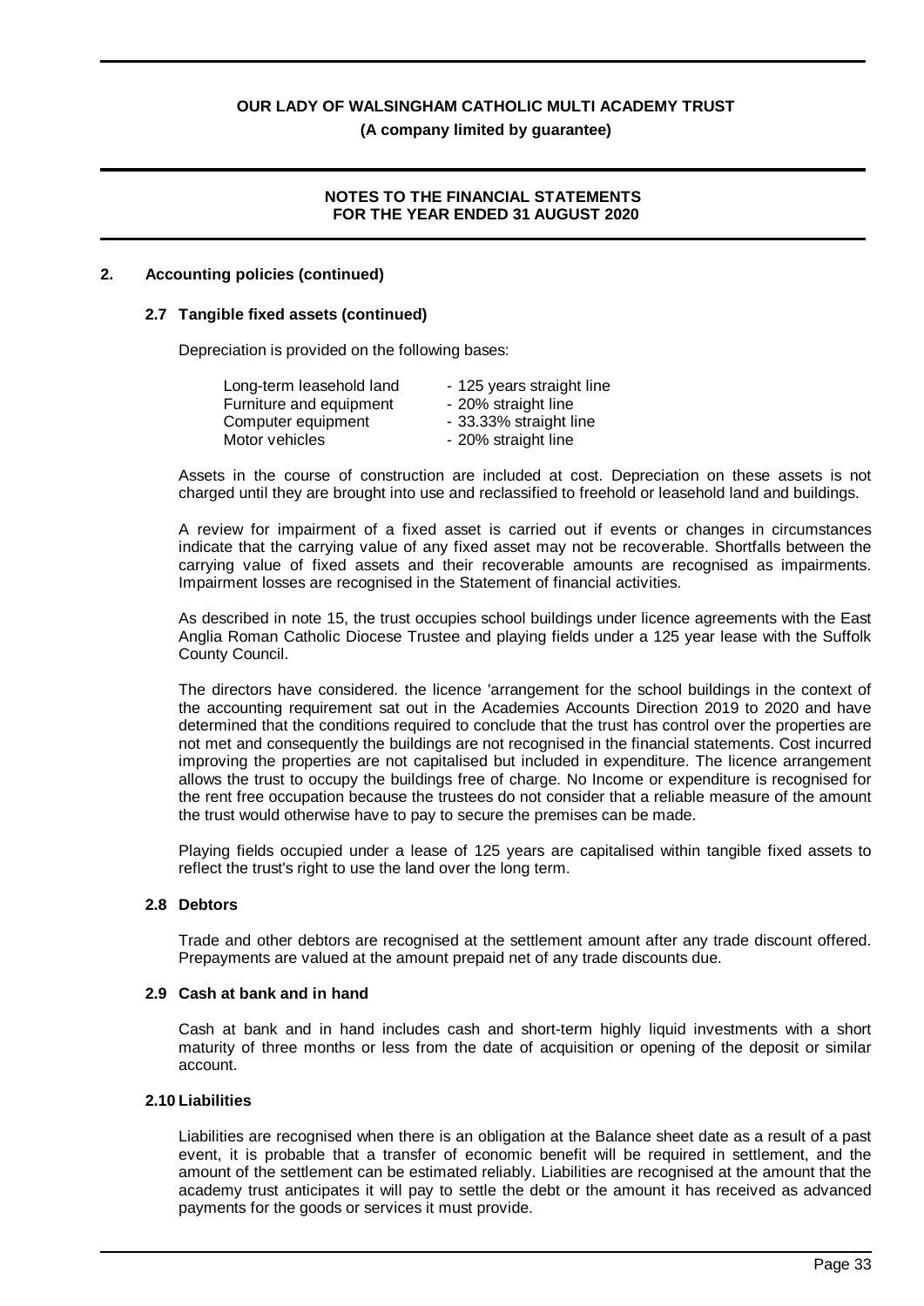## 2. Accounting policies (continued)

### 2.7 Tangible fixed assets (continued)

Depreciation is provided on the following bases:

| | |
|---|---|
| Long-term leasehold land | - 125 years straight line |
| Furniture and equipment | - 20% straight line |
| Computer equipment | - 33.33% straight line |
| Motor vehicles | - 20% straight line |

Assets in the course of construction are included at cost. Depreciation on these assets is not charged until they are brought into use and reclassified to freehold or leasehold land and buildings.

A review for impairment of a fixed asset is carried out if events or changes in circumstances indicate that the carrying value of any fixed asset may not be recoverable. Shortfalls between the carrying value of fixed assets and their recoverable amounts are recognised as impairments. Impairment losses are recognised in the Statement of financial activities.

As described in note 15, the trust occupies school buildings under licence agreements with the East Anglia Roman Catholic Diocese Trustee and playing fields under a 125 year lease with the Suffolk County Council.

The directors have considered. the licence 'arrangement for the school buildings in the context of the accounting requirement sat out in the Academies Accounts Direction 2019 to 2020 and have determined that the conditions required to conclude that the trust has control over the properties are not met and consequently the buildings are not recognised in the financial statements. Cost incurred improving the properties are not capitalised but included in expenditure. The licence arrangement allows the trust to occupy the buildings free of charge. No Income or expenditure is recognised for the rent free occupation because the trustees do not consider that a reliable measure of the amount the trust would otherwise have to pay to secure the premises can be made.

Playing fields occupied under a lease of 125 years are capitalised within tangible fixed assets to reflect the trust's right to use the land over the long term.

### 2.8 Debtors

Trade and other debtors are recognised at the settlement amount after any trade discount offered. Prepayments are valued at the amount prepaid net of any trade discounts due.

### 2.9 Cash at bank and in hand

Cash at bank and in hand includes cash and short-term highly liquid investments with a short maturity of three months or less from the date of acquisition or opening of the deposit or similar account.

### 2.10 Liabilities

Liabilities are recognised when there is an obligation at the Balance sheet date as a result of a past event, it is probable that a transfer of economic benefit will be required in settlement, and the amount of the settlement can be estimated reliably. Liabilities are recognised at the amount that the academy trust anticipates it will pay to settle the debt or the amount it has received as advanced payments for the goods or services it must provide.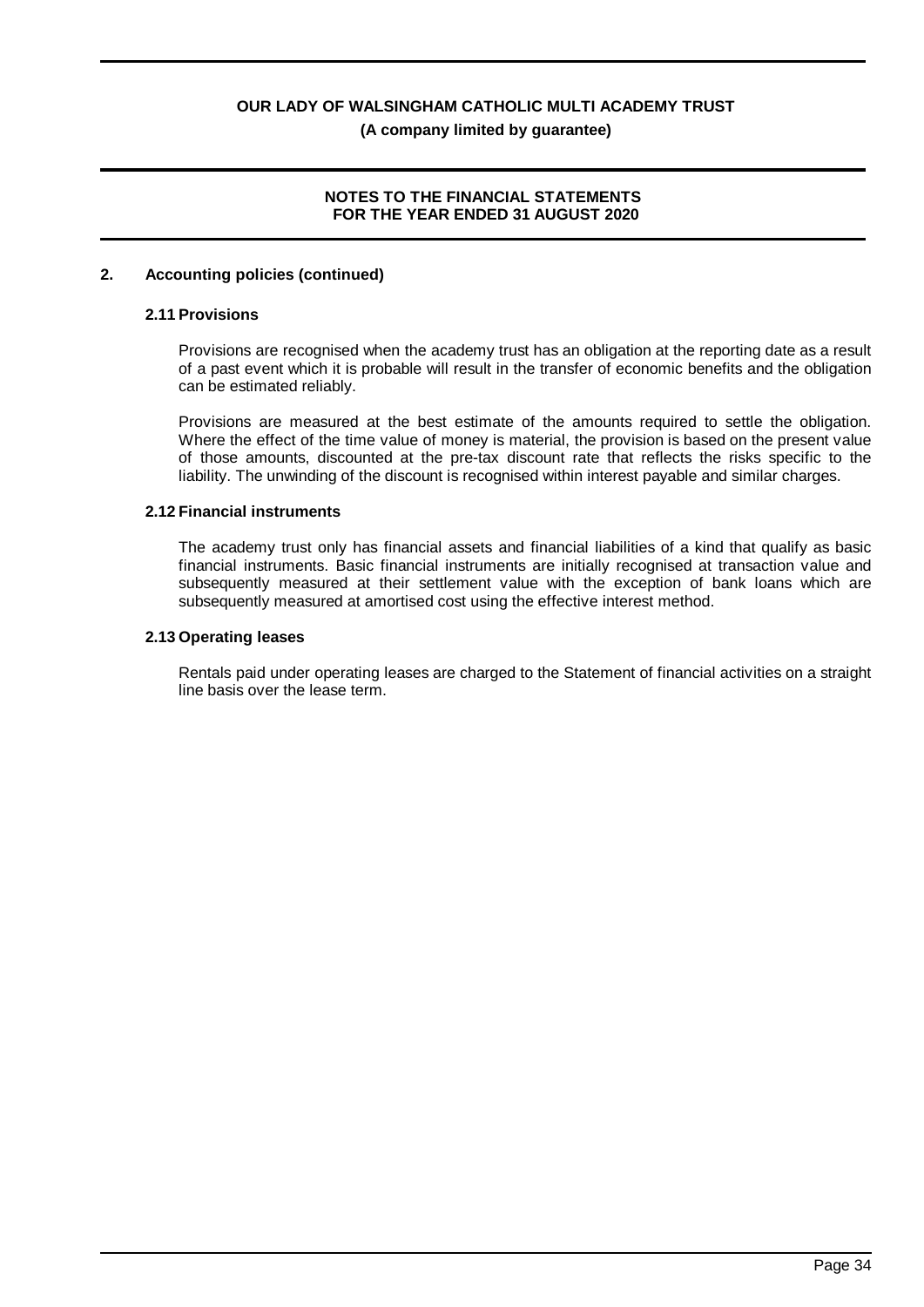## 2. Accounting policies (continued)

### 2.11 Provisions

Provisions are recognised when the academy trust has an obligation at the reporting date as a result of a past event which it is probable will result in the transfer of economic benefits and the obligation can be estimated reliably.

Provisions are measured at the best estimate of the amounts required to settle the obligation. Where the effect of the time value of money is material, the provision is based on the present value of those amounts, discounted at the pre-tax discount rate that reflects the risks specific to the liability. The unwinding of the discount is recognised within interest payable and similar charges.

### 2.12 Financial instruments

The academy trust only has financial assets and financial liabilities of a kind that qualify as basic financial instruments. Basic financial instruments are initially recognised at transaction value and subsequently measured at their settlement value with the exception of bank loans which are subsequently measured at amortised cost using the effective interest method.

### 2.13 Operating leases

Rentals paid under operating leases are charged to the Statement of financial activities on a straight line basis over the lease term.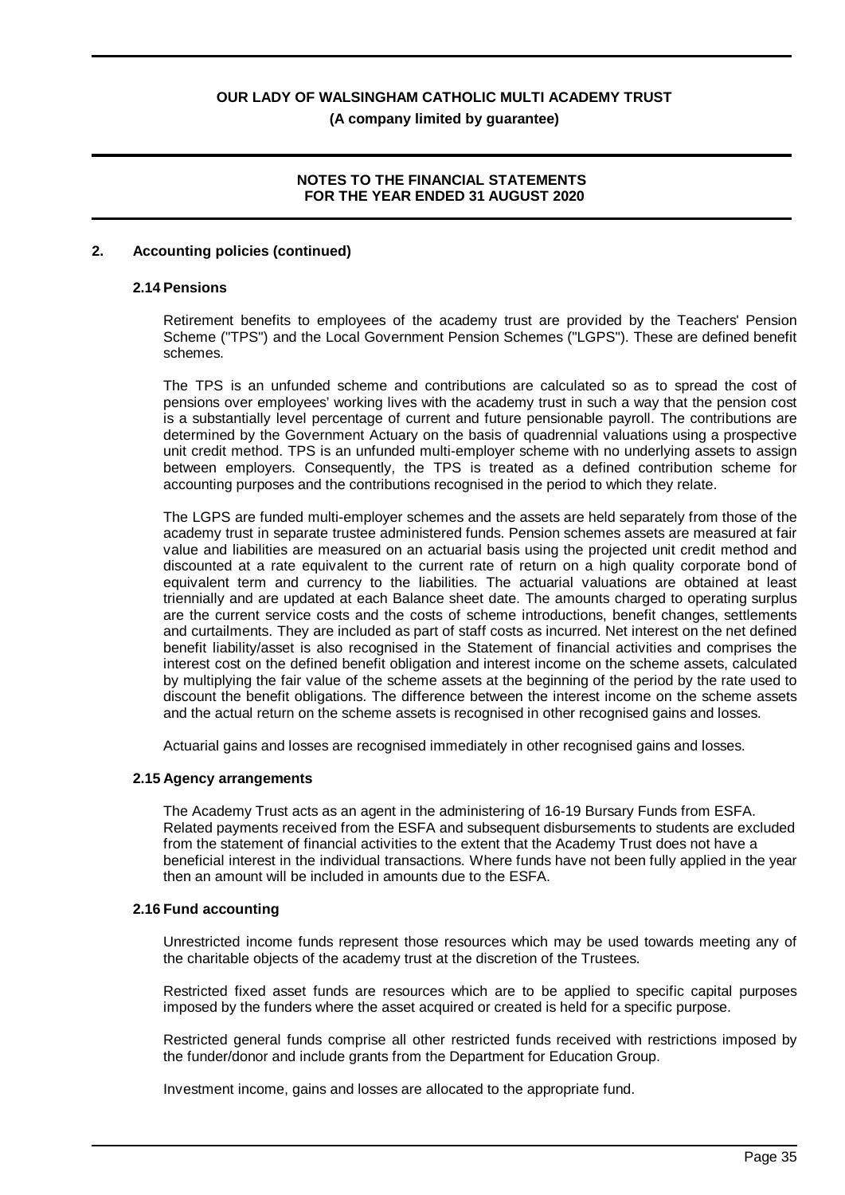## 2. Accounting policies (continued)

### 2.14 Pensions

Retirement benefits to employees of the academy trust are provided by the Teachers' Pension Scheme ("TPS") and the Local Government Pension Schemes ("LGPS"). These are defined benefit schemes.

The TPS is an unfunded scheme and contributions are calculated so as to spread the cost of pensions over employees' working lives with the academy trust in such a way that the pension cost is a substantially level percentage of current and future pensionable payroll. The contributions are determined by the Government Actuary on the basis of quadrennial valuations using a prospective unit credit method. TPS is an unfunded multi-employer scheme with no underlying assets to assign between employers. Consequently, the TPS is treated as a defined contribution scheme for accounting purposes and the contributions recognised in the period to which they relate.

The LGPS are funded multi-employer schemes and the assets are held separately from those of the academy trust in separate trustee administered funds. Pension schemes assets are measured at fair value and liabilities are measured on an actuarial basis using the projected unit credit method and discounted at a rate equivalent to the current rate of return on a high quality corporate bond of equivalent term and currency to the liabilities. The actuarial valuations are obtained at least triennially and are updated at each Balance sheet date. The amounts charged to operating surplus are the current service costs and the costs of scheme introductions, benefit changes, settlements and curtailments. They are included as part of staff costs as incurred. Net interest on the net defined benefit liability/asset is also recognised in the Statement of financial activities and comprises the interest cost on the defined benefit obligation and interest income on the scheme assets, calculated by multiplying the fair value of the scheme assets at the beginning of the period by the rate used to discount the benefit obligations. The difference between the interest income on the scheme assets and the actual return on the scheme assets is recognised in other recognised gains and losses.

Actuarial gains and losses are recognised immediately in other recognised gains and losses.

### 2.15 Agency arrangements

The Academy Trust acts as an agent in the administering of 16-19 Bursary Funds from ESFA. Related payments received from the ESFA and subsequent disbursements to students are excluded from the statement of financial activities to the extent that the Academy Trust does not have a beneficial interest in the individual transactions. Where funds have not been fully applied in the year then an amount will be included in amounts due to the ESFA.

### 2.16 Fund accounting

Unrestricted income funds represent those resources which may be used towards meeting any of the charitable objects of the academy trust at the discretion of the Trustees.

Restricted fixed asset funds are resources which are to be applied to specific capital purposes imposed by the funders where the asset acquired or created is held for a specific purpose.

Restricted general funds comprise all other restricted funds received with restrictions imposed by the funder/donor and include grants from the Department for Education Group.

Investment income, gains and losses are allocated to the appropriate fund.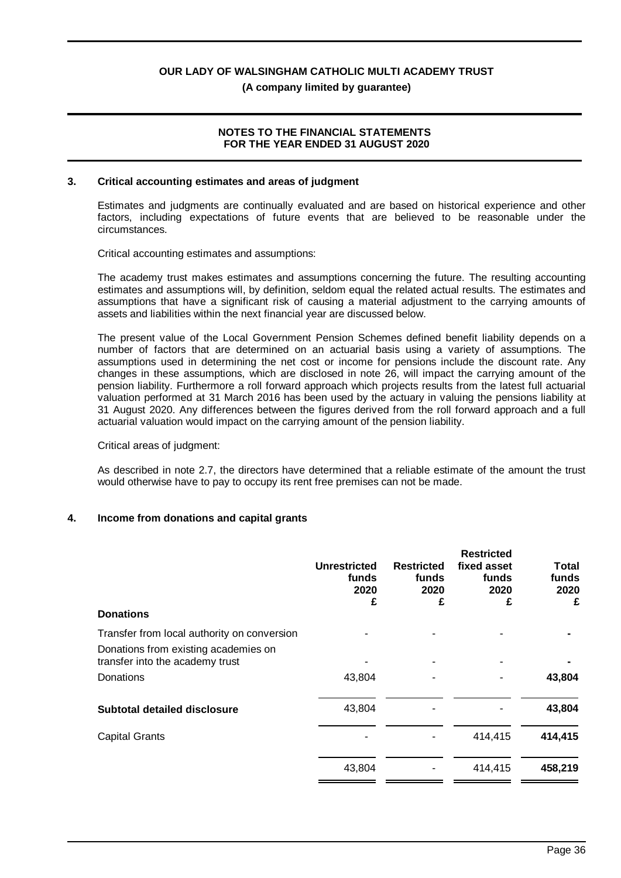## 3. Critical accounting estimates and areas of judgment

Estimates and judgments are continually evaluated and are based on historical experience and other factors, including expectations of future events that are believed to be reasonable under the circumstances.

Critical accounting estimates and assumptions:

The academy trust makes estimates and assumptions concerning the future. The resulting accounting estimates and assumptions will, by definition, seldom equal the related actual results. The estimates and assumptions that have a significant risk of causing a material adjustment to the carrying amounts of assets and liabilities within the next financial year are discussed below.

The present value of the Local Government Pension Schemes defined benefit liability depends on a number of factors that are determined on an actuarial basis using a variety of assumptions. The assumptions used in determining the net cost or income for pensions include the discount rate. Any changes in these assumptions, which are disclosed in note 26, will impact the carrying amount of the pension liability. Furthermore a roll forward approach which projects results from the latest full actuarial valuation performed at 31 March 2016 has been used by the actuary in valuing the pensions liability at 31 August 2020. Any differences between the figures derived from the roll forward approach and a full actuarial valuation would impact on the carrying amount of the pension liability.

Critical areas of judgment:

As described in note 2.7, the directors have determined that a reliable estimate of the amount the trust would otherwise have to pay to occupy its rent free premises can not be made.

## 4. Income from donations and capital grants

| | Unrestricted funds 2020 £ | Restricted funds 2020 £ | Restricted fixed asset funds 2020 £ | Total funds 2020 £ |
|---|---|---|---|---|
| **Donations** | | | | |
| Transfer from local authority on conversion | - | - | - | **-** |
| Donations from existing academies on transfer into the academy trust | - | - | - | **-** |
| Donations | 43,804 | - | - | **43,804** |
| **Subtotal detailed disclosure** | 43,804 | - | - | **43,804** |
| Capital Grants | - | - | 414,415 | **414,415** |
| | 43,804 | - | 414,415 | **458,219** |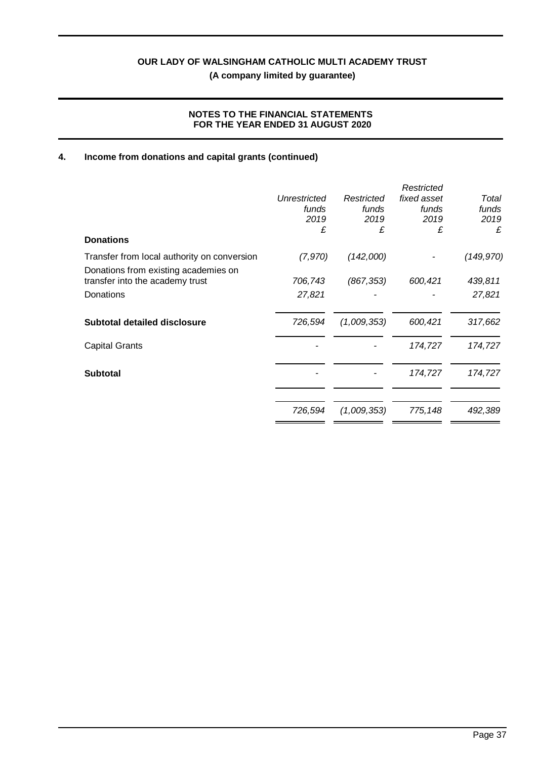## 4. Income from donations and capital grants (continued)

| | Unrestricted funds 2019 £ | Restricted funds 2019 £ | Restricted fixed asset funds 2019 £ | Total funds 2019 £ |
|---|---|---|---|---|
| **Donations** | | | | |
| Transfer from local authority on conversion | *(7,970)* | *(142,000)* | - | *(149,970)* |
| Donations from existing academies on transfer into the academy trust | *706,743* | *(867,353)* | *600,421* | *439,811* |
| Donations | *27,821* | - | - | *27,821* |
| **Subtotal detailed disclosure** | *726,594* | *(1,009,353)* | *600,421* | *317,662* |
| Capital Grants | - | - | *174,727* | *174,727* |
| **Subtotal** | - | - | *174,727* | *174,727* |
| | *726,594* | *(1,009,353)* | *775,148* | *492,389* |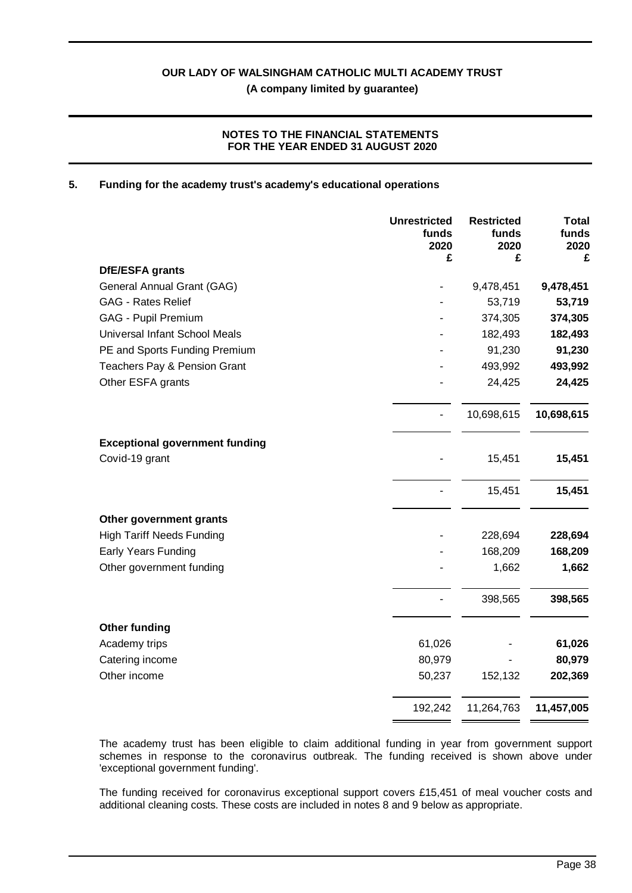**OUR LADY OF WALSINGHAM CATHOLIC MULTI ACADEMY TRUST**

**(A company limited by guarantee)**

**NOTES TO THE FINANCIAL STATEMENTS FOR THE YEAR ENDED 31 AUGUST 2020**

## 5. Funding for the academy trust's academy's educational operations

| | Unrestricted funds 2020 £ | Restricted funds 2020 £ | Total funds 2020 £ |
|---|---|---|---|
| **DfE/ESFA grants** | | | |
| General Annual Grant (GAG) | - | 9,478,451 | **9,478,451** |
| GAG - Rates Relief | - | 53,719 | **53,719** |
| GAG - Pupil Premium | - | 374,305 | **374,305** |
| Universal Infant School Meals | - | 182,493 | **182,493** |
| PE and Sports Funding Premium | - | 91,230 | **91,230** |
| Teachers Pay & Pension Grant | - | 493,992 | **493,992** |
| Other ESFA grants | - | 24,425 | **24,425** |
| | - | 10,698,615 | **10,698,615** |
| **Exceptional government funding** | | | |
| Covid-19 grant | - | 15,451 | **15,451** |
| | - | 15,451 | **15,451** |
| **Other government grants** | | | |
| High Tariff Needs Funding | - | 228,694 | **228,694** |
| Early Years Funding | - | 168,209 | **168,209** |
| Other government funding | - | 1,662 | **1,662** |
| | - | 398,565 | **398,565** |
| **Other funding** | | | |
| Academy trips | 61,026 | - | **61,026** |
| Catering income | 80,979 | - | **80,979** |
| Other income | 50,237 | 152,132 | **202,369** |
| | 192,242 | 11,264,763 | **11,457,005** |

The academy trust has been eligible to claim additional funding in year from government support schemes in response to the coronavirus outbreak. The funding received is shown above under 'exceptional government funding'.

The funding received for coronavirus exceptional support covers £15,451 of meal voucher costs and additional cleaning costs. These costs are included in notes 8 and 9 below as appropriate.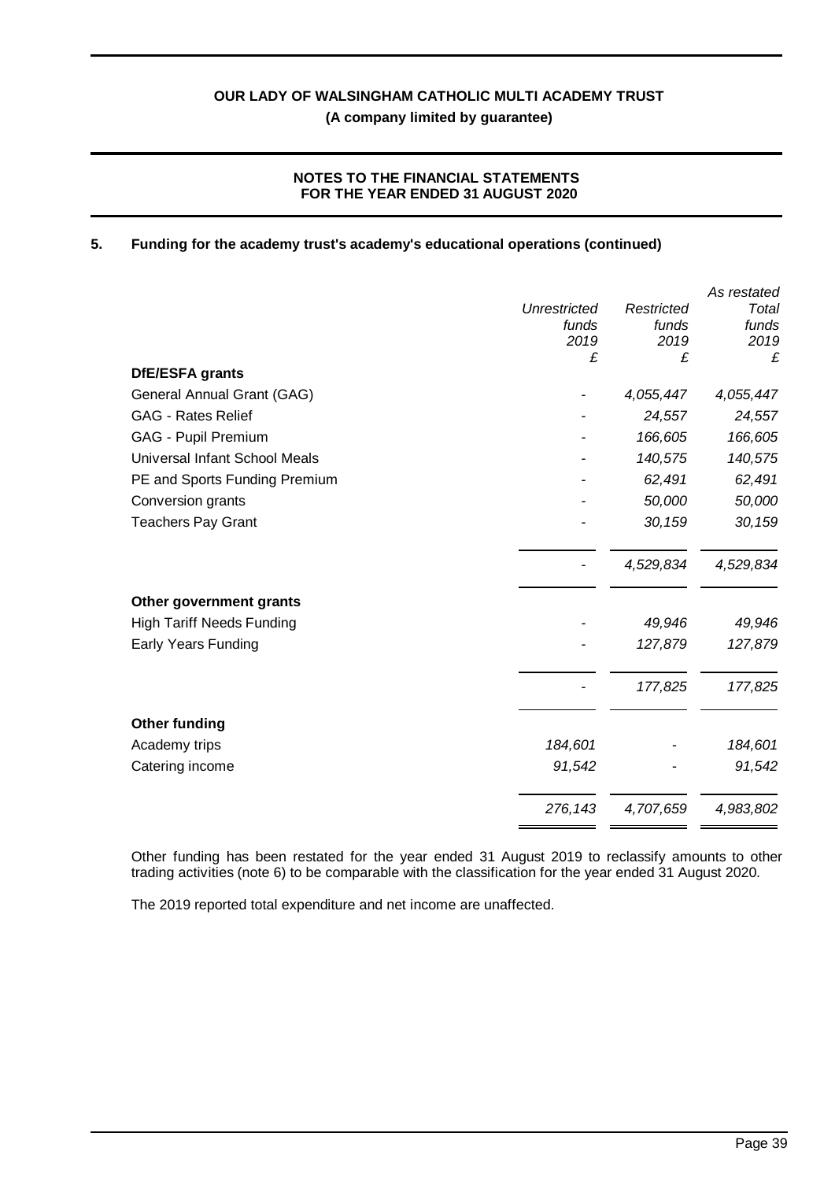## 5. Funding for the academy trust's academy's educational operations (continued)

| | *Unrestricted funds 2019* £ | *Restricted funds 2019* £ | *As restated Total funds 2019* £ |
|---|---|---|---|
| **DfE/ESFA grants** | | | |
| General Annual Grant (GAG) | - | *4,055,447* | *4,055,447* |
| GAG - Rates Relief | - | *24,557* | *24,557* |
| GAG - Pupil Premium | - | *166,605* | *166,605* |
| Universal Infant School Meals | - | *140,575* | *140,575* |
| PE and Sports Funding Premium | - | *62,491* | *62,491* |
| Conversion grants | - | *50,000* | *50,000* |
| Teachers Pay Grant | - | *30,159* | *30,159* |
| | - | *4,529,834* | *4,529,834* |
| **Other government grants** | | | |
| High Tariff Needs Funding | - | *49,946* | *49,946* |
| Early Years Funding | - | *127,879* | *127,879* |
| | - | *177,825* | *177,825* |
| **Other funding** | | | |
| Academy trips | *184,601* | - | *184,601* |
| Catering income | *91,542* | - | *91,542* |
| | *276,143* | *4,707,659* | *4,983,802* |

Other funding has been restated for the year ended 31 August 2019 to reclassify amounts to other trading activities (note 6) to be comparable with the classification for the year ended 31 August 2020.

The 2019 reported total expenditure and net income are unaffected.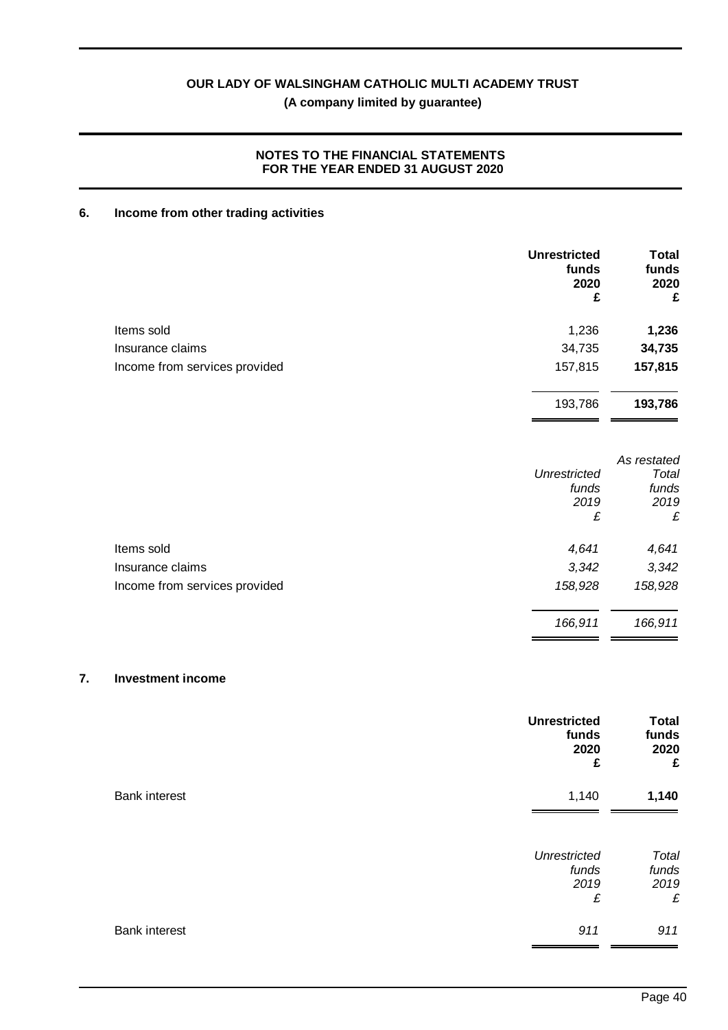# OUR LADY OF WALSINGHAM CATHOLIC MULTI ACADEMY TRUST

**(A company limited by guarantee)**

**NOTES TO THE FINANCIAL STATEMENTS FOR THE YEAR ENDED 31 AUGUST 2020**

## 6. Income from other trading activities

| | Unrestricted funds 2020 £ | Total funds 2020 £ |
|---|---|---|
| Items sold | 1,236 | **1,236** |
| Insurance claims | 34,735 | **34,735** |
| Income from services provided | 157,815 | **157,815** |
| | 193,786 | **193,786** |

| | *Unrestricted funds 2019 £* | *As restated Total funds 2019 £* |
|---|---|---|
| Items sold | *4,641* | *4,641* |
| Insurance claims | *3,342* | *3,342* |
| Income from services provided | *158,928* | *158,928* |
| | *166,911* | *166,911* |

## 7. Investment income

| | Unrestricted funds 2020 £ | Total funds 2020 £ |
|---|---|---|
| Bank interest | 1,140 | **1,140** |

| | *Unrestricted funds 2019 £* | *Total funds 2019 £* |
|---|---|---|
| Bank interest | *911* | *911* |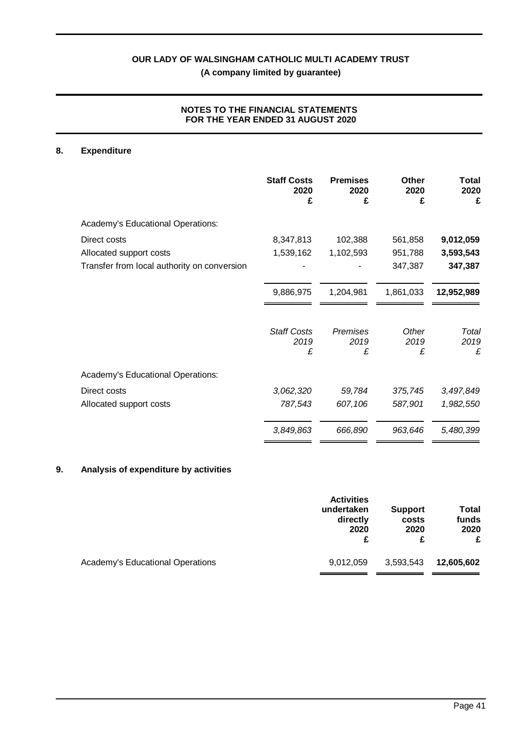# OUR LADY OF WALSINGHAM CATHOLIC MULTI ACADEMY TRUST

**(A company limited by guarantee)**

**NOTES TO THE FINANCIAL STATEMENTS FOR THE YEAR ENDED 31 AUGUST 2020**

## 8. Expenditure

| | Staff Costs 2020 £ | Premises 2020 £ | Other 2020 £ | Total 2020 £ |
|---|---|---|---|---|
| Academy's Educational Operations: | | | | |
| Direct costs | 8,347,813 | 102,388 | 561,858 | **9,012,059** |
| Allocated support costs | 1,539,162 | 1,102,593 | 951,788 | **3,593,543** |
| Transfer from local authority on conversion | - | - | 347,387 | **347,387** |
| | 9,886,975 | 1,204,981 | 1,861,033 | **12,952,989** |

| | *Staff Costs 2019 £* | *Premises 2019 £* | *Other 2019 £* | *Total 2019 £* |
|---|---|---|---|---|
| Academy's Educational Operations: | | | | |
| Direct costs | *3,062,320* | *59,784* | *375,745* | *3,497,849* |
| Allocated support costs | *787,543* | *607,106* | *587,901* | *1,982,550* |
| | *3,849,863* | *666,890* | *963,646* | *5,480,399* |

## 9. Analysis of expenditure by activities

| | Activities undertaken directly 2020 £ | Support costs 2020 £ | Total funds 2020 £ |
|---|---|---|---|
| Academy's Educational Operations | 9,012,059 | 3,593,543 | **12,605,602** |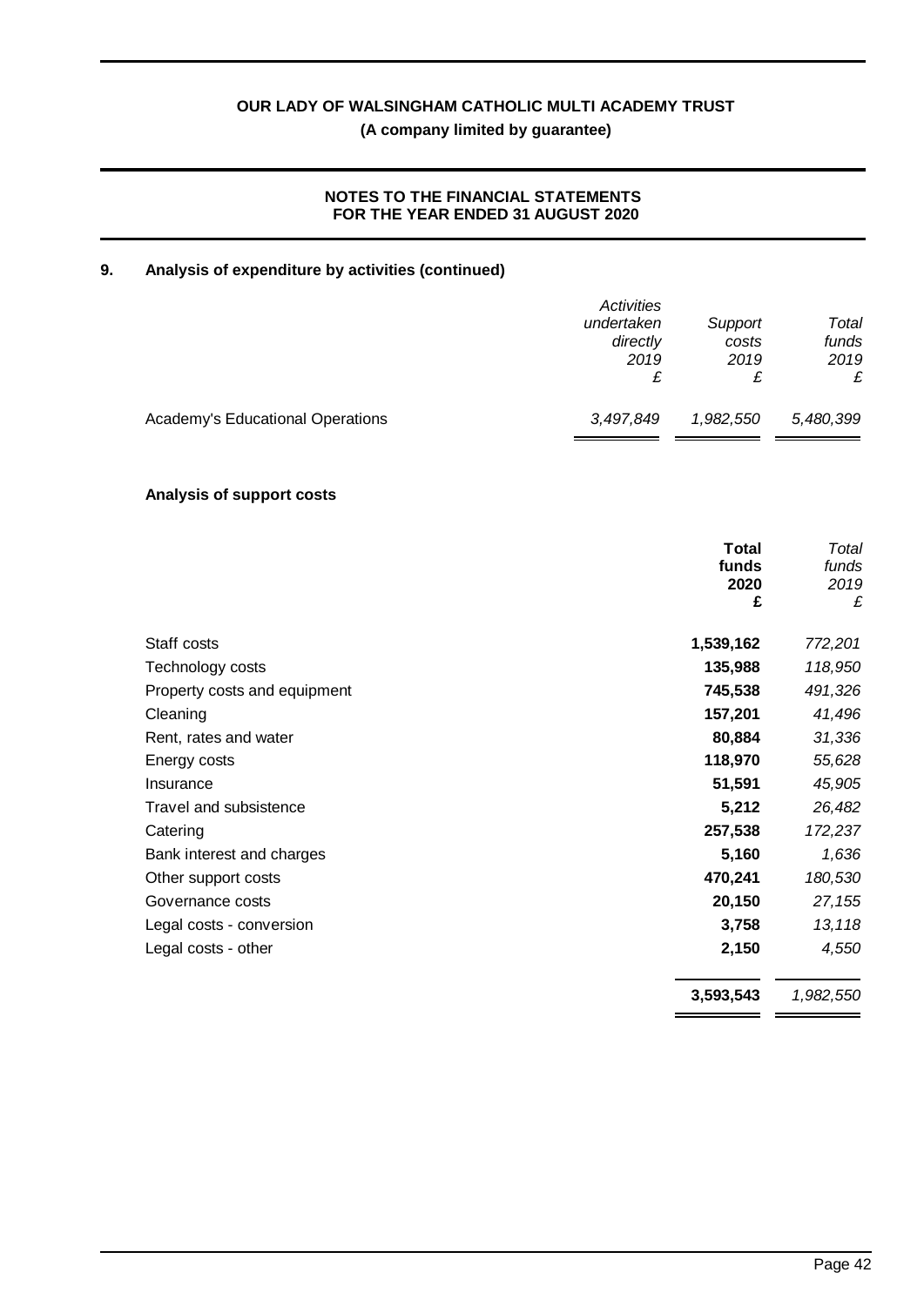**OUR LADY OF WALSINGHAM CATHOLIC MULTI ACADEMY TRUST**
**(A company limited by guarantee)**

**NOTES TO THE FINANCIAL STATEMENTS**
**FOR THE YEAR ENDED 31 AUGUST 2020**

## 9. Analysis of expenditure by activities (continued)

| | *Activities undertaken directly 2019 £* | *Support costs 2019 £* | *Total funds 2019 £* |
|---|---|---|---|
| Academy's Educational Operations | *3,497,849* | *1,982,550* | *5,480,399* |

### Analysis of support costs

| | **Total funds 2020 £** | *Total funds 2019 £* |
|---|---|---|
| Staff costs | **1,539,162** | *772,201* |
| Technology costs | **135,988** | *118,950* |
| Property costs and equipment | **745,538** | *491,326* |
| Cleaning | **157,201** | *41,496* |
| Rent, rates and water | **80,884** | *31,336* |
| Energy costs | **118,970** | *55,628* |
| Insurance | **51,591** | *45,905* |
| Travel and subsistence | **5,212** | *26,482* |
| Catering | **257,538** | *172,237* |
| Bank interest and charges | **5,160** | *1,636* |
| Other support costs | **470,241** | *180,530* |
| Governance costs | **20,150** | *27,155* |
| Legal costs - conversion | **3,758** | *13,118* |
| Legal costs - other | **2,150** | *4,550* |
| | **3,593,543** | *1,982,550* |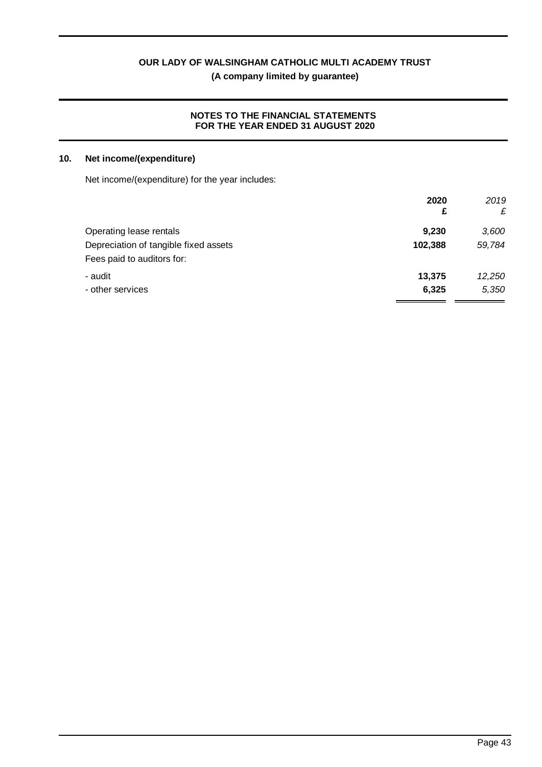## 10. Net income/(expenditure)

Net income/(expenditure) for the year includes:

| | 2020 £ | 2019 £ |
|---|---|---|
| Operating lease rentals | 9,230 | 3,600 |
| Depreciation of tangible fixed assets | 102,388 | 59,784 |
| Fees paid to auditors for: | | |
| - audit | 13,375 | 12,250 |
| - other services | 6,325 | 5,350 |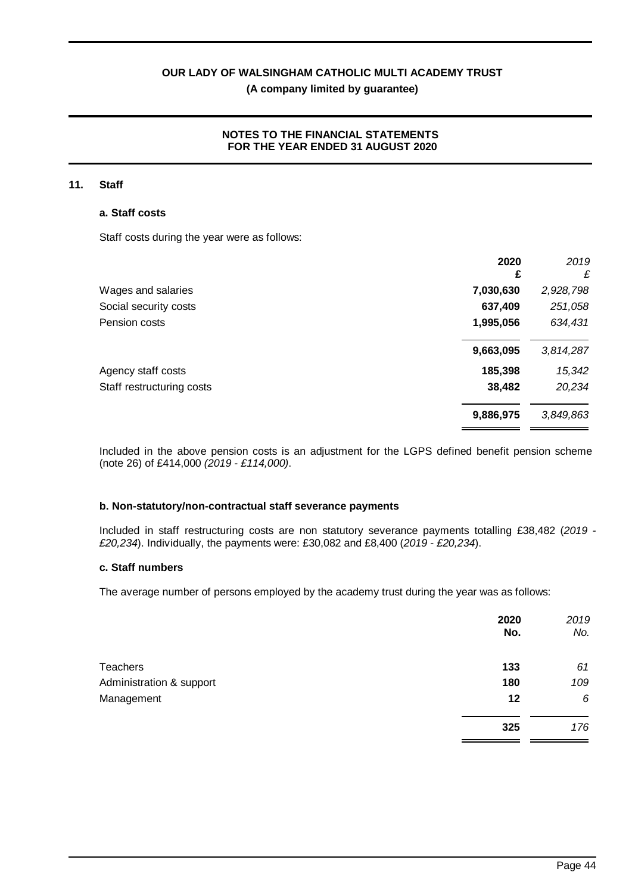## 11. Staff

### a. Staff costs

Staff costs during the year were as follows:

| | 2020<br>£ | *2019*<br>*£* |
|---|---|---|
| Wages and salaries | **7,030,630** | *2,928,798* |
| Social security costs | **637,409** | *251,058* |
| Pension costs | **1,995,056** | *634,431* |
| | **9,663,095** | *3,814,287* |
| Agency staff costs | **185,398** | *15,342* |
| Staff restructuring costs | **38,482** | *20,234* |
| | **9,886,975** | *3,849,863* |

Included in the above pension costs is an adjustment for the LGPS defined benefit pension scheme (note 26) of £414,000 *(2019 - £114,000)*.

### b. Non-statutory/non-contractual staff severance payments

Included in staff restructuring costs are non statutory severance payments totalling £38,482 (*2019 - £20,234*). Individually, the payments were: £30,082 and £8,400 (*2019 - £20,234*).

### c. Staff numbers

The average number of persons employed by the academy trust during the year was as follows:

| | 2020<br>No. | *2019*<br>*No.* |
|---|---|---|
| Teachers | **133** | *61* |
| Administration & support | **180** | *109* |
| Management | **12** | *6* |
| | **325** | *176* |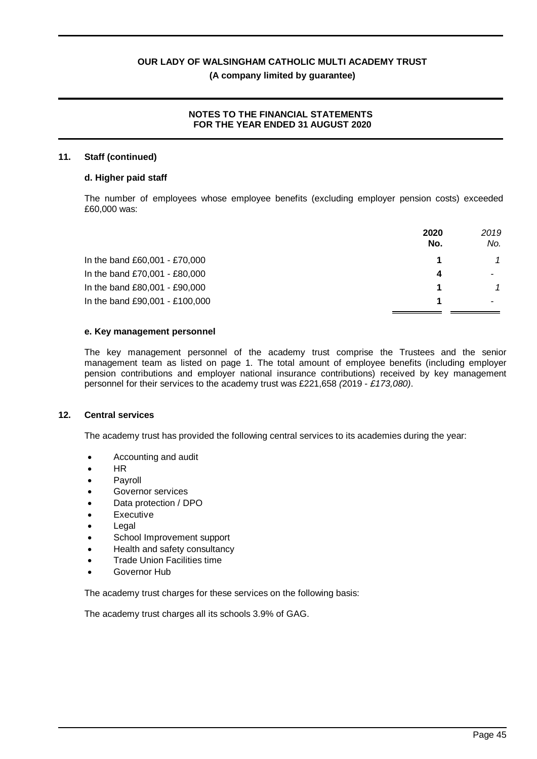## 11. Staff (continued)

### d. Higher paid staff

The number of employees whose employee benefits (excluding employer pension costs) exceeded £60,000 was:

| | **2020 No.** | *2019 No.* |
|---|---|---|
| In the band £60,001 - £70,000 | **1** | *1* |
| In the band £70,001 - £80,000 | **4** | - |
| In the band £80,001 - £90,000 | **1** | *1* |
| In the band £90,001 - £100,000 | **1** | - |

### e. Key management personnel

The key management personnel of the academy trust comprise the Trustees and the senior management team as listed on page 1. The total amount of employee benefits (including employer pension contributions and employer national insurance contributions) received by key management personnel for their services to the academy trust was £221,658 *(2019 - £173,080)*.

## 12. Central services

The academy trust has provided the following central services to its academies during the year:

- Accounting and audit
- HR
- Payroll
- Governor services
- Data protection / DPO
- Executive
- Legal
- School Improvement support
- Health and safety consultancy
- Trade Union Facilities time
- Governor Hub

The academy trust charges for these services on the following basis:

The academy trust charges all its schools 3.9% of GAG.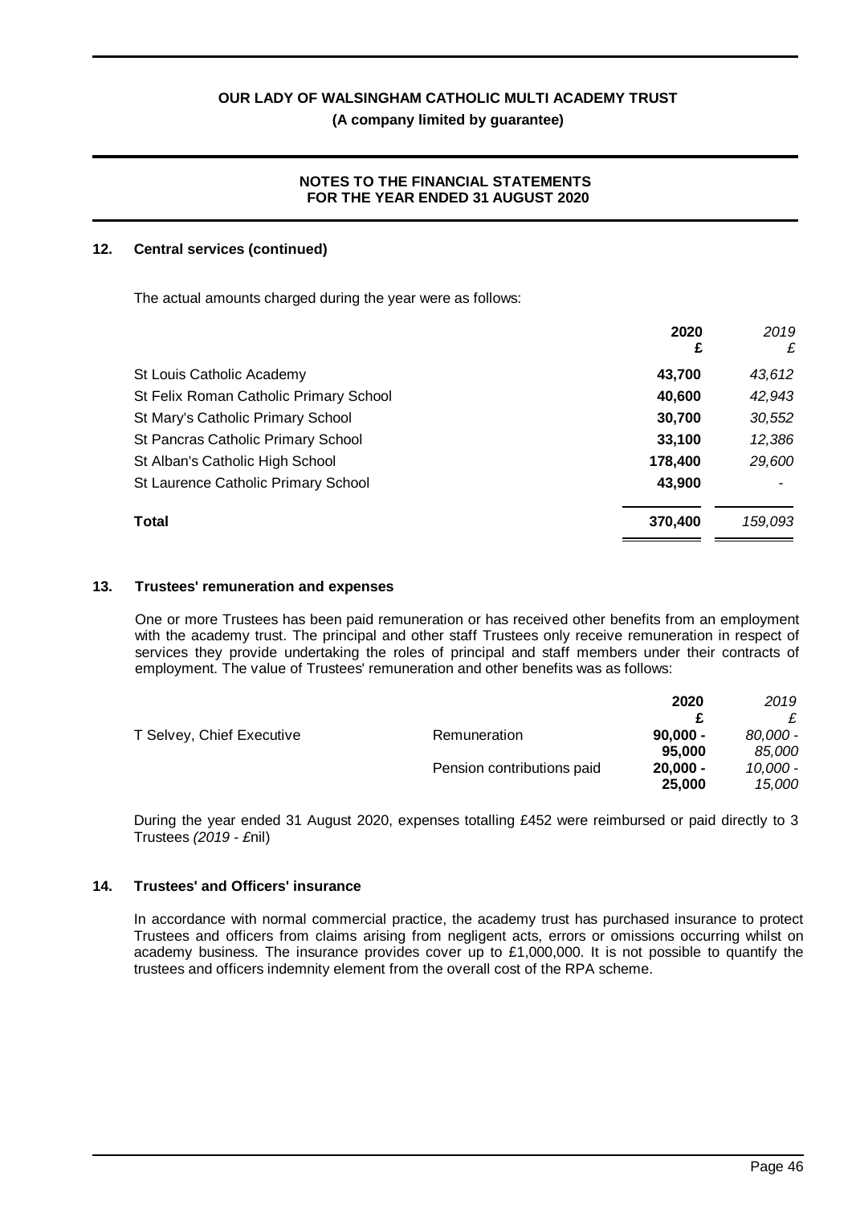### 12. Central services (continued)

The actual amounts charged during the year were as follows:

| | 2020 £ | *2019 £* |
|---|---|---|
| St Louis Catholic Academy | **43,700** | *43,612* |
| St Felix Roman Catholic Primary School | **40,600** | *42,943* |
| St Mary's Catholic Primary School | **30,700** | *30,552* |
| St Pancras Catholic Primary School | **33,100** | *12,386* |
| St Alban's Catholic High School | **178,400** | *29,600* |
| St Laurence Catholic Primary School | **43,900** | *-* |
| **Total** | **370,400** | *159,093* |

### 13. Trustees' remuneration and expenses

One or more Trustees has been paid remuneration or has received other benefits from an employment with the academy trust. The principal and other staff Trustees only receive remuneration in respect of services they provide undertaking the roles of principal and staff members under their contracts of employment. The value of Trustees' remuneration and other benefits was as follows:

| | | 2020 £ | *2019 £* |
|---|---|---|---|
| T Selvey, Chief Executive | Remuneration | **90,000 - 95,000** | *80,000 - 85,000* |
| | Pension contributions paid | **20,000 - 25,000** | *10,000 - 15,000* |

During the year ended 31 August 2020, expenses totalling £452 were reimbursed or paid directly to 3 Trustees *(2019 - £*nil)

### 14. Trustees' and Officers' insurance

In accordance with normal commercial practice, the academy trust has purchased insurance to protect Trustees and officers from claims arising from negligent acts, errors or omissions occurring whilst on academy business. The insurance provides cover up to £1,000,000. It is not possible to quantify the trustees and officers indemnity element from the overall cost of the RPA scheme.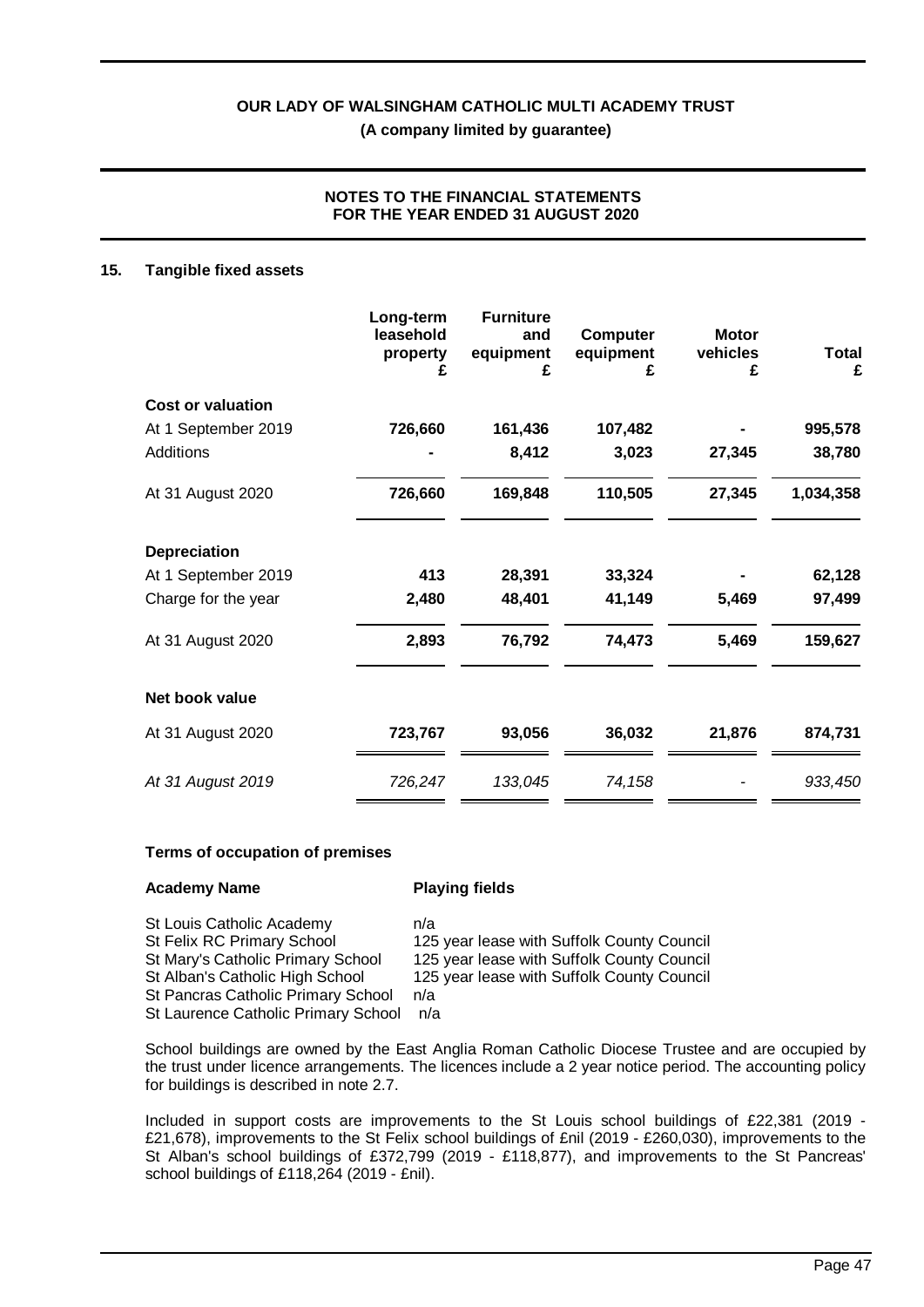## 15. Tangible fixed assets

| | Long-term leasehold property £ | Furniture and equipment £ | Computer equipment £ | Motor vehicles £ | Total £ |
|---|---|---|---|---|---|
| **Cost or valuation** | | | | | |
| At 1 September 2019 | **726,660** | **161,436** | **107,482** | **-** | **995,578** |
| Additions | **-** | **8,412** | **3,023** | **27,345** | **38,780** |
| At 31 August 2020 | **726,660** | **169,848** | **110,505** | **27,345** | **1,034,358** |
| **Depreciation** | | | | | |
| At 1 September 2019 | **413** | **28,391** | **33,324** | **-** | **62,128** |
| Charge for the year | **2,480** | **48,401** | **41,149** | **5,469** | **97,499** |
| At 31 August 2020 | **2,893** | **76,792** | **74,473** | **5,469** | **159,627** |
| **Net book value** | | | | | |
| At 31 August 2020 | **723,767** | **93,056** | **36,032** | **21,876** | **874,731** |
| *At 31 August 2019* | *726,247* | *133,045* | *74,158* | *-* | *933,450* |

### Terms of occupation of premises

| Academy Name | Playing fields |
|---|---|
| St Louis Catholic Academy | n/a |
| St Felix RC Primary School | 125 year lease with Suffolk County Council |
| St Mary's Catholic Primary School | 125 year lease with Suffolk County Council |
| St Alban's Catholic High School | 125 year lease with Suffolk County Council |
| St Pancras Catholic Primary School | n/a |
| St Laurence Catholic Primary School | n/a |

School buildings are owned by the East Anglia Roman Catholic Diocese Trustee and are occupied by the trust under licence arrangements. The licences include a 2 year notice period. The accounting policy for buildings is described in note 2.7.

Included in support costs are improvements to the St Louis school buildings of £22,381 (2019 - £21,678), improvements to the St Felix school buildings of £nil (2019 - £260,030), improvements to the St Alban's school buildings of £372,799 (2019 - £118,877), and improvements to the St Pancreas' school buildings of £118,264 (2019 - £nil).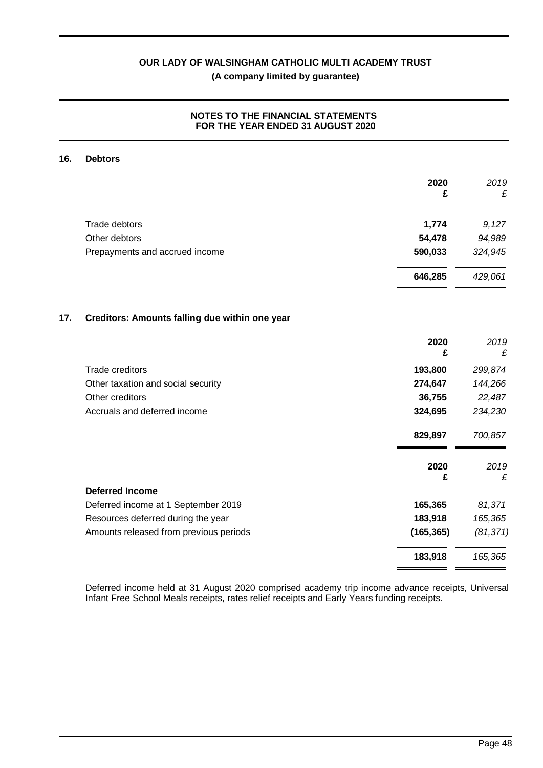## 16. Debtors

| | 2020<br>£ | 2019<br>£ |
|---|---|---|
| Trade debtors | 1,774 | 9,127 |
| Other debtors | 54,478 | 94,989 |
| Prepayments and accrued income | 590,033 | 324,945 |
| | **646,285** | *429,061* |

## 17. Creditors: Amounts falling due within one year

| | 2020<br>£ | 2019<br>£ |
|---|---|---|
| Trade creditors | 193,800 | 299,874 |
| Other taxation and social security | 274,647 | 144,266 |
| Other creditors | 36,755 | 22,487 |
| Accruals and deferred income | 324,695 | 234,230 |
| | **829,897** | *700,857* |

| | 2020<br>£ | 2019<br>£ |
|---|---|---|
| **Deferred Income** | | |
| Deferred income at 1 September 2019 | 165,365 | 81,371 |
| Resources deferred during the year | 183,918 | 165,365 |
| Amounts released from previous periods | (165,365) | (81,371) |
| | **183,918** | *165,365* |

Deferred income held at 31 August 2020 comprised academy trip income advance receipts, Universal Infant Free School Meals receipts, rates relief receipts and Early Years funding receipts.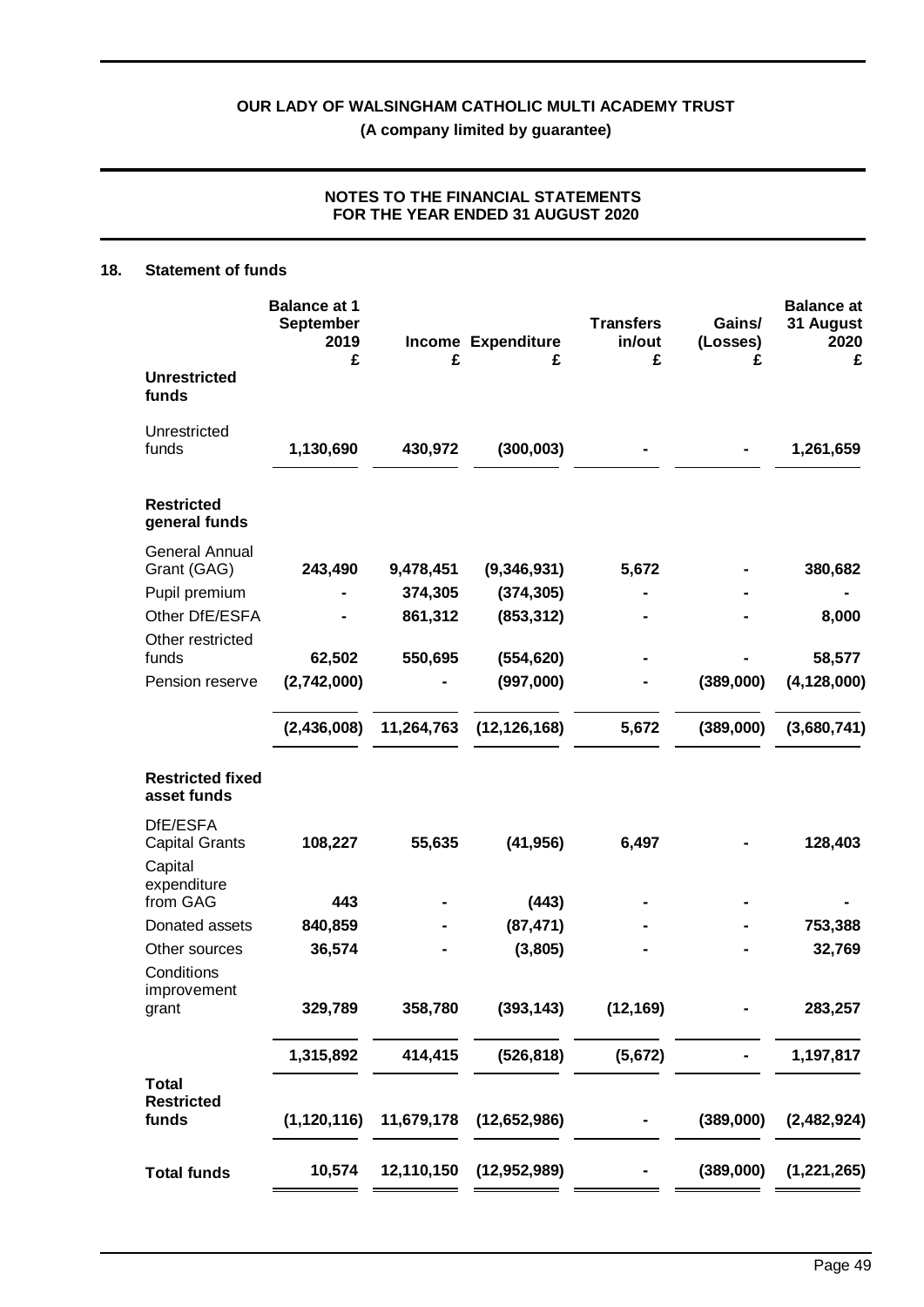**OUR LADY OF WALSINGHAM CATHOLIC MULTI ACADEMY TRUST**
**(A company limited by guarantee)**

**NOTES TO THE FINANCIAL STATEMENTS**
**FOR THE YEAR ENDED 31 AUGUST 2020**

## 18. Statement of funds

| | Balance at 1 September 2019 £ | Income £ | Expenditure £ | Transfers in/out £ | Gains/ (Losses) £ | Balance at 31 August 2020 £ |
|---|---|---|---|---|---|---|
| **Unrestricted funds** | | | | | | |
| Unrestricted funds | **1,130,690** | **430,972** | **(300,003)** | **-** | **-** | **1,261,659** |
| **Restricted general funds** | | | | | | |
| General Annual Grant (GAG) | **243,490** | **9,478,451** | **(9,346,931)** | **5,672** | **-** | **380,682** |
| Pupil premium | **-** | **374,305** | **(374,305)** | **-** | **-** | **-** |
| Other DfE/ESFA | **-** | **861,312** | **(853,312)** | **-** | **-** | **8,000** |
| Other restricted funds | **62,502** | **550,695** | **(554,620)** | **-** | **-** | **58,577** |
| Pension reserve | **(2,742,000)** | **-** | **(997,000)** | **-** | **(389,000)** | **(4,128,000)** |
| | **(2,436,008)** | **11,264,763** | **(12,126,168)** | **5,672** | **(389,000)** | **(3,680,741)** |
| **Restricted fixed asset funds** | | | | | | |
| DfE/ESFA Capital Grants | **108,227** | **55,635** | **(41,956)** | **6,497** | **-** | **128,403** |
| Capital expenditure from GAG | **443** | **-** | **(443)** | **-** | **-** | **-** |
| Donated assets | **840,859** | **-** | **(87,471)** | **-** | **-** | **753,388** |
| Other sources | **36,574** | **-** | **(3,805)** | **-** | **-** | **32,769** |
| Conditions improvement grant | **329,789** | **358,780** | **(393,143)** | **(12,169)** | **-** | **283,257** |
| | **1,315,892** | **414,415** | **(526,818)** | **(5,672)** | **-** | **1,197,817** |
| **Total Restricted funds** | **(1,120,116)** | **11,679,178** | **(12,652,986)** | **-** | **(389,000)** | **(2,482,924)** |
| **Total funds** | **10,574** | **12,110,150** | **(12,952,989)** | **-** | **(389,000)** | **(1,221,265)** |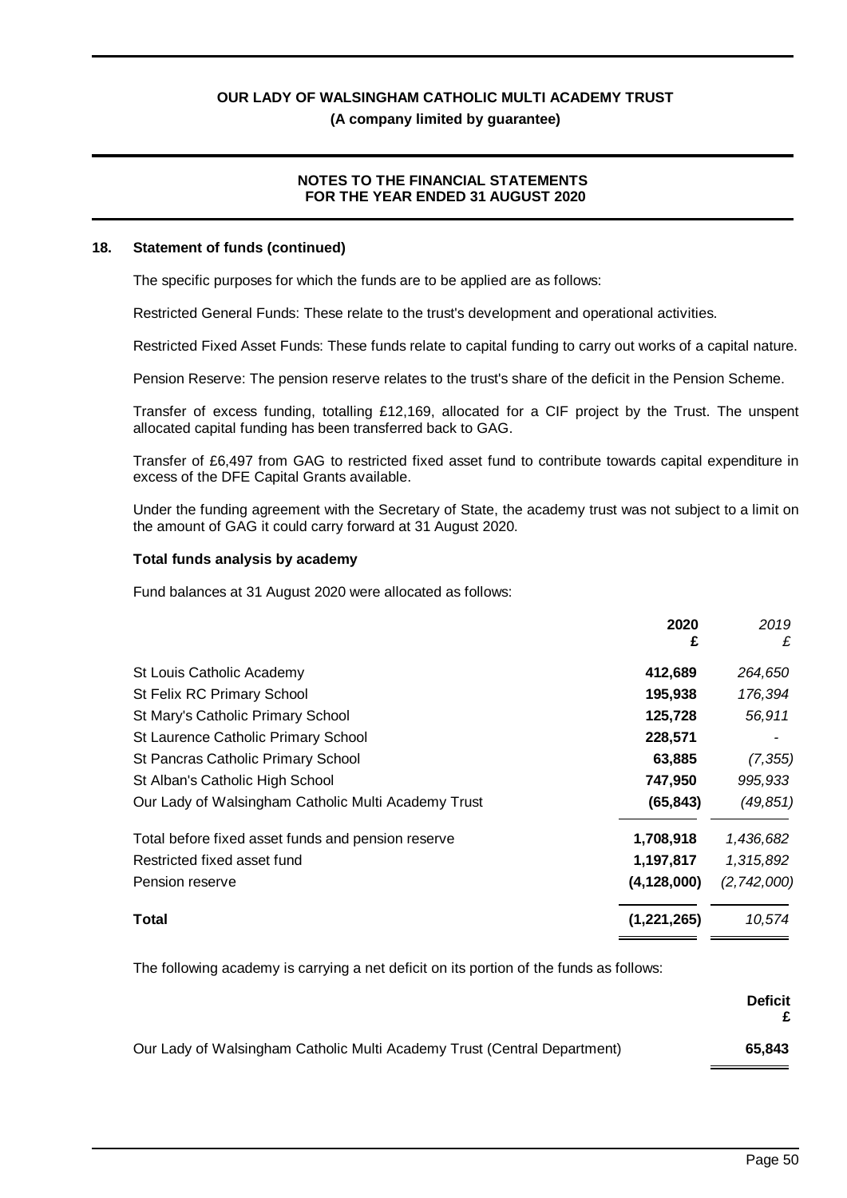## 18. Statement of funds (continued)

The specific purposes for which the funds are to be applied are as follows:

Restricted General Funds: These relate to the trust's development and operational activities.

Restricted Fixed Asset Funds: These funds relate to capital funding to carry out works of a capital nature.

Pension Reserve: The pension reserve relates to the trust's share of the deficit in the Pension Scheme.

Transfer of excess funding, totalling £12,169, allocated for a CIF project by the Trust. The unspent allocated capital funding has been transferred back to GAG.

Transfer of £6,497 from GAG to restricted fixed asset fund to contribute towards capital expenditure in excess of the DFE Capital Grants available.

Under the funding agreement with the Secretary of State, the academy trust was not subject to a limit on the amount of GAG it could carry forward at 31 August 2020.

### Total funds analysis by academy

Fund balances at 31 August 2020 were allocated as follows:

| | **2020 £** | *2019 £* |
|---|---|---|
| St Louis Catholic Academy | **412,689** | *264,650* |
| St Felix RC Primary School | **195,938** | *176,394* |
| St Mary's Catholic Primary School | **125,728** | *56,911* |
| St Laurence Catholic Primary School | **228,571** | *-* |
| St Pancras Catholic Primary School | **63,885** | *(7,355)* |
| St Alban's Catholic High School | **747,950** | *995,933* |
| Our Lady of Walsingham Catholic Multi Academy Trust | **(65,843)** | *(49,851)* |
| Total before fixed asset funds and pension reserve | **1,708,918** | *1,436,682* |
| Restricted fixed asset fund | **1,197,817** | *1,315,892* |
| Pension reserve | **(4,128,000)** | *(2,742,000)* |
| **Total** | **(1,221,265)** | *10,574* |

The following academy is carrying a net deficit on its portion of the funds as follows:

| | **Deficit £** |
|---|---|
| Our Lady of Walsingham Catholic Multi Academy Trust (Central Department) | **65,843** |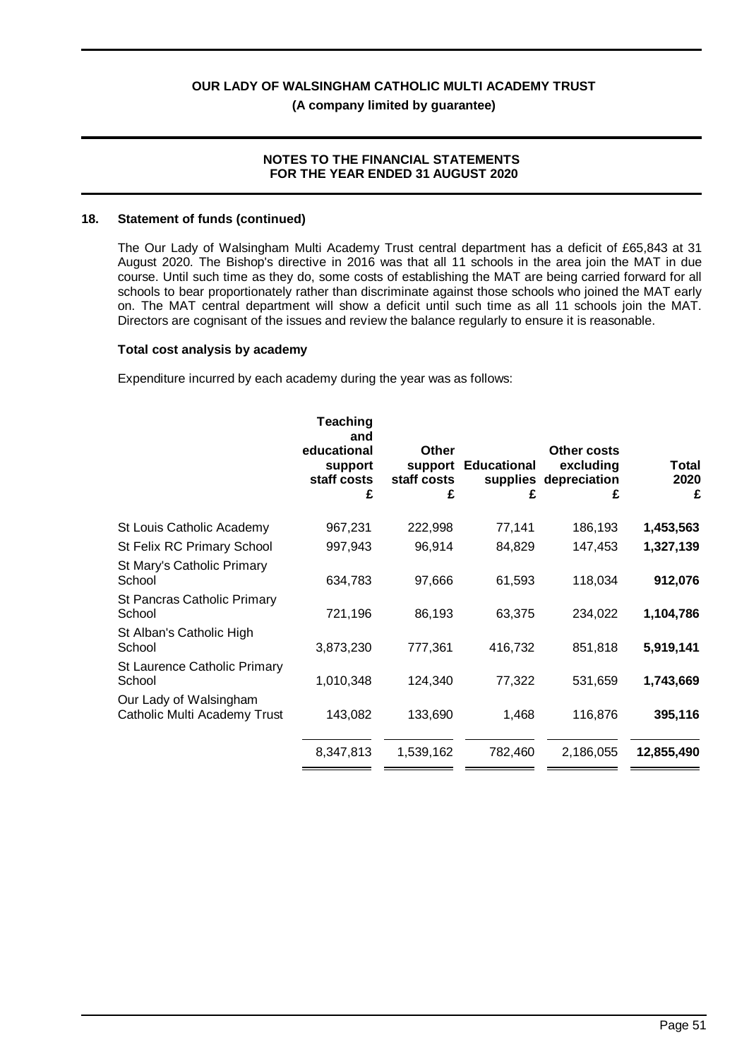## 18. Statement of funds (continued)

The Our Lady of Walsingham Multi Academy Trust central department has a deficit of £65,843 at 31 August 2020. The Bishop's directive in 2016 was that all 11 schools in the area join the MAT in due course. Until such time as they do, some costs of establishing the MAT are being carried forward for all schools to bear proportionately rather than discriminate against those schools who joined the MAT early on. The MAT central department will show a deficit until such time as all 11 schools join the MAT. Directors are cognisant of the issues and review the balance regularly to ensure it is reasonable.

**Total cost analysis by academy**

Expenditure incurred by each academy during the year was as follows:

| | Teaching and educational support staff costs £ | Other support staff costs £ | Educational supplies £ | Other costs excluding depreciation £ | Total 2020 £ |
|---|---|---|---|---|---|
| St Louis Catholic Academy | 967,231 | 222,998 | 77,141 | 186,193 | **1,453,563** |
| St Felix RC Primary School | 997,943 | 96,914 | 84,829 | 147,453 | **1,327,139** |
| St Mary's Catholic Primary School | 634,783 | 97,666 | 61,593 | 118,034 | **912,076** |
| St Pancras Catholic Primary School | 721,196 | 86,193 | 63,375 | 234,022 | **1,104,786** |
| St Alban's Catholic High School | 3,873,230 | 777,361 | 416,732 | 851,818 | **5,919,141** |
| St Laurence Catholic Primary School | 1,010,348 | 124,340 | 77,322 | 531,659 | **1,743,669** |
| Our Lady of Walsingham Catholic Multi Academy Trust | 143,082 | 133,690 | 1,468 | 116,876 | **395,116** |
| | 8,347,813 | 1,539,162 | 782,460 | 2,186,055 | **12,855,490** |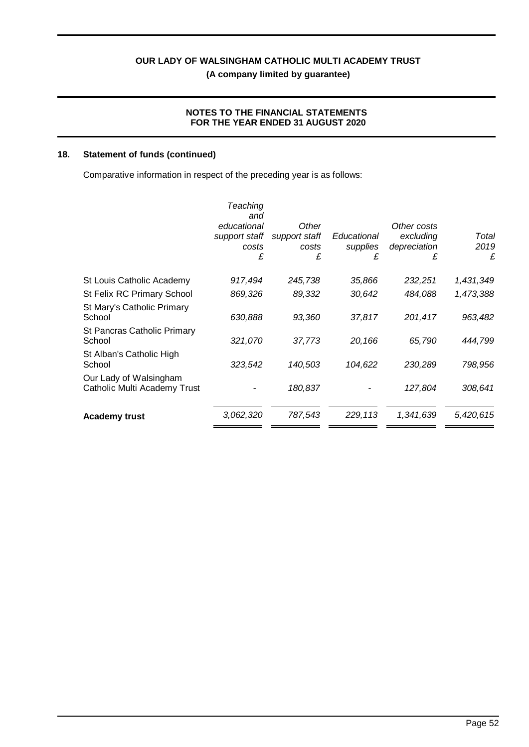## 18. Statement of funds (continued)

Comparative information in respect of the preceding year is as follows:

| | *Teaching and educational support staff costs* *£* | *Other support staff costs* *£* | *Educational supplies* *£* | *Other costs excluding depreciation* *£* | *Total 2019* *£* |
|---|---|---|---|---|---|
| St Louis Catholic Academy | *917,494* | *245,738* | *35,866* | *232,251* | *1,431,349* |
| St Felix RC Primary School | *869,326* | *89,332* | *30,642* | *484,088* | *1,473,388* |
| St Mary's Catholic Primary School | *630,888* | *93,360* | *37,817* | *201,417* | *963,482* |
| St Pancras Catholic Primary School | *321,070* | *37,773* | *20,166* | *65,790* | *444,799* |
| St Alban's Catholic High School | *323,542* | *140,503* | *104,622* | *230,289* | *798,956* |
| Our Lady of Walsingham Catholic Multi Academy Trust | - | *180,837* | - | *127,804* | *308,641* |
| **Academy trust** | *3,062,320* | *787,543* | *229,113* | *1,341,639* | *5,420,615* |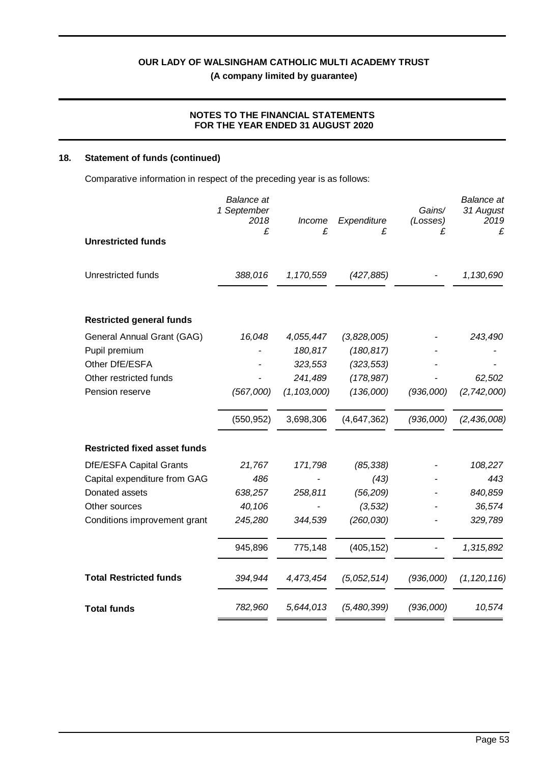## 18. Statement of funds (continued)

Comparative information in respect of the preceding year is as follows:

| | Balance at 1 September 2018 £ | Income £ | Expenditure £ | Gains/ (Losses) £ | Balance at 31 August 2019 £ |
|---|---|---|---|---|---|
| **Unrestricted funds** | | | | | |
| Unrestricted funds | 388,016 | 1,170,559 | (427,885) | - | 1,130,690 |
| **Restricted general funds** | | | | | |
| General Annual Grant (GAG) | 16,048 | 4,055,447 | (3,828,005) | - | 243,490 |
| Pupil premium | - | 180,817 | (180,817) | - | - |
| Other DfE/ESFA | - | 323,553 | (323,553) | - | - |
| Other restricted funds | - | 241,489 | (178,987) | - | 62,502 |
| Pension reserve | (567,000) | (1,103,000) | (136,000) | (936,000) | (2,742,000) |
| | (550,952) | 3,698,306 | (4,647,362) | (936,000) | (2,436,008) |
| **Restricted fixed asset funds** | | | | | |
| DfE/ESFA Capital Grants | 21,767 | 171,798 | (85,338) | - | 108,227 |
| Capital expenditure from GAG | 486 | - | (43) | - | 443 |
| Donated assets | 638,257 | 258,811 | (56,209) | - | 840,859 |
| Other sources | 40,106 | - | (3,532) | - | 36,574 |
| Conditions improvement grant | 245,280 | 344,539 | (260,030) | - | 329,789 |
| | 945,896 | 775,148 | (405,152) | - | 1,315,892 |
| **Total Restricted funds** | 394,944 | 4,473,454 | (5,052,514) | (936,000) | (1,120,116) |
| **Total funds** | 782,960 | 5,644,013 | (5,480,399) | (936,000) | 10,574 |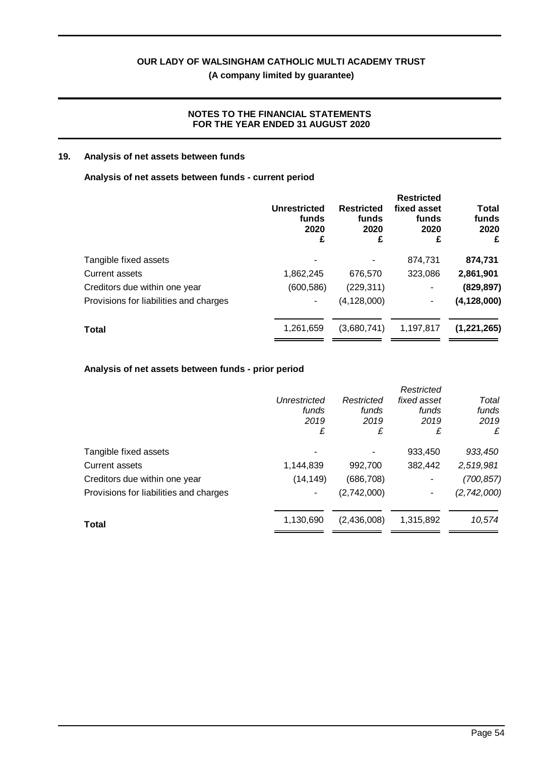## 19. Analysis of net assets between funds

### Analysis of net assets between funds - current period

| | Unrestricted funds 2020 £ | Restricted funds 2020 £ | Restricted fixed asset funds 2020 £ | Total funds 2020 £ |
|---|---|---|---|---|
| Tangible fixed assets | - | - | 874,731 | **874,731** |
| Current assets | 1,862,245 | 676,570 | 323,086 | **2,861,901** |
| Creditors due within one year | (600,586) | (229,311) | - | **(829,897)** |
| Provisions for liabilities and charges | - | (4,128,000) | - | **(4,128,000)** |
| **Total** | 1,261,659 | (3,680,741) | 1,197,817 | **(1,221,265)** |

### Analysis of net assets between funds - prior period

| | *Unrestricted funds 2019 £* | *Restricted funds 2019 £* | *Restricted fixed asset funds 2019 £* | *Total funds 2019 £* |
|---|---|---|---|---|
| Tangible fixed assets | - | - | 933,450 | *933,450* |
| Current assets | 1,144,839 | 992,700 | 382,442 | *2,519,981* |
| Creditors due within one year | (14,149) | (686,708) | - | *(700,857)* |
| Provisions for liabilities and charges | - | (2,742,000) | - | *(2,742,000)* |
| **Total** | 1,130,690 | (2,436,008) | 1,315,892 | *10,574* |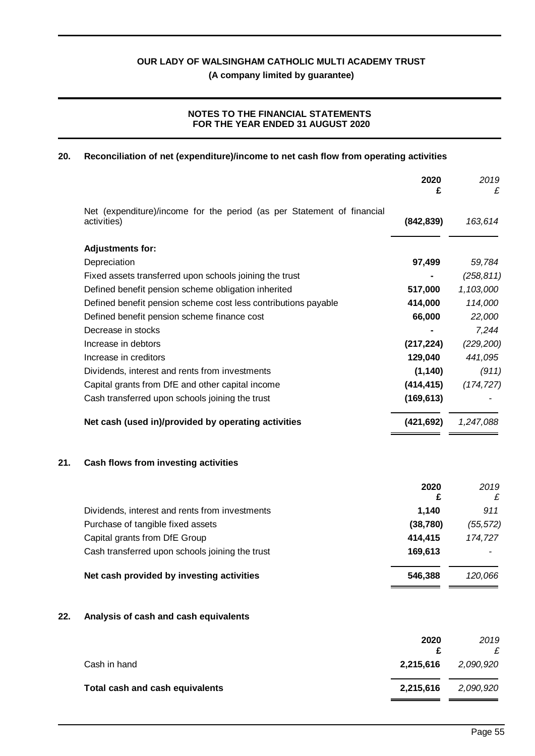# OUR LADY OF WALSINGHAM CATHOLIC MULTI ACADEMY TRUST
**(A company limited by guarantee)**

**NOTES TO THE FINANCIAL STATEMENTS FOR THE YEAR ENDED 31 AUGUST 2020**

## 20. Reconciliation of net (expenditure)/income to net cash flow from operating activities

| | 2020 £ | *2019 £* |
|---|---|---|
| Net (expenditure)/income for the period (as per Statement of financial activities) | **(842,839)** | *163,614* |
| **Adjustments for:** | | |
| Depreciation | **97,499** | *59,784* |
| Fixed assets transferred upon schools joining the trust | **-** | *(258,811)* |
| Defined benefit pension scheme obligation inherited | **517,000** | *1,103,000* |
| Defined benefit pension scheme cost less contributions payable | **414,000** | *114,000* |
| Defined benefit pension scheme finance cost | **66,000** | *22,000* |
| Decrease in stocks | **-** | *7,244* |
| Increase in debtors | **(217,224)** | *(229,200)* |
| Increase in creditors | **129,040** | *441,095* |
| Dividends, interest and rents from investments | **(1,140)** | *(911)* |
| Capital grants from DfE and other capital income | **(414,415)** | *(174,727)* |
| Cash transferred upon schools joining the trust | **(169,613)** | *-* |
| **Net cash (used in)/provided by operating activities** | **(421,692)** | *1,247,088* |

## 21. Cash flows from investing activities

| | 2020 £ | *2019 £* |
|---|---|---|
| Dividends, interest and rents from investments | **1,140** | *911* |
| Purchase of tangible fixed assets | **(38,780)** | *(55,572)* |
| Capital grants from DfE Group | **414,415** | *174,727* |
| Cash transferred upon schools joining the trust | **169,613** | *-* |
| **Net cash provided by investing activities** | **546,388** | *120,066* |

## 22. Analysis of cash and cash equivalents

| | 2020 £ | *2019 £* |
|---|---|---|
| Cash in hand | **2,215,616** | *2,090,920* |
| **Total cash and cash equivalents** | **2,215,616** | *2,090,920* |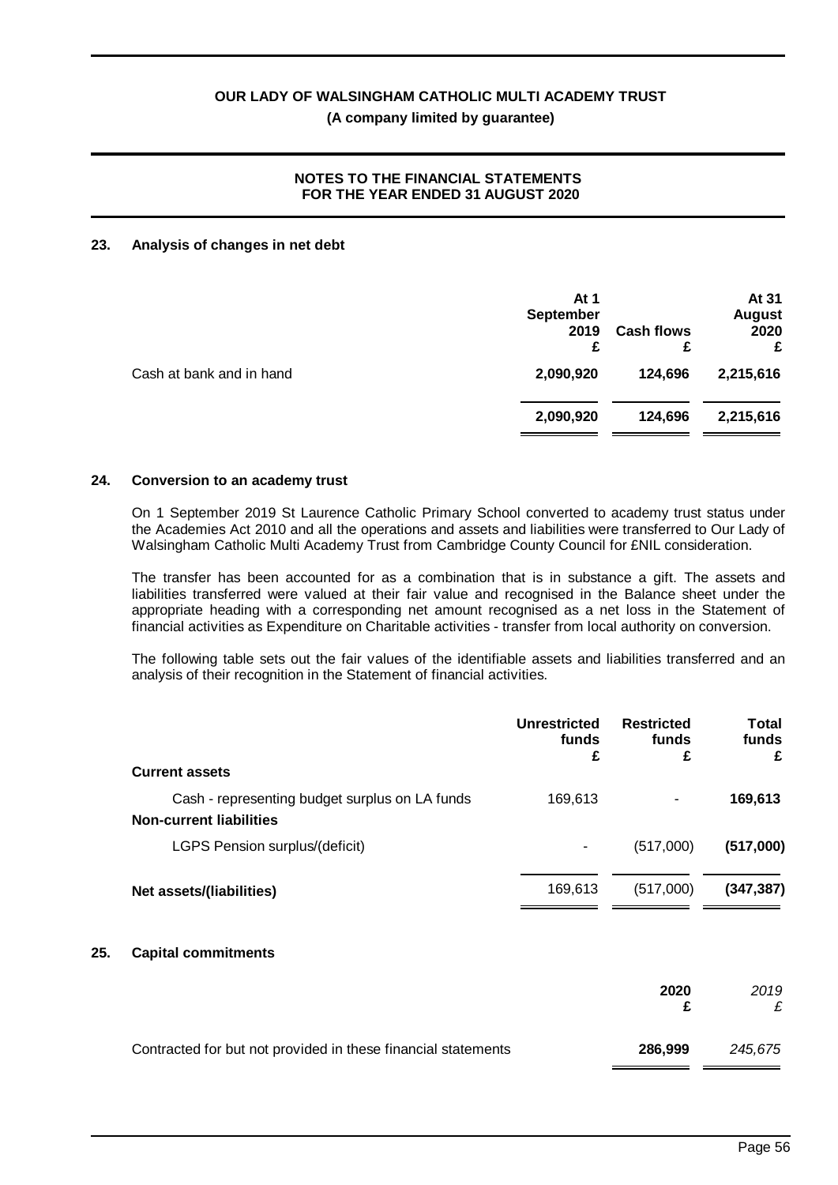**NOTES TO THE FINANCIAL STATEMENTS FOR THE YEAR ENDED 31 AUGUST 2020**

## 23. Analysis of changes in net debt

| | At 1 September 2019 £ | Cash flows £ | At 31 August 2020 £ |
|---|---|---|---|
| Cash at bank and in hand | **2,090,920** | **124,696** | **2,215,616** |
| | **2,090,920** | **124,696** | **2,215,616** |

## 24. Conversion to an academy trust

On 1 September 2019 St Laurence Catholic Primary School converted to academy trust status under the Academies Act 2010 and all the operations and assets and liabilities were transferred to Our Lady of Walsingham Catholic Multi Academy Trust from Cambridge County Council for £NIL consideration.

The transfer has been accounted for as a combination that is in substance a gift. The assets and liabilities transferred were valued at their fair value and recognised in the Balance sheet under the appropriate heading with a corresponding net amount recognised as a net loss in the Statement of financial activities as Expenditure on Charitable activities - transfer from local authority on conversion.

The following table sets out the fair values of the identifiable assets and liabilities transferred and an analysis of their recognition in the Statement of financial activities.

| | Unrestricted funds £ | Restricted funds £ | Total funds £ |
|---|---|---|---|
| **Current assets** | | | |
| Cash - representing budget surplus on LA funds | 169,613 | - | **169,613** |
| **Non-current liabilities** | | | |
| LGPS Pension surplus/(deficit) | - | (517,000) | **(517,000)** |
| **Net assets/(liabilities)** | 169,613 | (517,000) | **(347,387)** |

## 25. Capital commitments

| | 2020 £ | *2019 £* |
|---|---|---|
| Contracted for but not provided in these financial statements | **286,999** | *245,675* |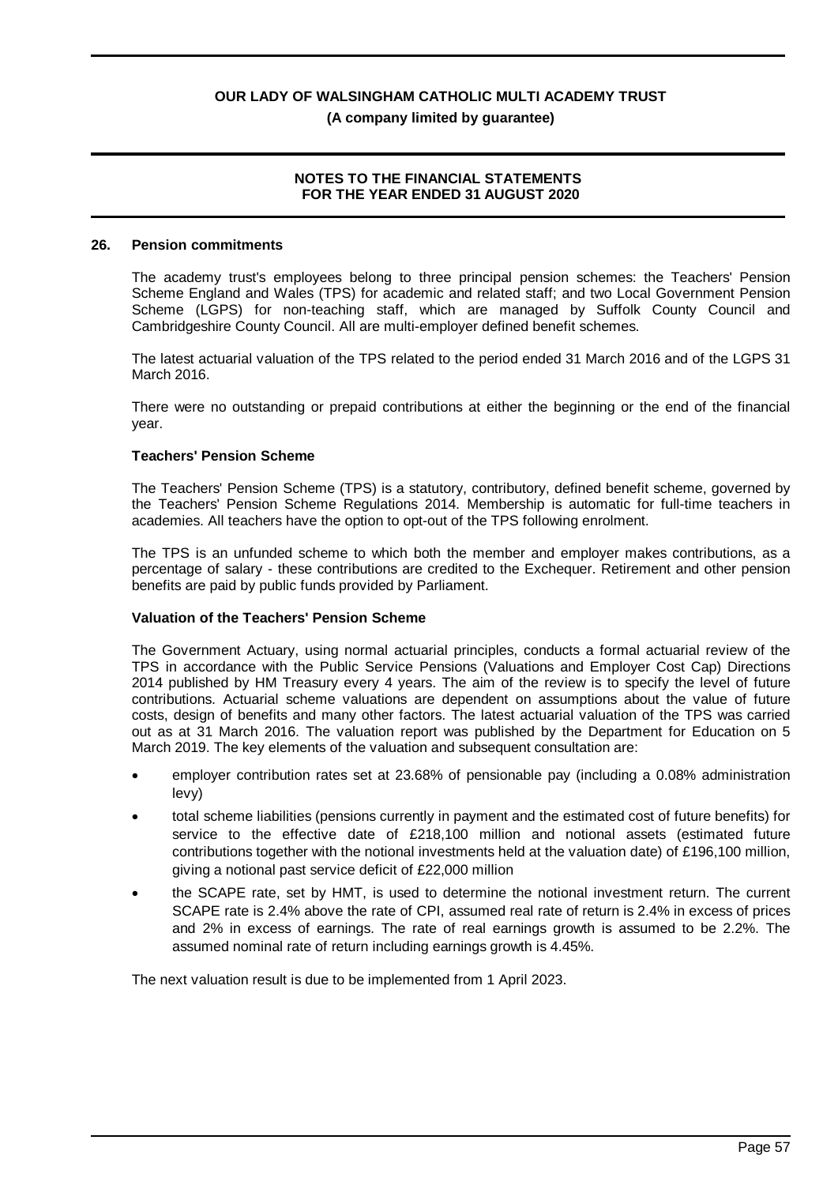## 26. Pension commitments

The academy trust's employees belong to three principal pension schemes: the Teachers' Pension Scheme England and Wales (TPS) for academic and related staff; and two Local Government Pension Scheme (LGPS) for non-teaching staff, which are managed by Suffolk County Council and Cambridgeshire County Council. All are multi-employer defined benefit schemes.

The latest actuarial valuation of the TPS related to the period ended 31 March 2016 and of the LGPS 31 March 2016.

There were no outstanding or prepaid contributions at either the beginning or the end of the financial year.

### Teachers' Pension Scheme

The Teachers' Pension Scheme (TPS) is a statutory, contributory, defined benefit scheme, governed by the Teachers' Pension Scheme Regulations 2014. Membership is automatic for full-time teachers in academies. All teachers have the option to opt-out of the TPS following enrolment.

The TPS is an unfunded scheme to which both the member and employer makes contributions, as a percentage of salary - these contributions are credited to the Exchequer. Retirement and other pension benefits are paid by public funds provided by Parliament.

### Valuation of the Teachers' Pension Scheme

The Government Actuary, using normal actuarial principles, conducts a formal actuarial review of the TPS in accordance with the Public Service Pensions (Valuations and Employer Cost Cap) Directions 2014 published by HM Treasury every 4 years. The aim of the review is to specify the level of future contributions. Actuarial scheme valuations are dependent on assumptions about the value of future costs, design of benefits and many other factors. The latest actuarial valuation of the TPS was carried out as at 31 March 2016. The valuation report was published by the Department for Education on 5 March 2019. The key elements of the valuation and subsequent consultation are:

- employer contribution rates set at 23.68% of pensionable pay (including a 0.08% administration levy)
- total scheme liabilities (pensions currently in payment and the estimated cost of future benefits) for service to the effective date of £218,100 million and notional assets (estimated future contributions together with the notional investments held at the valuation date) of £196,100 million, giving a notional past service deficit of £22,000 million
- the SCAPE rate, set by HMT, is used to determine the notional investment return. The current SCAPE rate is 2.4% above the rate of CPI, assumed real rate of return is 2.4% in excess of prices and 2% in excess of earnings. The rate of real earnings growth is assumed to be 2.2%. The assumed nominal rate of return including earnings growth is 4.45%.

The next valuation result is due to be implemented from 1 April 2023.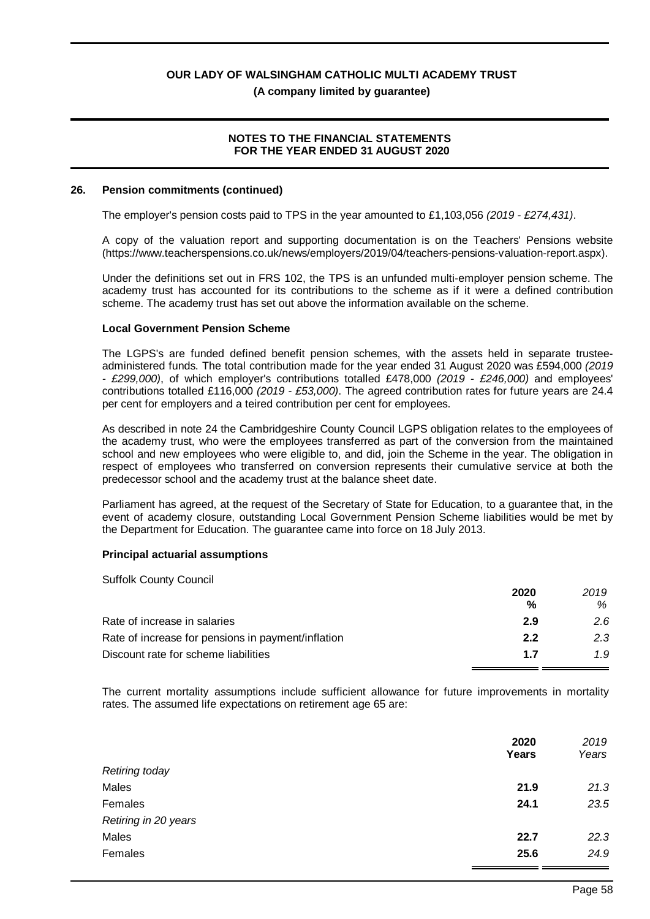## 26. Pension commitments (continued)

The employer's pension costs paid to TPS in the year amounted to £1,103,056 *(2019 - £274,431)*.

A copy of the valuation report and supporting documentation is on the Teachers' Pensions website (https://www.teacherspensions.co.uk/news/employers/2019/04/teachers-pensions-valuation-report.aspx).

Under the definitions set out in FRS 102, the TPS is an unfunded multi-employer pension scheme. The academy trust has accounted for its contributions to the scheme as if it were a defined contribution scheme. The academy trust has set out above the information available on the scheme.

### Local Government Pension Scheme

The LGPS's are funded defined benefit pension schemes, with the assets held in separate trustee-administered funds. The total contribution made for the year ended 31 August 2020 was £594,000 *(2019 - £299,000)*, of which employer's contributions totalled £478,000 *(2019 - £246,000)* and employees' contributions totalled £116,000 *(2019 - £53,000)*. The agreed contribution rates for future years are 24.4 per cent for employers and a teired contribution per cent for employees.

As described in note 24 the Cambridgeshire County Council LGPS obligation relates to the employees of the academy trust, who were the employees transferred as part of the conversion from the maintained school and new employees who were eligible to, and did, join the Scheme in the year. The obligation in respect of employees who transferred on conversion represents their cumulative service at both the predecessor school and the academy trust at the balance sheet date.

Parliament has agreed, at the request of the Secretary of State for Education, to a guarantee that, in the event of academy closure, outstanding Local Government Pension Scheme liabilities would be met by the Department for Education. The guarantee came into force on 18 July 2013.

### Principal actuarial assumptions

Suffolk County Council

| | **2020** | *2019* |
|---|---|---|
| | **%** | *%* |
| Rate of increase in salaries | **2.9** | *2.6* |
| Rate of increase for pensions in payment/inflation | **2.2** | *2.3* |
| Discount rate for scheme liabilities | **1.7** | *1.9* |

The current mortality assumptions include sufficient allowance for future improvements in mortality rates. The assumed life expectations on retirement age 65 are:

| | **2020** | *2019* |
|---|---|---|
| | **Years** | *Years* |
| *Retiring today* | | |
| Males | **21.9** | *21.3* |
| Females | **24.1** | *23.5* |
| *Retiring in 20 years* | | |
| Males | **22.7** | *22.3* |
| Females | **25.6** | *24.9* |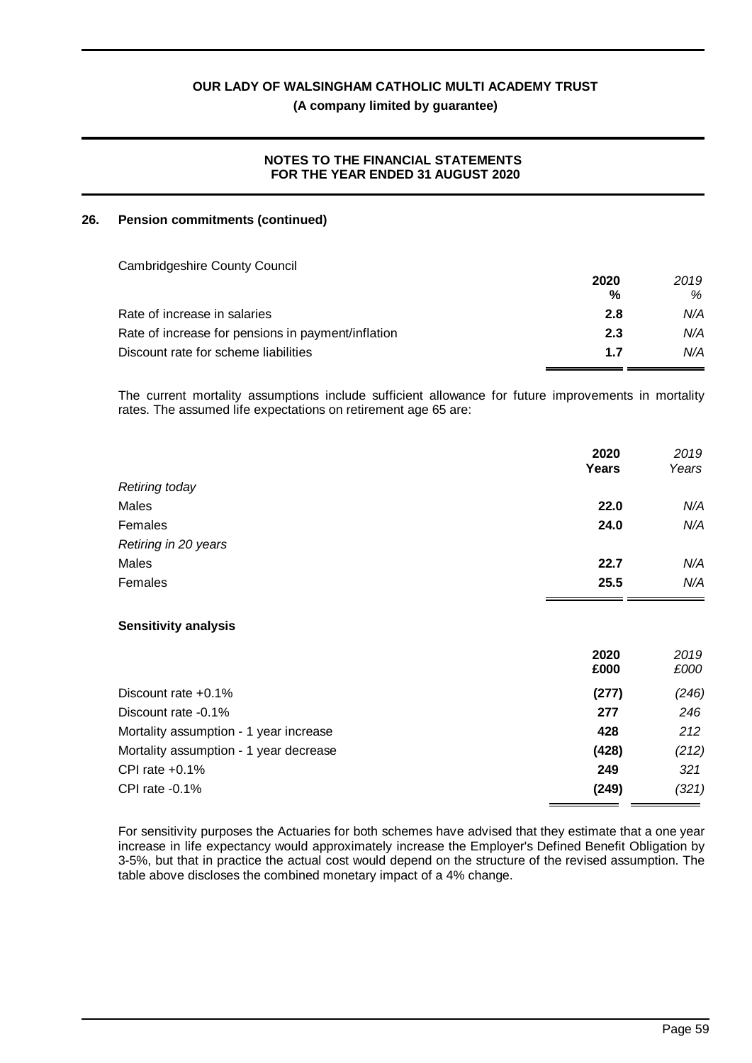## 26. Pension commitments (continued)

Cambridgeshire County Council

| | 2020 % | 2019 % |
|---|---|---|
| Rate of increase in salaries | **2.8** | *N/A* |
| Rate of increase for pensions in payment/inflation | **2.3** | *N/A* |
| Discount rate for scheme liabilities | **1.7** | *N/A* |

The current mortality assumptions include sufficient allowance for future improvements in mortality rates. The assumed life expectations on retirement age 65 are:

| | 2020 Years | 2019 Years |
|---|---|---|
| *Retiring today* | | |
| Males | **22.0** | *N/A* |
| Females | **24.0** | *N/A* |
| *Retiring in 20 years* | | |
| Males | **22.7** | *N/A* |
| Females | **25.5** | *N/A* |

**Sensitivity analysis**

| | 2020 £000 | 2019 £000 |
|---|---|---|
| Discount rate +0.1% | **(277)** | *(246)* |
| Discount rate -0.1% | **277** | *246* |
| Mortality assumption - 1 year increase | **428** | *212* |
| Mortality assumption - 1 year decrease | **(428)** | *(212)* |
| CPI rate +0.1% | **249** | *321* |
| CPI rate -0.1% | **(249)** | *(321)* |

For sensitivity purposes the Actuaries for both schemes have advised that they estimate that a one year increase in life expectancy would approximately increase the Employer's Defined Benefit Obligation by 3-5%, but that in practice the actual cost would depend on the structure of the revised assumption. The table above discloses the combined monetary impact of a 4% change.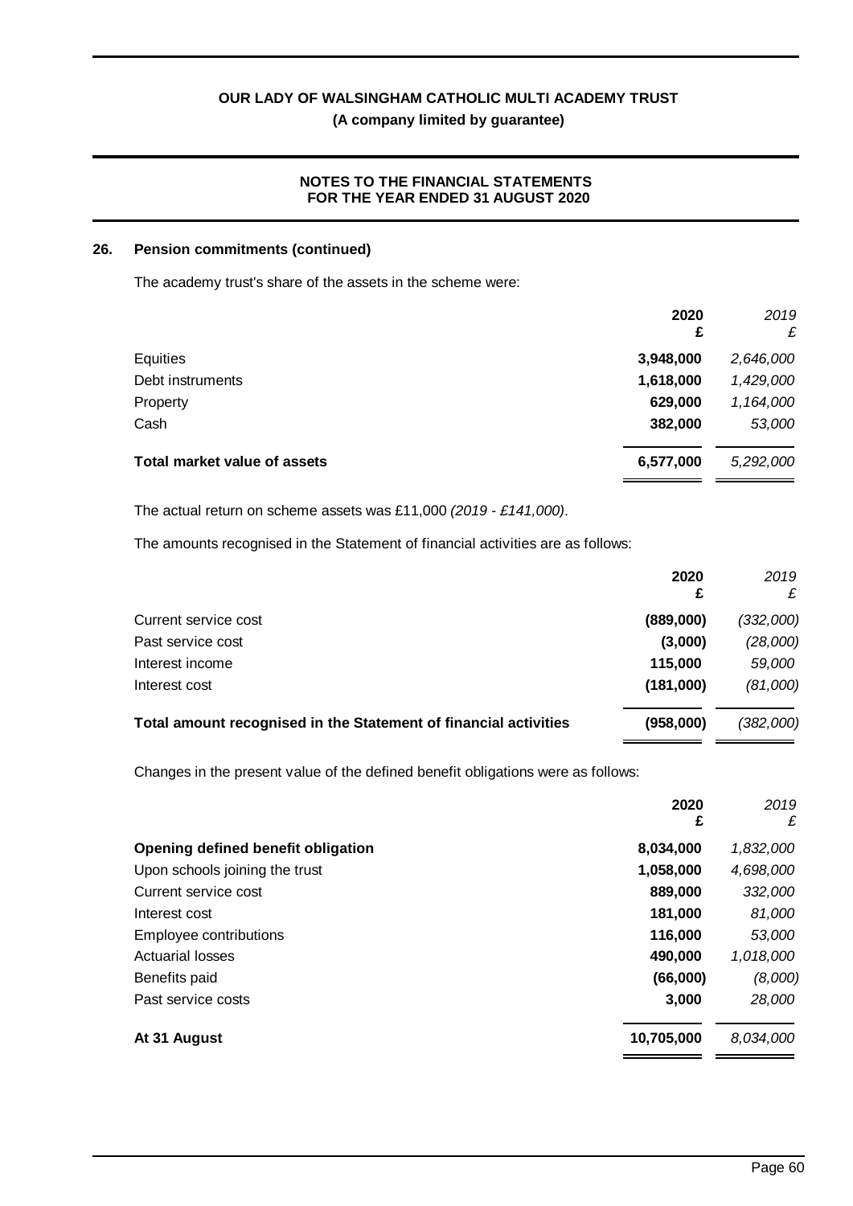## 26. Pension commitments (continued)

The academy trust's share of the assets in the scheme were:

| | 2020 £ | *2019 £* |
|---|---|---|
| Equities | 3,948,000 | *2,646,000* |
| Debt instruments | 1,618,000 | *1,429,000* |
| Property | 629,000 | *1,164,000* |
| Cash | 382,000 | *53,000* |
| **Total market value of assets** | **6,577,000** | *5,292,000* |

The actual return on scheme assets was £11,000 *(2019 - £141,000)*.

The amounts recognised in the Statement of financial activities are as follows:

| | 2020 £ | *2019 £* |
|---|---|---|
| Current service cost | (889,000) | *(332,000)* |
| Past service cost | (3,000) | *(28,000)* |
| Interest income | 115,000 | *59,000* |
| Interest cost | (181,000) | *(81,000)* |
| **Total amount recognised in the Statement of financial activities** | **(958,000)** | *(382,000)* |

Changes in the present value of the defined benefit obligations were as follows:

| | 2020 £ | *2019 £* |
|---|---|---|
| **Opening defined benefit obligation** | 8,034,000 | *1,832,000* |
| Upon schools joining the trust | 1,058,000 | *4,698,000* |
| Current service cost | 889,000 | *332,000* |
| Interest cost | 181,000 | *81,000* |
| Employee contributions | 116,000 | *53,000* |
| Actuarial losses | 490,000 | *1,018,000* |
| Benefits paid | (66,000) | *(8,000)* |
| Past service costs | 3,000 | *28,000* |
| **At 31 August** | **10,705,000** | *8,034,000* |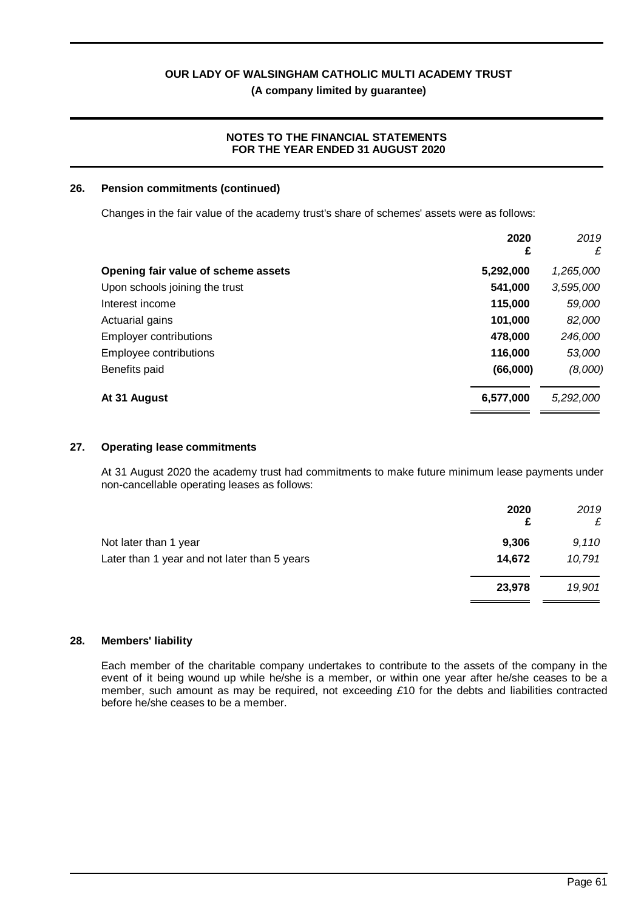## 26. Pension commitments (continued)

Changes in the fair value of the academy trust's share of schemes' assets were as follows:

| | 2020 £ | *2019 £* |
|---|---|---|
| **Opening fair value of scheme assets** | **5,292,000** | *1,265,000* |
| Upon schools joining the trust | **541,000** | *3,595,000* |
| Interest income | **115,000** | *59,000* |
| Actuarial gains | **101,000** | *82,000* |
| Employer contributions | **478,000** | *246,000* |
| Employee contributions | **116,000** | *53,000* |
| Benefits paid | **(66,000)** | *(8,000)* |
| **At 31 August** | **6,577,000** | *5,292,000* |

## 27. Operating lease commitments

At 31 August 2020 the academy trust had commitments to make future minimum lease payments under non-cancellable operating leases as follows:

| | 2020 £ | *2019 £* |
|---|---|---|
| Not later than 1 year | **9,306** | *9,110* |
| Later than 1 year and not later than 5 years | **14,672** | *10,791* |
| | **23,978** | *19,901* |

## 28. Members' liability

Each member of the charitable company undertakes to contribute to the assets of the company in the event of it being wound up while he/she is a member, or within one year after he/she ceases to be a member, such amount as may be required, not exceeding £10 for the debts and liabilities contracted before he/she ceases to be a member.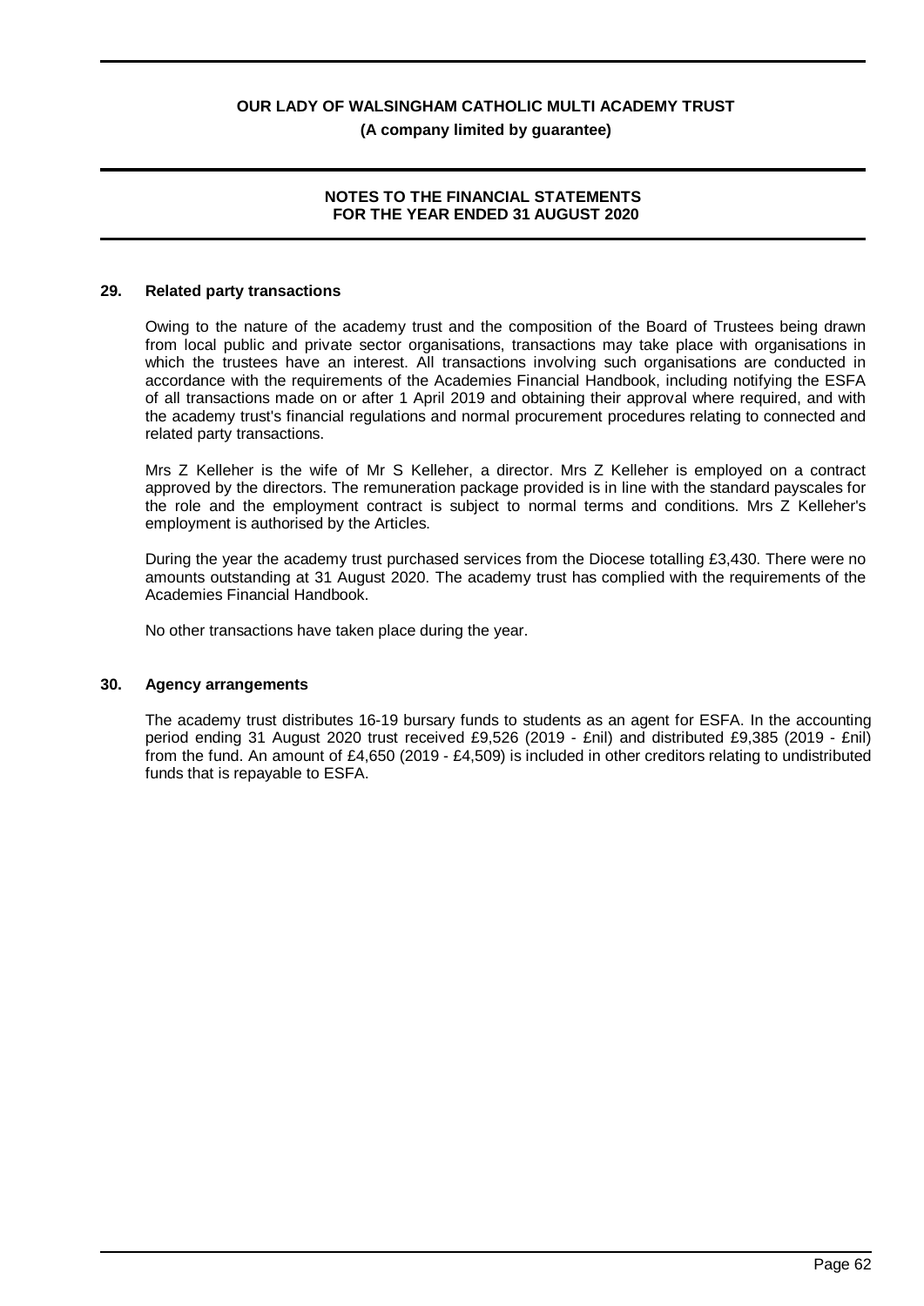## 29. Related party transactions

Owing to the nature of the academy trust and the composition of the Board of Trustees being drawn from local public and private sector organisations, transactions may take place with organisations in which the trustees have an interest. All transactions involving such organisations are conducted in accordance with the requirements of the Academies Financial Handbook, including notifying the ESFA of all transactions made on or after 1 April 2019 and obtaining their approval where required, and with the academy trust's financial regulations and normal procurement procedures relating to connected and related party transactions.

Mrs Z Kelleher is the wife of Mr S Kelleher, a director. Mrs Z Kelleher is employed on a contract approved by the directors. The remuneration package provided is in line with the standard payscales for the role and the employment contract is subject to normal terms and conditions. Mrs Z Kelleher's employment is authorised by the Articles.

During the year the academy trust purchased services from the Diocese totalling £3,430. There were no amounts outstanding at 31 August 2020. The academy trust has complied with the requirements of the Academies Financial Handbook.

No other transactions have taken place during the year.

## 30. Agency arrangements

The academy trust distributes 16-19 bursary funds to students as an agent for ESFA. In the accounting period ending 31 August 2020 trust received £9,526 (2019 - £nil) and distributed £9,385 (2019 - £nil) from the fund. An amount of £4,650 (2019 - £4,509) is included in other creditors relating to undistributed funds that is repayable to ESFA.